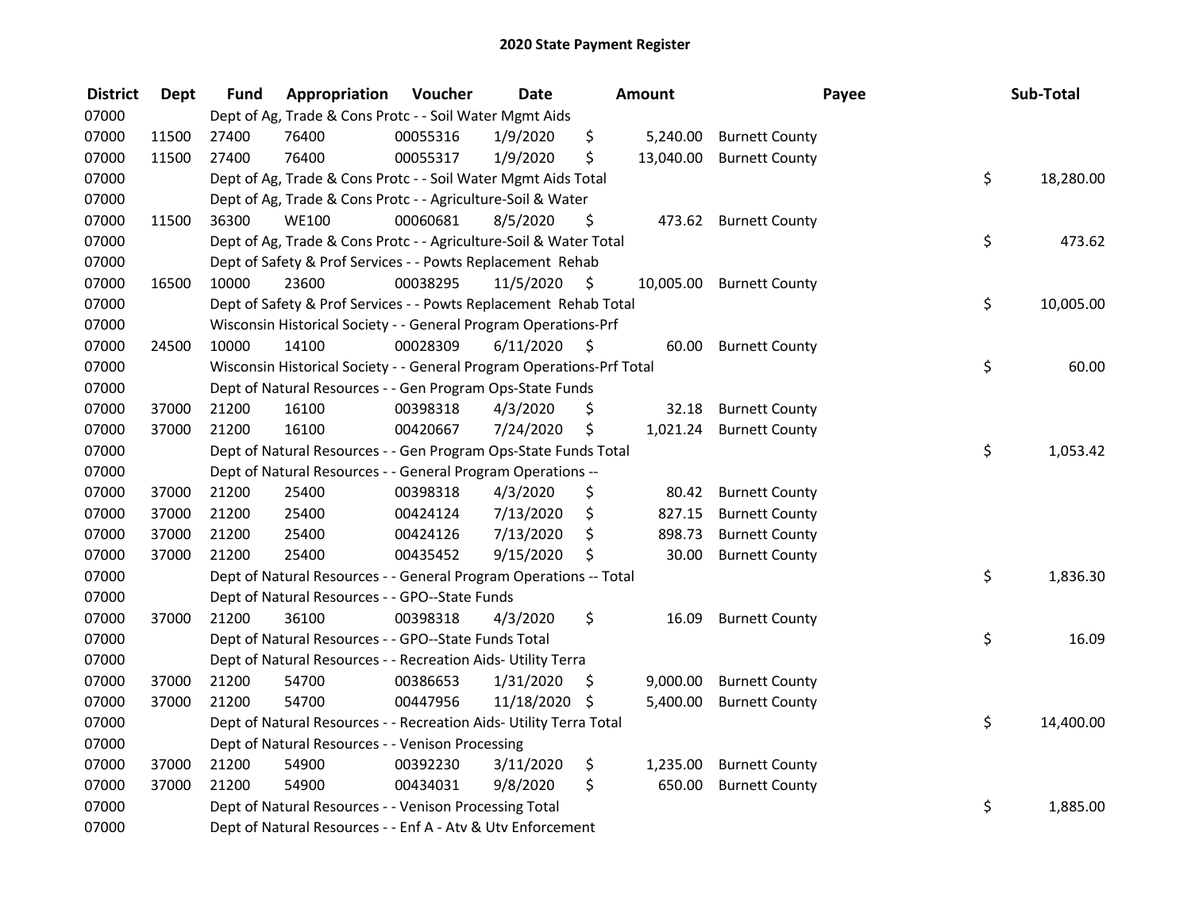# 2020 State Payment Register

| District | Dept | Fund | Appropriation | Voucher | Date | Amount | Payee | Sub-Total |
|---|---|---|---|---|---|---|---|---|
| 07000 | | Dept of Ag, Trade & Cons Protc - - Soil Water Mgmt Aids | | | | | | |
| 07000 | 11500 | 27400 | 76400 | 00055316 | 1/9/2020 | $ 5,240.00 | Burnett County | |
| 07000 | 11500 | 27400 | 76400 | 00055317 | 1/9/2020 | $ 13,040.00 | Burnett County | |
| 07000 | | Dept of Ag, Trade & Cons Protc - - Soil Water Mgmt Aids Total | | | | | | $ 18,280.00 |
| 07000 | | Dept of Ag, Trade & Cons Protc - - Agriculture-Soil & Water | | | | | | |
| 07000 | 11500 | 36300 | WE100 | 00060681 | 8/5/2020 | $ 473.62 | Burnett County | |
| 07000 | | Dept of Ag, Trade & Cons Protc - - Agriculture-Soil & Water Total | | | | | | $ 473.62 |
| 07000 | | Dept of Safety & Prof Services - - Powts Replacement Rehab | | | | | | |
| 07000 | 16500 | 10000 | 23600 | 00038295 | 11/5/2020 | $ 10,005.00 | Burnett County | |
| 07000 | | Dept of Safety & Prof Services - - Powts Replacement Rehab Total | | | | | | $ 10,005.00 |
| 07000 | | Wisconsin Historical Society - - General Program Operations-Prf | | | | | | |
| 07000 | 24500 | 10000 | 14100 | 00028309 | 6/11/2020 | $ 60.00 | Burnett County | |
| 07000 | | Wisconsin Historical Society - - General Program Operations-Prf Total | | | | | | $ 60.00 |
| 07000 | | Dept of Natural Resources - - Gen Program Ops-State Funds | | | | | | |
| 07000 | 37000 | 21200 | 16100 | 00398318 | 4/3/2020 | $ 32.18 | Burnett County | |
| 07000 | 37000 | 21200 | 16100 | 00420667 | 7/24/2020 | $ 1,021.24 | Burnett County | |
| 07000 | | Dept of Natural Resources - - Gen Program Ops-State Funds Total | | | | | | $ 1,053.42 |
| 07000 | | Dept of Natural Resources - - General Program Operations -- | | | | | | |
| 07000 | 37000 | 21200 | 25400 | 00398318 | 4/3/2020 | $ 80.42 | Burnett County | |
| 07000 | 37000 | 21200 | 25400 | 00424124 | 7/13/2020 | $ 827.15 | Burnett County | |
| 07000 | 37000 | 21200 | 25400 | 00424126 | 7/13/2020 | $ 898.73 | Burnett County | |
| 07000 | 37000 | 21200 | 25400 | 00435452 | 9/15/2020 | $ 30.00 | Burnett County | |
| 07000 | | Dept of Natural Resources - - General Program Operations -- Total | | | | | | $ 1,836.30 |
| 07000 | | Dept of Natural Resources - - GPO--State Funds | | | | | | |
| 07000 | 37000 | 21200 | 36100 | 00398318 | 4/3/2020 | $ 16.09 | Burnett County | |
| 07000 | | Dept of Natural Resources - - GPO--State Funds Total | | | | | | $ 16.09 |
| 07000 | | Dept of Natural Resources - - Recreation Aids- Utility Terra | | | | | | |
| 07000 | 37000 | 21200 | 54700 | 00386653 | 1/31/2020 | $ 9,000.00 | Burnett County | |
| 07000 | 37000 | 21200 | 54700 | 00447956 | 11/18/2020 | $ 5,400.00 | Burnett County | |
| 07000 | | Dept of Natural Resources - - Recreation Aids- Utility Terra Total | | | | | | $ 14,400.00 |
| 07000 | | Dept of Natural Resources - - Venison Processing | | | | | | |
| 07000 | 37000 | 21200 | 54900 | 00392230 | 3/11/2020 | $ 1,235.00 | Burnett County | |
| 07000 | 37000 | 21200 | 54900 | 00434031 | 9/8/2020 | $ 650.00 | Burnett County | |
| 07000 | | Dept of Natural Resources - - Venison Processing Total | | | | | | $ 1,885.00 |
| 07000 | | Dept of Natural Resources - - Enf A - Atv & Utv Enforcement | | | | | | |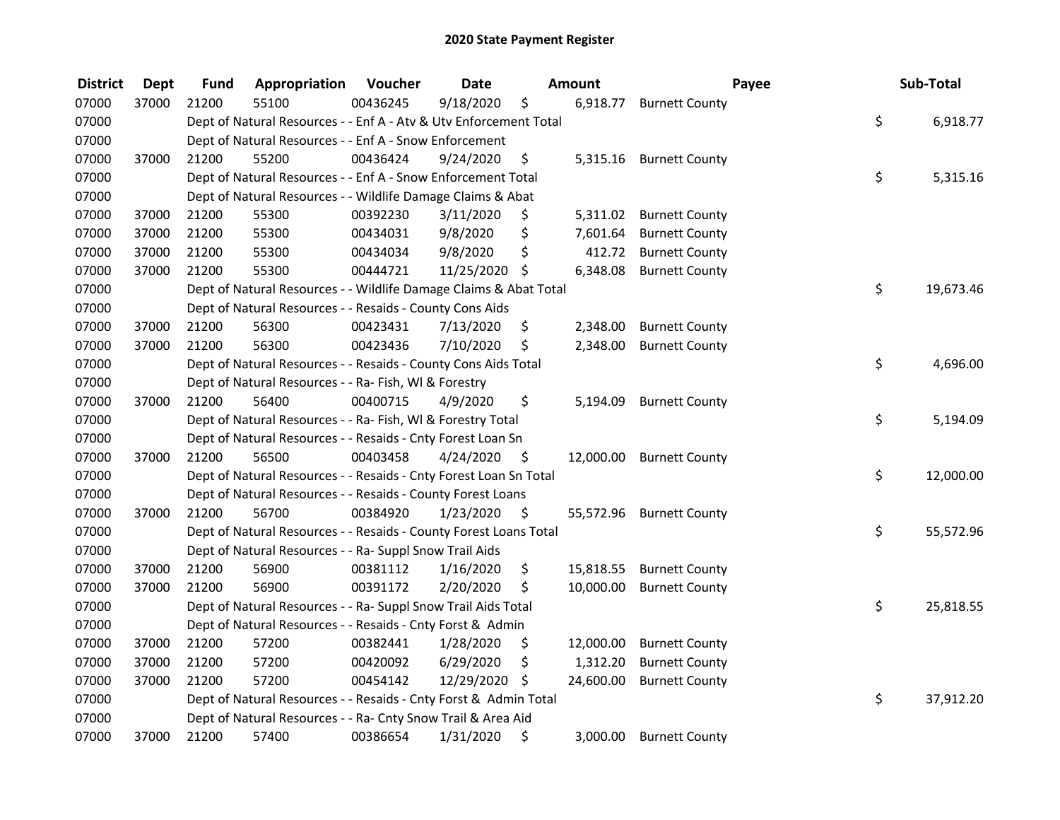## 2020 State Payment Register

| District | Dept | Fund | Appropriation | Voucher | Date | Amount | Payee | Sub-Total |
|---|---|---|---|---|---|---|---|---|
| 07000 | 37000 | 21200 | 55100 | 00436245 | 9/18/2020 | $ 6,918.77 | Burnett County | |
| 07000 | | Dept of Natural Resources - - Enf A - Atv & Utv Enforcement Total | | | | | | $ 6,918.77 |
| 07000 | | Dept of Natural Resources - - Enf A - Snow Enforcement | | | | | | |
| 07000 | 37000 | 21200 | 55200 | 00436424 | 9/24/2020 | $ 5,315.16 | Burnett County | |
| 07000 | | Dept of Natural Resources - - Enf A - Snow Enforcement Total | | | | | | $ 5,315.16 |
| 07000 | | Dept of Natural Resources - - Wildlife Damage Claims & Abat | | | | | | |
| 07000 | 37000 | 21200 | 55300 | 00392230 | 3/11/2020 | $ 5,311.02 | Burnett County | |
| 07000 | 37000 | 21200 | 55300 | 00434031 | 9/8/2020 | $ 7,601.64 | Burnett County | |
| 07000 | 37000 | 21200 | 55300 | 00434034 | 9/8/2020 | $ 412.72 | Burnett County | |
| 07000 | 37000 | 21200 | 55300 | 00444721 | 11/25/2020 | $ 6,348.08 | Burnett County | |
| 07000 | | Dept of Natural Resources - - Wildlife Damage Claims & Abat Total | | | | | | $ 19,673.46 |
| 07000 | | Dept of Natural Resources - - Resaids - County Cons Aids | | | | | | |
| 07000 | 37000 | 21200 | 56300 | 00423431 | 7/13/2020 | $ 2,348.00 | Burnett County | |
| 07000 | 37000 | 21200 | 56300 | 00423436 | 7/10/2020 | $ 2,348.00 | Burnett County | |
| 07000 | | Dept of Natural Resources - - Resaids - County Cons Aids Total | | | | | | $ 4,696.00 |
| 07000 | | Dept of Natural Resources - - Ra- Fish, Wl & Forestry | | | | | | |
| 07000 | 37000 | 21200 | 56400 | 00400715 | 4/9/2020 | $ 5,194.09 | Burnett County | |
| 07000 | | Dept of Natural Resources - - Ra- Fish, Wl & Forestry Total | | | | | | $ 5,194.09 |
| 07000 | | Dept of Natural Resources - - Resaids - Cnty Forest Loan Sn | | | | | | |
| 07000 | 37000 | 21200 | 56500 | 00403458 | 4/24/2020 | $ 12,000.00 | Burnett County | |
| 07000 | | Dept of Natural Resources - - Resaids - Cnty Forest Loan Sn Total | | | | | | $ 12,000.00 |
| 07000 | | Dept of Natural Resources - - Resaids - County Forest Loans | | | | | | |
| 07000 | 37000 | 21200 | 56700 | 00384920 | 1/23/2020 | $ 55,572.96 | Burnett County | |
| 07000 | | Dept of Natural Resources - - Resaids - County Forest Loans Total | | | | | | $ 55,572.96 |
| 07000 | | Dept of Natural Resources - - Ra- Suppl Snow Trail Aids | | | | | | |
| 07000 | 37000 | 21200 | 56900 | 00381112 | 1/16/2020 | $ 15,818.55 | Burnett County | |
| 07000 | 37000 | 21200 | 56900 | 00391172 | 2/20/2020 | $ 10,000.00 | Burnett County | |
| 07000 | | Dept of Natural Resources - - Ra- Suppl Snow Trail Aids Total | | | | | | $ 25,818.55 |
| 07000 | | Dept of Natural Resources - - Resaids - Cnty Forst & Admin | | | | | | |
| 07000 | 37000 | 21200 | 57200 | 00382441 | 1/28/2020 | $ 12,000.00 | Burnett County | |
| 07000 | 37000 | 21200 | 57200 | 00420092 | 6/29/2020 | $ 1,312.20 | Burnett County | |
| 07000 | 37000 | 21200 | 57200 | 00454142 | 12/29/2020 | $ 24,600.00 | Burnett County | |
| 07000 | | Dept of Natural Resources - - Resaids - Cnty Forst & Admin Total | | | | | | $ 37,912.20 |
| 07000 | | Dept of Natural Resources - - Ra- Cnty Snow Trail & Area Aid | | | | | | |
| 07000 | 37000 | 21200 | 57400 | 00386654 | 1/31/2020 | $ 3,000.00 | Burnett County | |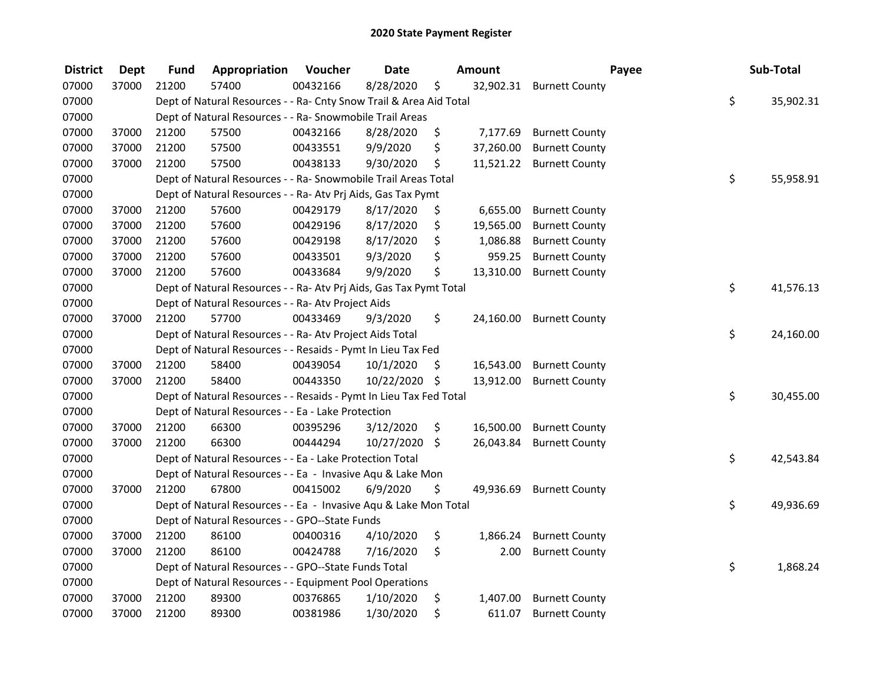# 2020 State Payment Register

| District | Dept | Fund | Appropriation | Voucher | Date | Amount | Payee | Sub-Total |
|---|---|---|---|---|---|---|---|---|
| 07000 | 37000 | 21200 | 57400 | 00432166 | 8/28/2020 | $ 32,902.31 | Burnett County | |
| 07000 | | Dept of Natural Resources - - Ra- Cnty Snow Trail & Area Aid Total | | | | | | $ 35,902.31 |
| 07000 | | Dept of Natural Resources - - Ra- Snowmobile Trail Areas | | | | | | |
| 07000 | 37000 | 21200 | 57500 | 00432166 | 8/28/2020 | $ 7,177.69 | Burnett County | |
| 07000 | 37000 | 21200 | 57500 | 00433551 | 9/9/2020 | $ 37,260.00 | Burnett County | |
| 07000 | 37000 | 21200 | 57500 | 00438133 | 9/30/2020 | $ 11,521.22 | Burnett County | |
| 07000 | | Dept of Natural Resources - - Ra- Snowmobile Trail Areas Total | | | | | | $ 55,958.91 |
| 07000 | | Dept of Natural Resources - - Ra- Atv Prj Aids, Gas Tax Pymt | | | | | | |
| 07000 | 37000 | 21200 | 57600 | 00429179 | 8/17/2020 | $ 6,655.00 | Burnett County | |
| 07000 | 37000 | 21200 | 57600 | 00429196 | 8/17/2020 | $ 19,565.00 | Burnett County | |
| 07000 | 37000 | 21200 | 57600 | 00429198 | 8/17/2020 | $ 1,086.88 | Burnett County | |
| 07000 | 37000 | 21200 | 57600 | 00433501 | 9/3/2020 | $ 959.25 | Burnett County | |
| 07000 | 37000 | 21200 | 57600 | 00433684 | 9/9/2020 | $ 13,310.00 | Burnett County | |
| 07000 | | Dept of Natural Resources - - Ra- Atv Prj Aids, Gas Tax Pymt Total | | | | | | $ 41,576.13 |
| 07000 | | Dept of Natural Resources - - Ra- Atv Project Aids | | | | | | |
| 07000 | 37000 | 21200 | 57700 | 00433469 | 9/3/2020 | $ 24,160.00 | Burnett County | |
| 07000 | | Dept of Natural Resources - - Ra- Atv Project Aids Total | | | | | | $ 24,160.00 |
| 07000 | | Dept of Natural Resources - - Resaids - Pymt In Lieu Tax Fed | | | | | | |
| 07000 | 37000 | 21200 | 58400 | 00439054 | 10/1/2020 | $ 16,543.00 | Burnett County | |
| 07000 | 37000 | 21200 | 58400 | 00443350 | 10/22/2020 | $ 13,912.00 | Burnett County | |
| 07000 | | Dept of Natural Resources - - Resaids - Pymt In Lieu Tax Fed Total | | | | | | $ 30,455.00 |
| 07000 | | Dept of Natural Resources - - Ea - Lake Protection | | | | | | |
| 07000 | 37000 | 21200 | 66300 | 00395296 | 3/12/2020 | $ 16,500.00 | Burnett County | |
| 07000 | 37000 | 21200 | 66300 | 00444294 | 10/27/2020 | $ 26,043.84 | Burnett County | |
| 07000 | | Dept of Natural Resources - - Ea - Lake Protection Total | | | | | | $ 42,543.84 |
| 07000 | | Dept of Natural Resources - - Ea - Invasive Aqu & Lake Mon | | | | | | |
| 07000 | 37000 | 21200 | 67800 | 00415002 | 6/9/2020 | $ 49,936.69 | Burnett County | |
| 07000 | | Dept of Natural Resources - - Ea - Invasive Aqu & Lake Mon Total | | | | | | $ 49,936.69 |
| 07000 | | Dept of Natural Resources - - GPO--State Funds | | | | | | |
| 07000 | 37000 | 21200 | 86100 | 00400316 | 4/10/2020 | $ 1,866.24 | Burnett County | |
| 07000 | 37000 | 21200 | 86100 | 00424788 | 7/16/2020 | $ 2.00 | Burnett County | |
| 07000 | | Dept of Natural Resources - - GPO--State Funds Total | | | | | | $ 1,868.24 |
| 07000 | | Dept of Natural Resources - - Equipment Pool Operations | | | | | | |
| 07000 | 37000 | 21200 | 89300 | 00376865 | 1/10/2020 | $ 1,407.00 | Burnett County | |
| 07000 | 37000 | 21200 | 89300 | 00381986 | 1/30/2020 | $ 611.07 | Burnett County | |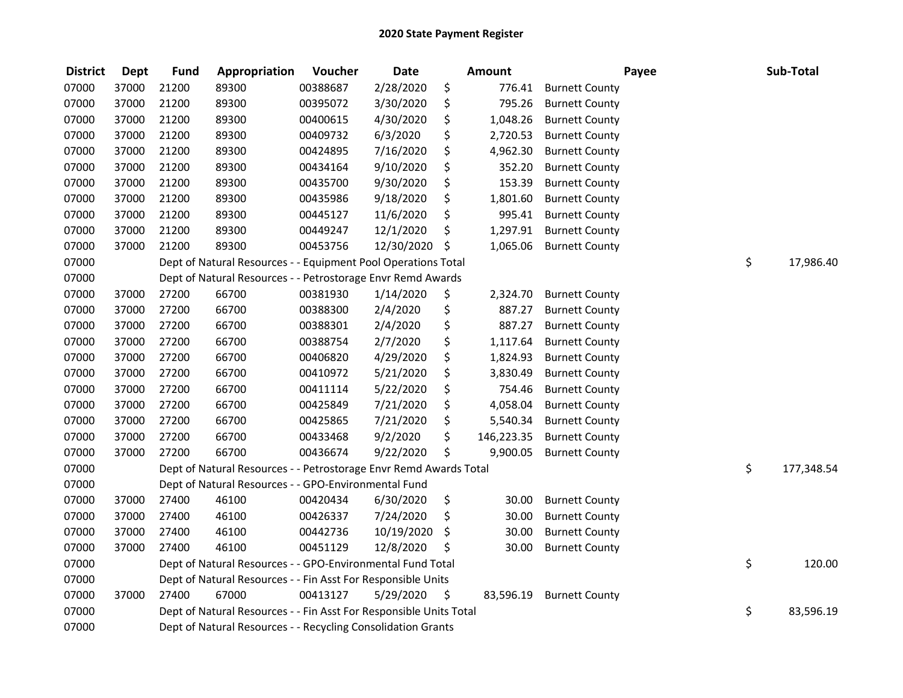# 2020 State Payment Register

| District | Dept | Fund | Appropriation | Voucher | Date | Amount | Payee | Sub-Total |
|---|---|---|---|---|---|---|---|---|
| 07000 | 37000 | 21200 | 89300 | 00388687 | 2/28/2020 | $ 776.41 | Burnett County | |
| 07000 | 37000 | 21200 | 89300 | 00395072 | 3/30/2020 | $ 795.26 | Burnett County | |
| 07000 | 37000 | 21200 | 89300 | 00400615 | 4/30/2020 | $ 1,048.26 | Burnett County | |
| 07000 | 37000 | 21200 | 89300 | 00409732 | 6/3/2020 | $ 2,720.53 | Burnett County | |
| 07000 | 37000 | 21200 | 89300 | 00424895 | 7/16/2020 | $ 4,962.30 | Burnett County | |
| 07000 | 37000 | 21200 | 89300 | 00434164 | 9/10/2020 | $ 352.20 | Burnett County | |
| 07000 | 37000 | 21200 | 89300 | 00435700 | 9/30/2020 | $ 153.39 | Burnett County | |
| 07000 | 37000 | 21200 | 89300 | 00435986 | 9/18/2020 | $ 1,801.60 | Burnett County | |
| 07000 | 37000 | 21200 | 89300 | 00445127 | 11/6/2020 | $ 995.41 | Burnett County | |
| 07000 | 37000 | 21200 | 89300 | 00449247 | 12/1/2020 | $ 1,297.91 | Burnett County | |
| 07000 | 37000 | 21200 | 89300 | 00453756 | 12/30/2020 | $ 1,065.06 | Burnett County | |
| 07000 | | Dept of Natural Resources - - Equipment Pool Operations Total | | | | | | $ 17,986.40 |
| 07000 | | Dept of Natural Resources - - Petrostorage Envr Remd Awards | | | | | | |
| 07000 | 37000 | 27200 | 66700 | 00381930 | 1/14/2020 | $ 2,324.70 | Burnett County | |
| 07000 | 37000 | 27200 | 66700 | 00388300 | 2/4/2020 | $ 887.27 | Burnett County | |
| 07000 | 37000 | 27200 | 66700 | 00388301 | 2/4/2020 | $ 887.27 | Burnett County | |
| 07000 | 37000 | 27200 | 66700 | 00388754 | 2/7/2020 | $ 1,117.64 | Burnett County | |
| 07000 | 37000 | 27200 | 66700 | 00406820 | 4/29/2020 | $ 1,824.93 | Burnett County | |
| 07000 | 37000 | 27200 | 66700 | 00410972 | 5/21/2020 | $ 3,830.49 | Burnett County | |
| 07000 | 37000 | 27200 | 66700 | 00411114 | 5/22/2020 | $ 754.46 | Burnett County | |
| 07000 | 37000 | 27200 | 66700 | 00425849 | 7/21/2020 | $ 4,058.04 | Burnett County | |
| 07000 | 37000 | 27200 | 66700 | 00425865 | 7/21/2020 | $ 5,540.34 | Burnett County | |
| 07000 | 37000 | 27200 | 66700 | 00433468 | 9/2/2020 | $ 146,223.35 | Burnett County | |
| 07000 | 37000 | 27200 | 66700 | 00436674 | 9/22/2020 | $ 9,900.05 | Burnett County | |
| 07000 | | Dept of Natural Resources - - Petrostorage Envr Remd Awards Total | | | | | | $ 177,348.54 |
| 07000 | | Dept of Natural Resources - - GPO-Environmental Fund | | | | | | |
| 07000 | 37000 | 27400 | 46100 | 00420434 | 6/30/2020 | $ 30.00 | Burnett County | |
| 07000 | 37000 | 27400 | 46100 | 00426337 | 7/24/2020 | $ 30.00 | Burnett County | |
| 07000 | 37000 | 27400 | 46100 | 00442736 | 10/19/2020 | $ 30.00 | Burnett County | |
| 07000 | 37000 | 27400 | 46100 | 00451129 | 12/8/2020 | $ 30.00 | Burnett County | |
| 07000 | | Dept of Natural Resources - - GPO-Environmental Fund Total | | | | | | $ 120.00 |
| 07000 | | Dept of Natural Resources - - Fin Asst For Responsible Units | | | | | | |
| 07000 | 37000 | 27400 | 67000 | 00413127 | 5/29/2020 | $ 83,596.19 | Burnett County | |
| 07000 | | Dept of Natural Resources - - Fin Asst For Responsible Units Total | | | | | | $ 83,596.19 |
| 07000 | | Dept of Natural Resources - - Recycling Consolidation Grants | | | | | | |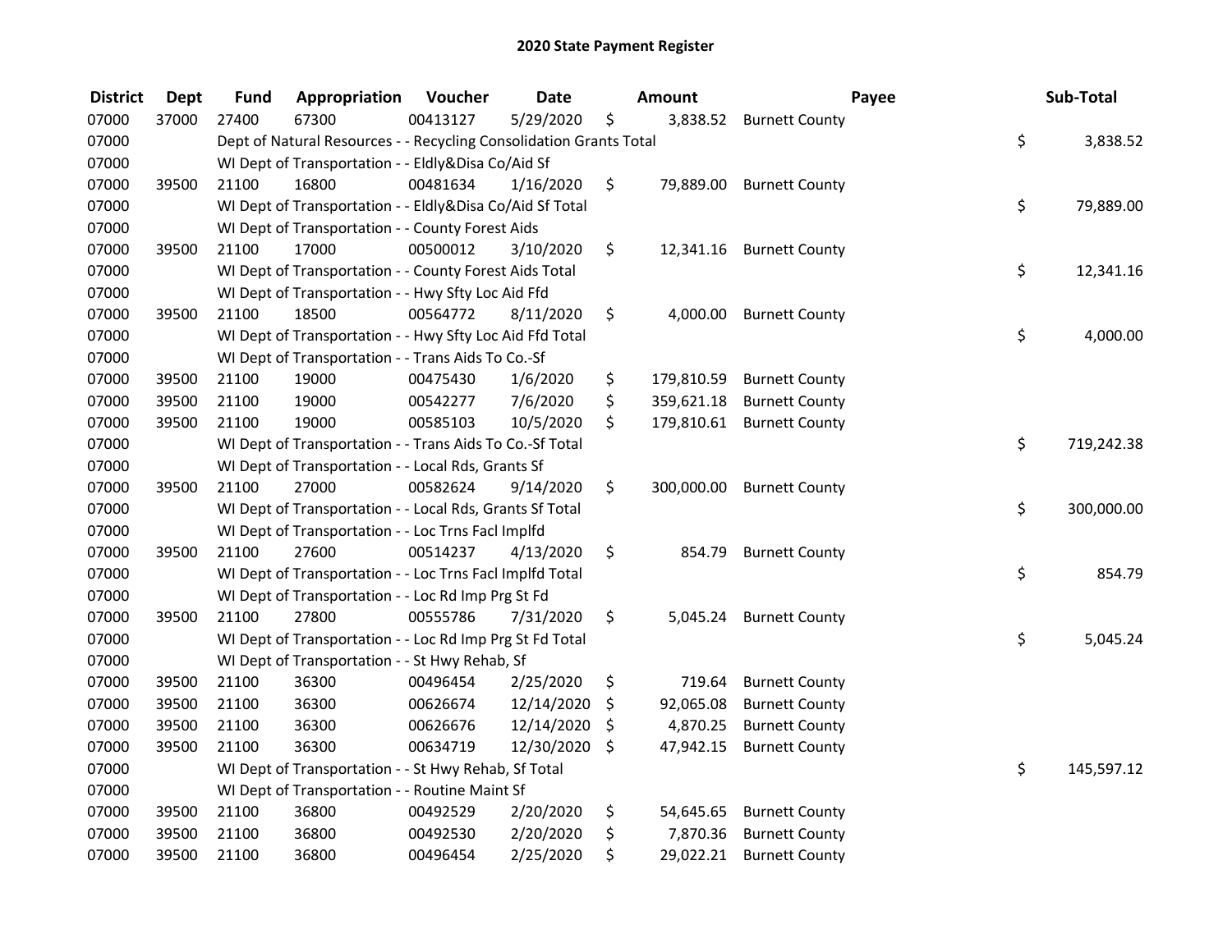# 2020 State Payment Register

| District | Dept | Fund | Appropriation | Voucher | Date | Amount | Payee | Sub-Total |
|---|---|---|---|---|---|---|---|---|
| 07000 | 37000 | 27400 | 67300 | 00413127 | 5/29/2020 | $ 3,838.52 | Burnett County | |
| 07000 | | Dept of Natural Resources - - Recycling Consolidation Grants Total | | | | | | $ 3,838.52 |
| 07000 | | WI Dept of Transportation - - Eldly&Disa Co/Aid Sf | | | | | | |
| 07000 | 39500 | 21100 | 16800 | 00481634 | 1/16/2020 | $ 79,889.00 | Burnett County | |
| 07000 | | WI Dept of Transportation - - Eldly&Disa Co/Aid Sf Total | | | | | | $ 79,889.00 |
| 07000 | | WI Dept of Transportation - - County Forest Aids | | | | | | |
| 07000 | 39500 | 21100 | 17000 | 00500012 | 3/10/2020 | $ 12,341.16 | Burnett County | |
| 07000 | | WI Dept of Transportation - - County Forest Aids Total | | | | | | $ 12,341.16 |
| 07000 | | WI Dept of Transportation - - Hwy Sfty Loc Aid Ffd | | | | | | |
| 07000 | 39500 | 21100 | 18500 | 00564772 | 8/11/2020 | $ 4,000.00 | Burnett County | |
| 07000 | | WI Dept of Transportation - - Hwy Sfty Loc Aid Ffd Total | | | | | | $ 4,000.00 |
| 07000 | | WI Dept of Transportation - - Trans Aids To Co.-Sf | | | | | | |
| 07000 | 39500 | 21100 | 19000 | 00475430 | 1/6/2020 | $ 179,810.59 | Burnett County | |
| 07000 | 39500 | 21100 | 19000 | 00542277 | 7/6/2020 | $ 359,621.18 | Burnett County | |
| 07000 | 39500 | 21100 | 19000 | 00585103 | 10/5/2020 | $ 179,810.61 | Burnett County | |
| 07000 | | WI Dept of Transportation - - Trans Aids To Co.-Sf Total | | | | | | $ 719,242.38 |
| 07000 | | WI Dept of Transportation - - Local Rds, Grants Sf | | | | | | |
| 07000 | 39500 | 21100 | 27000 | 00582624 | 9/14/2020 | $ 300,000.00 | Burnett County | |
| 07000 | | WI Dept of Transportation - - Local Rds, Grants Sf Total | | | | | | $ 300,000.00 |
| 07000 | | WI Dept of Transportation - - Loc Trns Facl Implfd | | | | | | |
| 07000 | 39500 | 21100 | 27600 | 00514237 | 4/13/2020 | $ 854.79 | Burnett County | |
| 07000 | | WI Dept of Transportation - - Loc Trns Facl Implfd Total | | | | | | $ 854.79 |
| 07000 | | WI Dept of Transportation - - Loc Rd Imp Prg St Fd | | | | | | |
| 07000 | 39500 | 21100 | 27800 | 00555786 | 7/31/2020 | $ 5,045.24 | Burnett County | |
| 07000 | | WI Dept of Transportation - - Loc Rd Imp Prg St Fd Total | | | | | | $ 5,045.24 |
| 07000 | | WI Dept of Transportation - - St Hwy Rehab, Sf | | | | | | |
| 07000 | 39500 | 21100 | 36300 | 00496454 | 2/25/2020 | $ 719.64 | Burnett County | |
| 07000 | 39500 | 21100 | 36300 | 00626674 | 12/14/2020 | $ 92,065.08 | Burnett County | |
| 07000 | 39500 | 21100 | 36300 | 00626676 | 12/14/2020 | $ 4,870.25 | Burnett County | |
| 07000 | 39500 | 21100 | 36300 | 00634719 | 12/30/2020 | $ 47,942.15 | Burnett County | |
| 07000 | | WI Dept of Transportation - - St Hwy Rehab, Sf Total | | | | | | $ 145,597.12 |
| 07000 | | WI Dept of Transportation - - Routine Maint Sf | | | | | | |
| 07000 | 39500 | 21100 | 36800 | 00492529 | 2/20/2020 | $ 54,645.65 | Burnett County | |
| 07000 | 39500 | 21100 | 36800 | 00492530 | 2/20/2020 | $ 7,870.36 | Burnett County | |
| 07000 | 39500 | 21100 | 36800 | 00496454 | 2/25/2020 | $ 29,022.21 | Burnett County | |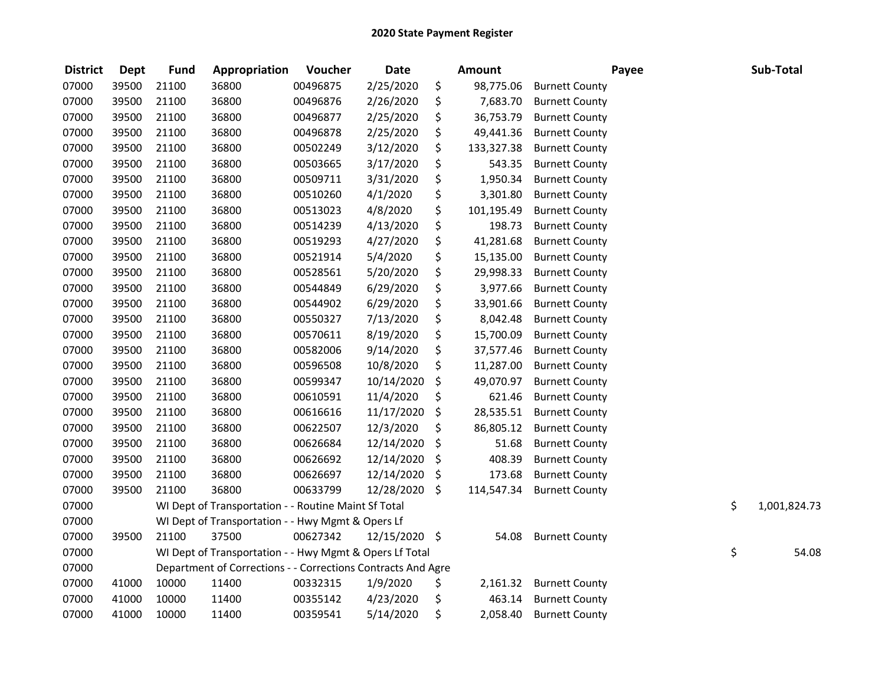# 2020 State Payment Register

| District | Dept | Fund | Appropriation | Voucher | Date | Amount | Payee | Sub-Total |
|---|---|---|---|---|---|---|---|---|
| 07000 | 39500 | 21100 | 36800 | 00496875 | 2/25/2020 | $ 98,775.06 | Burnett County | |
| 07000 | 39500 | 21100 | 36800 | 00496876 | 2/26/2020 | $ 7,683.70 | Burnett County | |
| 07000 | 39500 | 21100 | 36800 | 00496877 | 2/25/2020 | $ 36,753.79 | Burnett County | |
| 07000 | 39500 | 21100 | 36800 | 00496878 | 2/25/2020 | $ 49,441.36 | Burnett County | |
| 07000 | 39500 | 21100 | 36800 | 00502249 | 3/12/2020 | $ 133,327.38 | Burnett County | |
| 07000 | 39500 | 21100 | 36800 | 00503665 | 3/17/2020 | $ 543.35 | Burnett County | |
| 07000 | 39500 | 21100 | 36800 | 00509711 | 3/31/2020 | $ 1,950.34 | Burnett County | |
| 07000 | 39500 | 21100 | 36800 | 00510260 | 4/1/2020 | $ 3,301.80 | Burnett County | |
| 07000 | 39500 | 21100 | 36800 | 00513023 | 4/8/2020 | $ 101,195.49 | Burnett County | |
| 07000 | 39500 | 21100 | 36800 | 00514239 | 4/13/2020 | $ 198.73 | Burnett County | |
| 07000 | 39500 | 21100 | 36800 | 00519293 | 4/27/2020 | $ 41,281.68 | Burnett County | |
| 07000 | 39500 | 21100 | 36800 | 00521914 | 5/4/2020 | $ 15,135.00 | Burnett County | |
| 07000 | 39500 | 21100 | 36800 | 00528561 | 5/20/2020 | $ 29,998.33 | Burnett County | |
| 07000 | 39500 | 21100 | 36800 | 00544849 | 6/29/2020 | $ 3,977.66 | Burnett County | |
| 07000 | 39500 | 21100 | 36800 | 00544902 | 6/29/2020 | $ 33,901.66 | Burnett County | |
| 07000 | 39500 | 21100 | 36800 | 00550327 | 7/13/2020 | $ 8,042.48 | Burnett County | |
| 07000 | 39500 | 21100 | 36800 | 00570611 | 8/19/2020 | $ 15,700.09 | Burnett County | |
| 07000 | 39500 | 21100 | 36800 | 00582006 | 9/14/2020 | $ 37,577.46 | Burnett County | |
| 07000 | 39500 | 21100 | 36800 | 00596508 | 10/8/2020 | $ 11,287.00 | Burnett County | |
| 07000 | 39500 | 21100 | 36800 | 00599347 | 10/14/2020 | $ 49,070.97 | Burnett County | |
| 07000 | 39500 | 21100 | 36800 | 00610591 | 11/4/2020 | $ 621.46 | Burnett County | |
| 07000 | 39500 | 21100 | 36800 | 00616616 | 11/17/2020 | $ 28,535.51 | Burnett County | |
| 07000 | 39500 | 21100 | 36800 | 00622507 | 12/3/2020 | $ 86,805.12 | Burnett County | |
| 07000 | 39500 | 21100 | 36800 | 00626684 | 12/14/2020 | $ 51.68 | Burnett County | |
| 07000 | 39500 | 21100 | 36800 | 00626692 | 12/14/2020 | $ 408.39 | Burnett County | |
| 07000 | 39500 | 21100 | 36800 | 00626697 | 12/14/2020 | $ 173.68 | Burnett County | |
| 07000 | 39500 | 21100 | 36800 | 00633799 | 12/28/2020 | $ 114,547.34 | Burnett County | |
| 07000 | | WI Dept of Transportation - - Routine Maint Sf Total | | | | | | $ 1,001,824.73 |
| 07000 | | WI Dept of Transportation - - Hwy Mgmt & Opers Lf | | | | | | |
| 07000 | 39500 | 21100 | 37500 | 00627342 | 12/15/2020 | $ 54.08 | Burnett County | |
| 07000 | | WI Dept of Transportation - - Hwy Mgmt & Opers Lf Total | | | | | | $ 54.08 |
| 07000 | | Department of Corrections - - Corrections Contracts And Agre | | | | | | |
| 07000 | 41000 | 10000 | 11400 | 00332315 | 1/9/2020 | $ 2,161.32 | Burnett County | |
| 07000 | 41000 | 10000 | 11400 | 00355142 | 4/23/2020 | $ 463.14 | Burnett County | |
| 07000 | 41000 | 10000 | 11400 | 00359541 | 5/14/2020 | $ 2,058.40 | Burnett County | |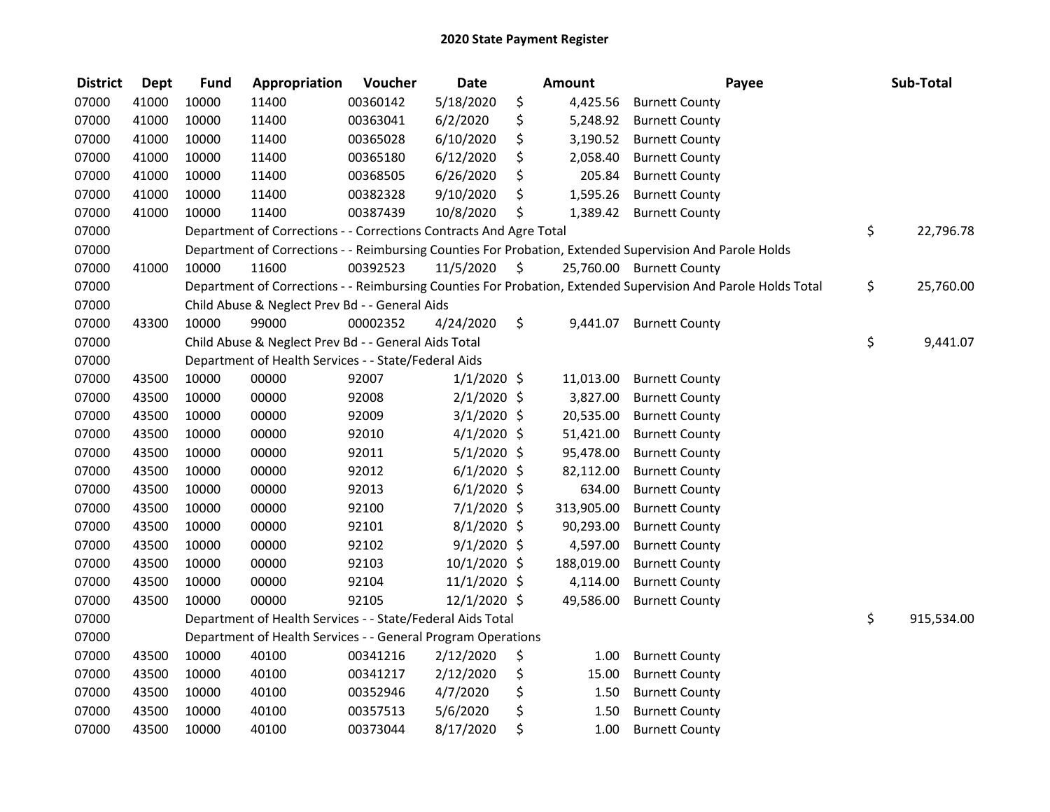# 2020 State Payment Register

| District | Dept | Fund | Appropriation | Voucher | Date | Amount | Payee | Sub-Total |
|---|---|---|---|---|---|---|---|---|
| 07000 | 41000 | 10000 | 11400 | 00360142 | 5/18/2020 | $ 4,425.56 | Burnett County | |
| 07000 | 41000 | 10000 | 11400 | 00363041 | 6/2/2020 | $ 5,248.92 | Burnett County | |
| 07000 | 41000 | 10000 | 11400 | 00365028 | 6/10/2020 | $ 3,190.52 | Burnett County | |
| 07000 | 41000 | 10000 | 11400 | 00365180 | 6/12/2020 | $ 2,058.40 | Burnett County | |
| 07000 | 41000 | 10000 | 11400 | 00368505 | 6/26/2020 | $ 205.84 | Burnett County | |
| 07000 | 41000 | 10000 | 11400 | 00382328 | 9/10/2020 | $ 1,595.26 | Burnett County | |
| 07000 | 41000 | 10000 | 11400 | 00387439 | 10/8/2020 | $ 1,389.42 | Burnett County | |
| 07000 | | Department of Corrections - - Corrections Contracts And Agre Total | | | | | | $ 22,796.78 |
| 07000 | | Department of Corrections - - Reimbursing Counties For Probation, Extended Supervision And Parole Holds | | | | | | |
| 07000 | 41000 | 10000 | 11600 | 00392523 | 11/5/2020 | $ 25,760.00 | Burnett County | |
| 07000 | | Department of Corrections - - Reimbursing Counties For Probation, Extended Supervision And Parole Holds Total | | | | | | $ 25,760.00 |
| 07000 | | Child Abuse & Neglect Prev Bd - - General Aids | | | | | | |
| 07000 | 43300 | 10000 | 99000 | 00002352 | 4/24/2020 | $ 9,441.07 | Burnett County | |
| 07000 | | Child Abuse & Neglect Prev Bd - - General Aids Total | | | | | | $ 9,441.07 |
| 07000 | | Department of Health Services - - State/Federal Aids | | | | | | |
| 07000 | 43500 | 10000 | 00000 | 92007 | 1/1/2020 | $ 11,013.00 | Burnett County | |
| 07000 | 43500 | 10000 | 00000 | 92008 | 2/1/2020 | $ 3,827.00 | Burnett County | |
| 07000 | 43500 | 10000 | 00000 | 92009 | 3/1/2020 | $ 20,535.00 | Burnett County | |
| 07000 | 43500 | 10000 | 00000 | 92010 | 4/1/2020 | $ 51,421.00 | Burnett County | |
| 07000 | 43500 | 10000 | 00000 | 92011 | 5/1/2020 | $ 95,478.00 | Burnett County | |
| 07000 | 43500 | 10000 | 00000 | 92012 | 6/1/2020 | $ 82,112.00 | Burnett County | |
| 07000 | 43500 | 10000 | 00000 | 92013 | 6/1/2020 | $ 634.00 | Burnett County | |
| 07000 | 43500 | 10000 | 00000 | 92100 | 7/1/2020 | $ 313,905.00 | Burnett County | |
| 07000 | 43500 | 10000 | 00000 | 92101 | 8/1/2020 | $ 90,293.00 | Burnett County | |
| 07000 | 43500 | 10000 | 00000 | 92102 | 9/1/2020 | $ 4,597.00 | Burnett County | |
| 07000 | 43500 | 10000 | 00000 | 92103 | 10/1/2020 | $ 188,019.00 | Burnett County | |
| 07000 | 43500 | 10000 | 00000 | 92104 | 11/1/2020 | $ 4,114.00 | Burnett County | |
| 07000 | 43500 | 10000 | 00000 | 92105 | 12/1/2020 | $ 49,586.00 | Burnett County | |
| 07000 | | Department of Health Services - - State/Federal Aids Total | | | | | | $ 915,534.00 |
| 07000 | | Department of Health Services - - General Program Operations | | | | | | |
| 07000 | 43500 | 10000 | 40100 | 00341216 | 2/12/2020 | $ 1.00 | Burnett County | |
| 07000 | 43500 | 10000 | 40100 | 00341217 | 2/12/2020 | $ 15.00 | Burnett County | |
| 07000 | 43500 | 10000 | 40100 | 00352946 | 4/7/2020 | $ 1.50 | Burnett County | |
| 07000 | 43500 | 10000 | 40100 | 00357513 | 5/6/2020 | $ 1.50 | Burnett County | |
| 07000 | 43500 | 10000 | 40100 | 00373044 | 8/17/2020 | $ 1.00 | Burnett County | |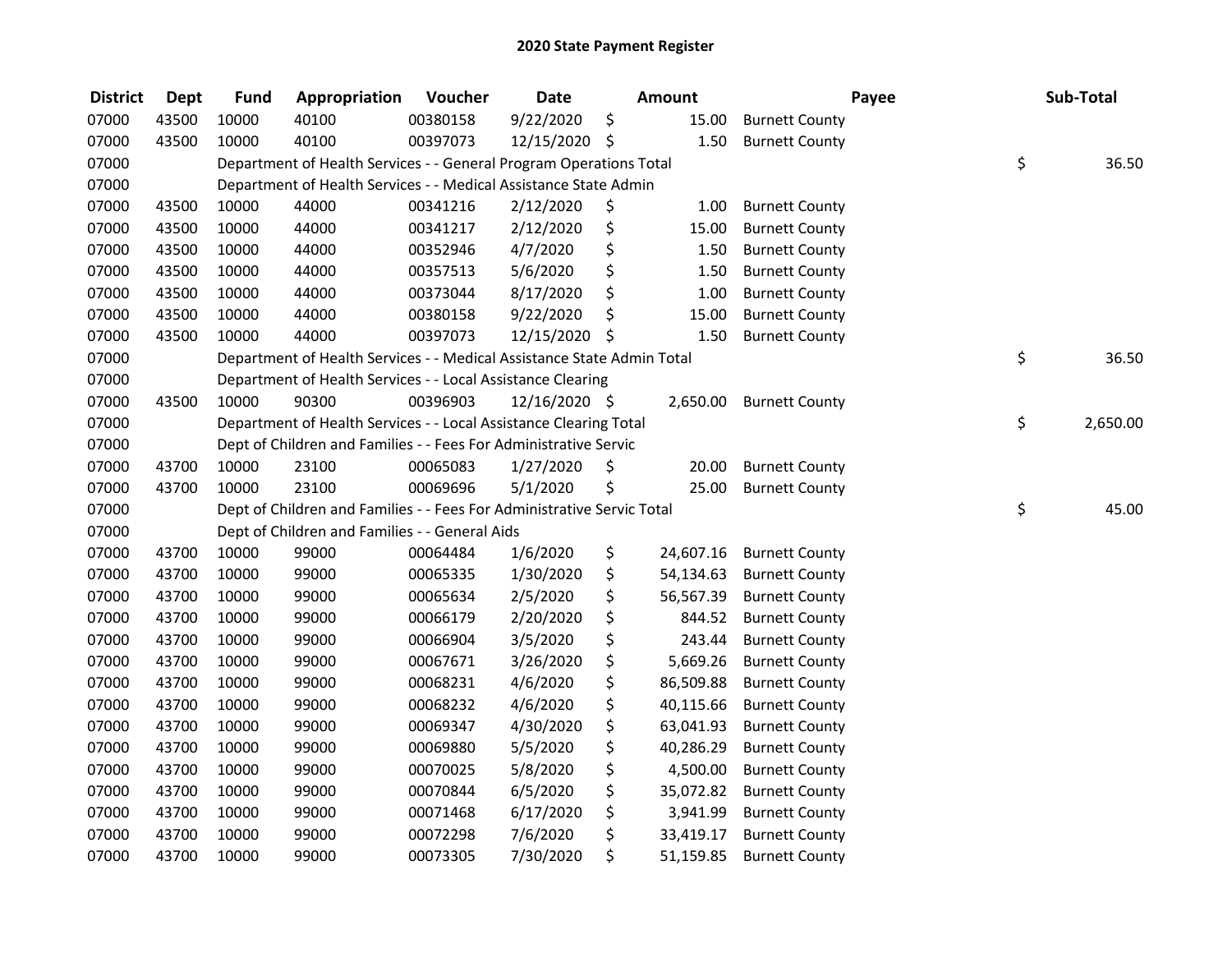## 2020 State Payment Register

| District | Dept | Fund | Appropriation | Voucher | Date | Amount | Payee | Sub-Total |
|---|---|---|---|---|---|---|---|---|
| 07000 | 43500 | 10000 | 40100 | 00380158 | 9/22/2020 | $ 15.00 | Burnett County | |
| 07000 | 43500 | 10000 | 40100 | 00397073 | 12/15/2020 | $ 1.50 | Burnett County | |
| 07000 | | Department of Health Services - - General Program Operations Total | | | | | | $ 36.50 |
| 07000 | | Department of Health Services - - Medical Assistance State Admin | | | | | | |
| 07000 | 43500 | 10000 | 44000 | 00341216 | 2/12/2020 | $ 1.00 | Burnett County | |
| 07000 | 43500 | 10000 | 44000 | 00341217 | 2/12/2020 | $ 15.00 | Burnett County | |
| 07000 | 43500 | 10000 | 44000 | 00352946 | 4/7/2020 | $ 1.50 | Burnett County | |
| 07000 | 43500 | 10000 | 44000 | 00357513 | 5/6/2020 | $ 1.50 | Burnett County | |
| 07000 | 43500 | 10000 | 44000 | 00373044 | 8/17/2020 | $ 1.00 | Burnett County | |
| 07000 | 43500 | 10000 | 44000 | 00380158 | 9/22/2020 | $ 15.00 | Burnett County | |
| 07000 | 43500 | 10000 | 44000 | 00397073 | 12/15/2020 | $ 1.50 | Burnett County | |
| 07000 | | Department of Health Services - - Medical Assistance State Admin Total | | | | | | $ 36.50 |
| 07000 | | Department of Health Services - - Local Assistance Clearing | | | | | | |
| 07000 | 43500 | 10000 | 90300 | 00396903 | 12/16/2020 | $ 2,650.00 | Burnett County | |
| 07000 | | Department of Health Services - - Local Assistance Clearing Total | | | | | | $ 2,650.00 |
| 07000 | | Dept of Children and Families - - Fees For Administrative Servic | | | | | | |
| 07000 | 43700 | 10000 | 23100 | 00065083 | 1/27/2020 | $ 20.00 | Burnett County | |
| 07000 | 43700 | 10000 | 23100 | 00069696 | 5/1/2020 | $ 25.00 | Burnett County | |
| 07000 | | Dept of Children and Families - - Fees For Administrative Servic Total | | | | | | $ 45.00 |
| 07000 | | Dept of Children and Families - - General Aids | | | | | | |
| 07000 | 43700 | 10000 | 99000 | 00064484 | 1/6/2020 | $ 24,607.16 | Burnett County | |
| 07000 | 43700 | 10000 | 99000 | 00065335 | 1/30/2020 | $ 54,134.63 | Burnett County | |
| 07000 | 43700 | 10000 | 99000 | 00065634 | 2/5/2020 | $ 56,567.39 | Burnett County | |
| 07000 | 43700 | 10000 | 99000 | 00066179 | 2/20/2020 | $ 844.52 | Burnett County | |
| 07000 | 43700 | 10000 | 99000 | 00066904 | 3/5/2020 | $ 243.44 | Burnett County | |
| 07000 | 43700 | 10000 | 99000 | 00067671 | 3/26/2020 | $ 5,669.26 | Burnett County | |
| 07000 | 43700 | 10000 | 99000 | 00068231 | 4/6/2020 | $ 86,509.88 | Burnett County | |
| 07000 | 43700 | 10000 | 99000 | 00068232 | 4/6/2020 | $ 40,115.66 | Burnett County | |
| 07000 | 43700 | 10000 | 99000 | 00069347 | 4/30/2020 | $ 63,041.93 | Burnett County | |
| 07000 | 43700 | 10000 | 99000 | 00069880 | 5/5/2020 | $ 40,286.29 | Burnett County | |
| 07000 | 43700 | 10000 | 99000 | 00070025 | 5/8/2020 | $ 4,500.00 | Burnett County | |
| 07000 | 43700 | 10000 | 99000 | 00070844 | 6/5/2020 | $ 35,072.82 | Burnett County | |
| 07000 | 43700 | 10000 | 99000 | 00071468 | 6/17/2020 | $ 3,941.99 | Burnett County | |
| 07000 | 43700 | 10000 | 99000 | 00072298 | 7/6/2020 | $ 33,419.17 | Burnett County | |
| 07000 | 43700 | 10000 | 99000 | 00073305 | 7/30/2020 | $ 51,159.85 | Burnett County | |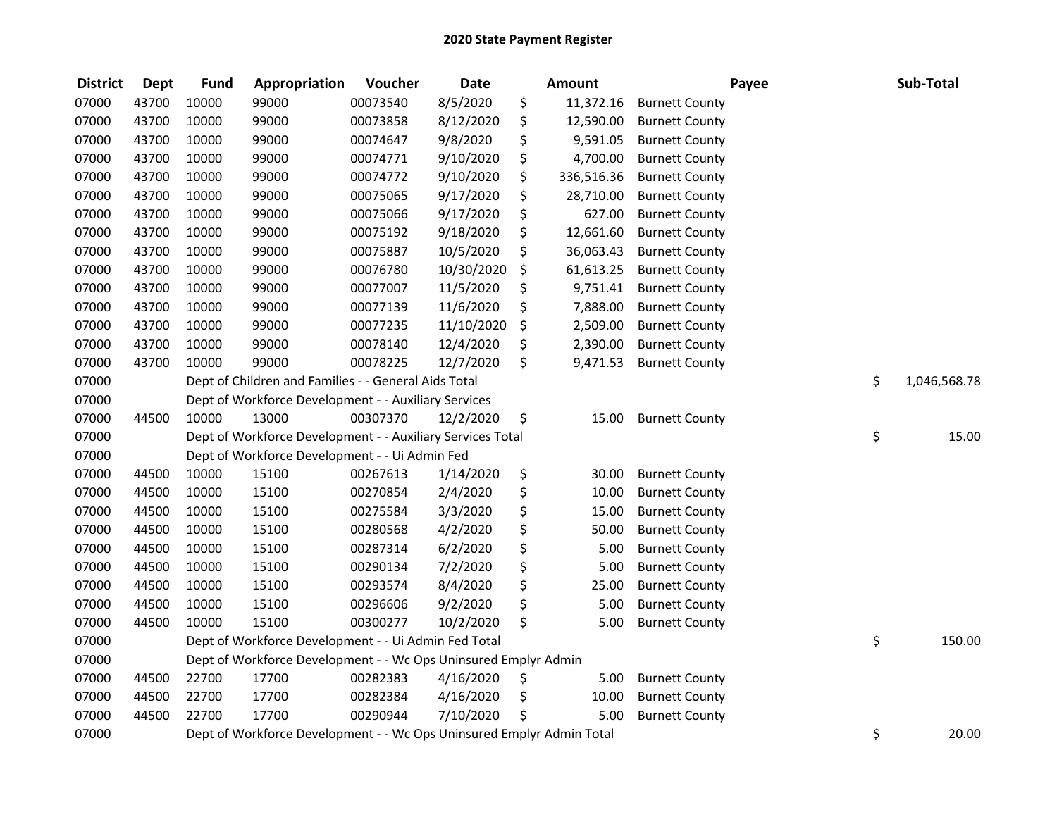# 2020 State Payment Register

| District | Dept | Fund | Appropriation | Voucher | Date | Amount | Payee | Sub-Total |
|---|---|---|---|---|---|---|---|---|
| 07000 | 43700 | 10000 | 99000 | 00073540 | 8/5/2020 | $ 11,372.16 | Burnett County | |
| 07000 | 43700 | 10000 | 99000 | 00073858 | 8/12/2020 | $ 12,590.00 | Burnett County | |
| 07000 | 43700 | 10000 | 99000 | 00074647 | 9/8/2020 | $ 9,591.05 | Burnett County | |
| 07000 | 43700 | 10000 | 99000 | 00074771 | 9/10/2020 | $ 4,700.00 | Burnett County | |
| 07000 | 43700 | 10000 | 99000 | 00074772 | 9/10/2020 | $ 336,516.36 | Burnett County | |
| 07000 | 43700 | 10000 | 99000 | 00075065 | 9/17/2020 | $ 28,710.00 | Burnett County | |
| 07000 | 43700 | 10000 | 99000 | 00075066 | 9/17/2020 | $ 627.00 | Burnett County | |
| 07000 | 43700 | 10000 | 99000 | 00075192 | 9/18/2020 | $ 12,661.60 | Burnett County | |
| 07000 | 43700 | 10000 | 99000 | 00075887 | 10/5/2020 | $ 36,063.43 | Burnett County | |
| 07000 | 43700 | 10000 | 99000 | 00076780 | 10/30/2020 | $ 61,613.25 | Burnett County | |
| 07000 | 43700 | 10000 | 99000 | 00077007 | 11/5/2020 | $ 9,751.41 | Burnett County | |
| 07000 | 43700 | 10000 | 99000 | 00077139 | 11/6/2020 | $ 7,888.00 | Burnett County | |
| 07000 | 43700 | 10000 | 99000 | 00077235 | 11/10/2020 | $ 2,509.00 | Burnett County | |
| 07000 | 43700 | 10000 | 99000 | 00078140 | 12/4/2020 | $ 2,390.00 | Burnett County | |
| 07000 | 43700 | 10000 | 99000 | 00078225 | 12/7/2020 | $ 9,471.53 | Burnett County | |
| 07000 | | Dept of Children and Families - - General Aids Total | | | | | | $ 1,046,568.78 |
| 07000 | | Dept of Workforce Development - - Auxiliary Services | | | | | | |
| 07000 | 44500 | 10000 | 13000 | 00307370 | 12/2/2020 | $ 15.00 | Burnett County | |
| 07000 | | Dept of Workforce Development - - Auxiliary Services Total | | | | | | $ 15.00 |
| 07000 | | Dept of Workforce Development - - Ui Admin Fed | | | | | | |
| 07000 | 44500 | 10000 | 15100 | 00267613 | 1/14/2020 | $ 30.00 | Burnett County | |
| 07000 | 44500 | 10000 | 15100 | 00270854 | 2/4/2020 | $ 10.00 | Burnett County | |
| 07000 | 44500 | 10000 | 15100 | 00275584 | 3/3/2020 | $ 15.00 | Burnett County | |
| 07000 | 44500 | 10000 | 15100 | 00280568 | 4/2/2020 | $ 50.00 | Burnett County | |
| 07000 | 44500 | 10000 | 15100 | 00287314 | 6/2/2020 | $ 5.00 | Burnett County | |
| 07000 | 44500 | 10000 | 15100 | 00290134 | 7/2/2020 | $ 5.00 | Burnett County | |
| 07000 | 44500 | 10000 | 15100 | 00293574 | 8/4/2020 | $ 25.00 | Burnett County | |
| 07000 | 44500 | 10000 | 15100 | 00296606 | 9/2/2020 | $ 5.00 | Burnett County | |
| 07000 | 44500 | 10000 | 15100 | 00300277 | 10/2/2020 | $ 5.00 | Burnett County | |
| 07000 | | Dept of Workforce Development - - Ui Admin Fed Total | | | | | | $ 150.00 |
| 07000 | | Dept of Workforce Development - - Wc Ops Uninsured Emplyr Admin | | | | | | |
| 07000 | 44500 | 22700 | 17700 | 00282383 | 4/16/2020 | $ 5.00 | Burnett County | |
| 07000 | 44500 | 22700 | 17700 | 00282384 | 4/16/2020 | $ 10.00 | Burnett County | |
| 07000 | 44500 | 22700 | 17700 | 00290944 | 7/10/2020 | $ 5.00 | Burnett County | |
| 07000 | | Dept of Workforce Development - - Wc Ops Uninsured Emplyr Admin Total | | | | | | $ 20.00 |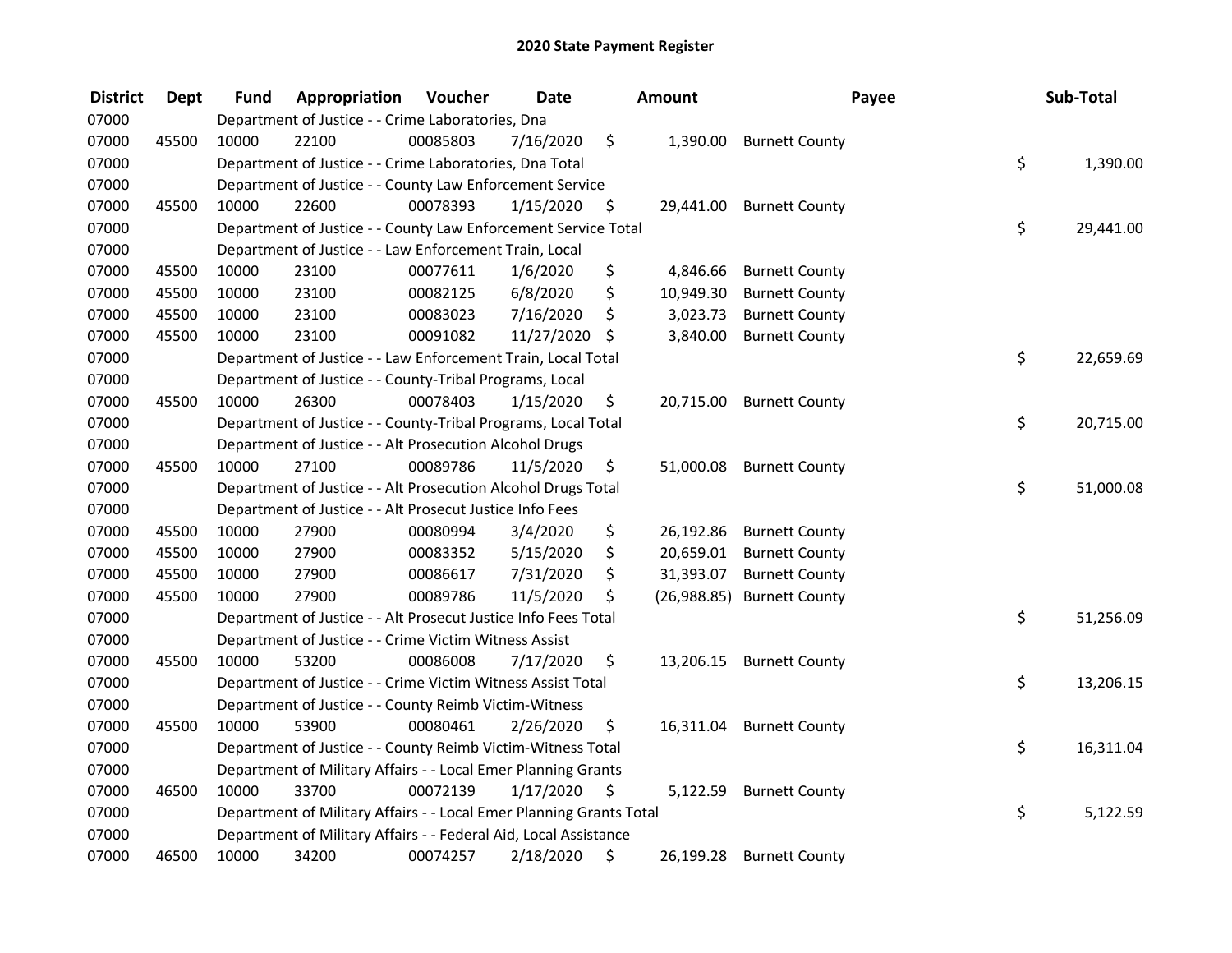# 2020 State Payment Register

| District | Dept | Fund | Appropriation | Voucher | Date | Amount | Payee | Sub-Total |
|---|---|---|---|---|---|---|---|---|
| 07000 | | Department of Justice - - Crime Laboratories, Dna | | | | | | |
| 07000 | 45500 | 10000 | 22100 | 00085803 | 7/16/2020 | $ 1,390.00 | Burnett County | |
| 07000 | | Department of Justice - - Crime Laboratories, Dna Total | | | | | | $ 1,390.00 |
| 07000 | | Department of Justice - - County Law Enforcement Service | | | | | | |
| 07000 | 45500 | 10000 | 22600 | 00078393 | 1/15/2020 | $ 29,441.00 | Burnett County | |
| 07000 | | Department of Justice - - County Law Enforcement Service Total | | | | | | $ 29,441.00 |
| 07000 | | Department of Justice - - Law Enforcement Train, Local | | | | | | |
| 07000 | 45500 | 10000 | 23100 | 00077611 | 1/6/2020 | $ 4,846.66 | Burnett County | |
| 07000 | 45500 | 10000 | 23100 | 00082125 | 6/8/2020 | $ 10,949.30 | Burnett County | |
| 07000 | 45500 | 10000 | 23100 | 00083023 | 7/16/2020 | $ 3,023.73 | Burnett County | |
| 07000 | 45500 | 10000 | 23100 | 00091082 | 11/27/2020 | $ 3,840.00 | Burnett County | |
| 07000 | | Department of Justice - - Law Enforcement Train, Local Total | | | | | | $ 22,659.69 |
| 07000 | | Department of Justice - - County-Tribal Programs, Local | | | | | | |
| 07000 | 45500 | 10000 | 26300 | 00078403 | 1/15/2020 | $ 20,715.00 | Burnett County | |
| 07000 | | Department of Justice - - County-Tribal Programs, Local Total | | | | | | $ 20,715.00 |
| 07000 | | Department of Justice - - Alt Prosecution Alcohol Drugs | | | | | | |
| 07000 | 45500 | 10000 | 27100 | 00089786 | 11/5/2020 | $ 51,000.08 | Burnett County | |
| 07000 | | Department of Justice - - Alt Prosecution Alcohol Drugs Total | | | | | | $ 51,000.08 |
| 07000 | | Department of Justice - - Alt Prosecut Justice Info Fees | | | | | | |
| 07000 | 45500 | 10000 | 27900 | 00080994 | 3/4/2020 | $ 26,192.86 | Burnett County | |
| 07000 | 45500 | 10000 | 27900 | 00083352 | 5/15/2020 | $ 20,659.01 | Burnett County | |
| 07000 | 45500 | 10000 | 27900 | 00086617 | 7/31/2020 | $ 31,393.07 | Burnett County | |
| 07000 | 45500 | 10000 | 27900 | 00089786 | 11/5/2020 | $ (26,988.85) | Burnett County | |
| 07000 | | Department of Justice - - Alt Prosecut Justice Info Fees Total | | | | | | $ 51,256.09 |
| 07000 | | Department of Justice - - Crime Victim Witness Assist | | | | | | |
| 07000 | 45500 | 10000 | 53200 | 00086008 | 7/17/2020 | $ 13,206.15 | Burnett County | |
| 07000 | | Department of Justice - - Crime Victim Witness Assist Total | | | | | | $ 13,206.15 |
| 07000 | | Department of Justice - - County Reimb Victim-Witness | | | | | | |
| 07000 | 45500 | 10000 | 53900 | 00080461 | 2/26/2020 | $ 16,311.04 | Burnett County | |
| 07000 | | Department of Justice - - County Reimb Victim-Witness Total | | | | | | $ 16,311.04 |
| 07000 | | Department of Military Affairs - - Local Emer Planning Grants | | | | | | |
| 07000 | 46500 | 10000 | 33700 | 00072139 | 1/17/2020 | $ 5,122.59 | Burnett County | |
| 07000 | | Department of Military Affairs - - Local Emer Planning Grants Total | | | | | | $ 5,122.59 |
| 07000 | | Department of Military Affairs - - Federal Aid, Local Assistance | | | | | | |
| 07000 | 46500 | 10000 | 34200 | 00074257 | 2/18/2020 | $ 26,199.28 | Burnett County | |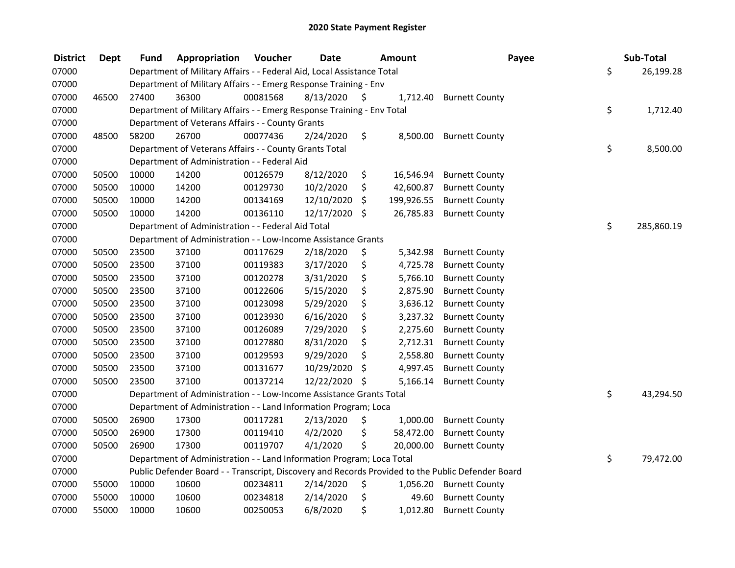# 2020 State Payment Register

| District | Dept | Fund | Appropriation | Voucher | Date | Amount | Payee | Sub-Total |
|---|---|---|---|---|---|---|---|---|
| 07000 | | | Department of Military Affairs - - Federal Aid, Local Assistance Total | | | | | $ 26,199.28 |
| 07000 | | | Department of Military Affairs - - Emerg Response Training - Env | | | | | |
| 07000 | 46500 | 27400 | 36300 | 00081568 | 8/13/2020 | $ 1,712.40 | Burnett County | |
| 07000 | | | Department of Military Affairs - - Emerg Response Training - Env Total | | | | | $ 1,712.40 |
| 07000 | | | Department of Veterans Affairs - - County Grants | | | | | |
| 07000 | 48500 | 58200 | 26700 | 00077436 | 2/24/2020 | $ 8,500.00 | Burnett County | |
| 07000 | | | Department of Veterans Affairs - - County Grants Total | | | | | $ 8,500.00 |
| 07000 | | | Department of Administration - - Federal Aid | | | | | |
| 07000 | 50500 | 10000 | 14200 | 00126579 | 8/12/2020 | $ 16,546.94 | Burnett County | |
| 07000 | 50500 | 10000 | 14200 | 00129730 | 10/2/2020 | $ 42,600.87 | Burnett County | |
| 07000 | 50500 | 10000 | 14200 | 00134169 | 12/10/2020 | $ 199,926.55 | Burnett County | |
| 07000 | 50500 | 10000 | 14200 | 00136110 | 12/17/2020 | $ 26,785.83 | Burnett County | |
| 07000 | | | Department of Administration - - Federal Aid Total | | | | | $ 285,860.19 |
| 07000 | | | Department of Administration - - Low-Income Assistance Grants | | | | | |
| 07000 | 50500 | 23500 | 37100 | 00117629 | 2/18/2020 | $ 5,342.98 | Burnett County | |
| 07000 | 50500 | 23500 | 37100 | 00119383 | 3/17/2020 | $ 4,725.78 | Burnett County | |
| 07000 | 50500 | 23500 | 37100 | 00120278 | 3/31/2020 | $ 5,766.10 | Burnett County | |
| 07000 | 50500 | 23500 | 37100 | 00122606 | 5/15/2020 | $ 2,875.90 | Burnett County | |
| 07000 | 50500 | 23500 | 37100 | 00123098 | 5/29/2020 | $ 3,636.12 | Burnett County | |
| 07000 | 50500 | 23500 | 37100 | 00123930 | 6/16/2020 | $ 3,237.32 | Burnett County | |
| 07000 | 50500 | 23500 | 37100 | 00126089 | 7/29/2020 | $ 2,275.60 | Burnett County | |
| 07000 | 50500 | 23500 | 37100 | 00127880 | 8/31/2020 | $ 2,712.31 | Burnett County | |
| 07000 | 50500 | 23500 | 37100 | 00129593 | 9/29/2020 | $ 2,558.80 | Burnett County | |
| 07000 | 50500 | 23500 | 37100 | 00131677 | 10/29/2020 | $ 4,997.45 | Burnett County | |
| 07000 | 50500 | 23500 | 37100 | 00137214 | 12/22/2020 | $ 5,166.14 | Burnett County | |
| 07000 | | | Department of Administration - - Low-Income Assistance Grants Total | | | | | $ 43,294.50 |
| 07000 | | | Department of Administration - - Land Information Program; Loca | | | | | |
| 07000 | 50500 | 26900 | 17300 | 00117281 | 2/13/2020 | $ 1,000.00 | Burnett County | |
| 07000 | 50500 | 26900 | 17300 | 00119410 | 4/2/2020 | $ 58,472.00 | Burnett County | |
| 07000 | 50500 | 26900 | 17300 | 00119707 | 4/1/2020 | $ 20,000.00 | Burnett County | |
| 07000 | | | Department of Administration - - Land Information Program; Loca Total | | | | | $ 79,472.00 |
| 07000 | | | Public Defender Board - - Transcript, Discovery and Records Provided to the Public Defender Board | | | | | |
| 07000 | 55000 | 10000 | 10600 | 00234811 | 2/14/2020 | $ 1,056.20 | Burnett County | |
| 07000 | 55000 | 10000 | 10600 | 00234818 | 2/14/2020 | $ 49.60 | Burnett County | |
| 07000 | 55000 | 10000 | 10600 | 00250053 | 6/8/2020 | $ 1,012.80 | Burnett County | |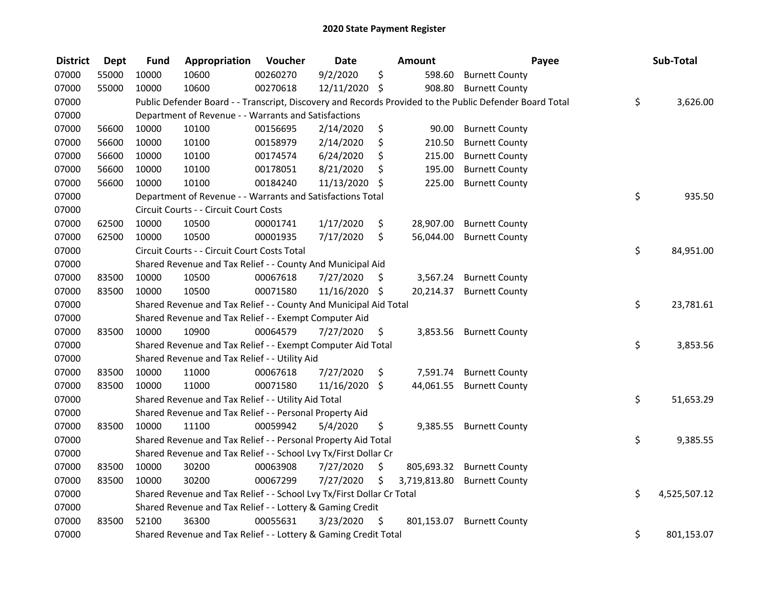# 2020 State Payment Register

| District | Dept | Fund | Appropriation | Voucher | Date | Amount | Payee | Sub-Total |
|---|---|---|---|---|---|---|---|---|
| 07000 | 55000 | 10000 | 10600 | 00260270 | 9/2/2020 | $ 598.60 | Burnett County | |
| 07000 | 55000 | 10000 | 10600 | 00270618 | 12/11/2020 | $ 908.80 | Burnett County | |
| 07000 | | Public Defender Board - - Transcript, Discovery and Records Provided to the Public Defender Board Total | | | | | | $ 3,626.00 |
| 07000 | | Department of Revenue - - Warrants and Satisfactions | | | | | | |
| 07000 | 56600 | 10000 | 10100 | 00156695 | 2/14/2020 | $ 90.00 | Burnett County | |
| 07000 | 56600 | 10000 | 10100 | 00158979 | 2/14/2020 | $ 210.50 | Burnett County | |
| 07000 | 56600 | 10000 | 10100 | 00174574 | 6/24/2020 | $ 215.00 | Burnett County | |
| 07000 | 56600 | 10000 | 10100 | 00178051 | 8/21/2020 | $ 195.00 | Burnett County | |
| 07000 | 56600 | 10000 | 10100 | 00184240 | 11/13/2020 | $ 225.00 | Burnett County | |
| 07000 | | Department of Revenue - - Warrants and Satisfactions Total | | | | | | $ 935.50 |
| 07000 | | Circuit Courts - - Circuit Court Costs | | | | | | |
| 07000 | 62500 | 10000 | 10500 | 00001741 | 1/17/2020 | $ 28,907.00 | Burnett County | |
| 07000 | 62500 | 10000 | 10500 | 00001935 | 7/17/2020 | $ 56,044.00 | Burnett County | |
| 07000 | | Circuit Courts - - Circuit Court Costs Total | | | | | | $ 84,951.00 |
| 07000 | | Shared Revenue and Tax Relief - - County And Municipal Aid | | | | | | |
| 07000 | 83500 | 10000 | 10500 | 00067618 | 7/27/2020 | $ 3,567.24 | Burnett County | |
| 07000 | 83500 | 10000 | 10500 | 00071580 | 11/16/2020 | $ 20,214.37 | Burnett County | |
| 07000 | | Shared Revenue and Tax Relief - - County And Municipal Aid Total | | | | | | $ 23,781.61 |
| 07000 | | Shared Revenue and Tax Relief - - Exempt Computer Aid | | | | | | |
| 07000 | 83500 | 10000 | 10900 | 00064579 | 7/27/2020 | $ 3,853.56 | Burnett County | |
| 07000 | | Shared Revenue and Tax Relief - - Exempt Computer Aid Total | | | | | | $ 3,853.56 |
| 07000 | | Shared Revenue and Tax Relief - - Utility Aid | | | | | | |
| 07000 | 83500 | 10000 | 11000 | 00067618 | 7/27/2020 | $ 7,591.74 | Burnett County | |
| 07000 | 83500 | 10000 | 11000 | 00071580 | 11/16/2020 | $ 44,061.55 | Burnett County | |
| 07000 | | Shared Revenue and Tax Relief - - Utility Aid Total | | | | | | $ 51,653.29 |
| 07000 | | Shared Revenue and Tax Relief - - Personal Property Aid | | | | | | |
| 07000 | 83500 | 10000 | 11100 | 00059942 | 5/4/2020 | $ 9,385.55 | Burnett County | |
| 07000 | | Shared Revenue and Tax Relief - - Personal Property Aid Total | | | | | | $ 9,385.55 |
| 07000 | | Shared Revenue and Tax Relief - - School Lvy Tx/First Dollar Cr | | | | | | |
| 07000 | 83500 | 10000 | 30200 | 00063908 | 7/27/2020 | $ 805,693.32 | Burnett County | |
| 07000 | 83500 | 10000 | 30200 | 00067299 | 7/27/2020 | $ 3,719,813.80 | Burnett County | |
| 07000 | | Shared Revenue and Tax Relief - - School Lvy Tx/First Dollar Cr Total | | | | | | $ 4,525,507.12 |
| 07000 | | Shared Revenue and Tax Relief - - Lottery & Gaming Credit | | | | | | |
| 07000 | 83500 | 52100 | 36300 | 00055631 | 3/23/2020 | $ 801,153.07 | Burnett County | |
| 07000 | | Shared Revenue and Tax Relief - - Lottery & Gaming Credit Total | | | | | | $ 801,153.07 |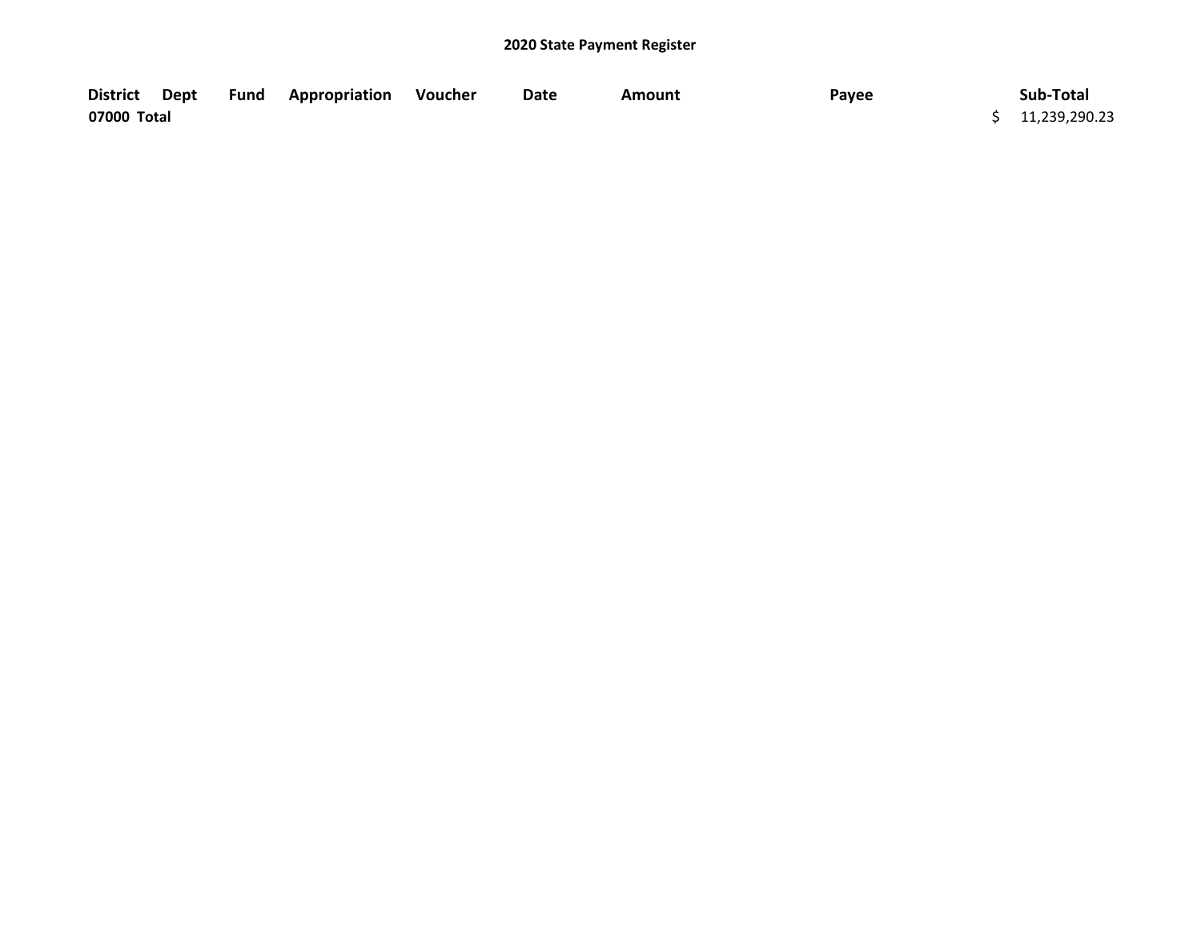**2020 State Payment Register**

| District | Dept | Fund | Appropriation | Voucher | Date | Amount | Payee | Sub-Total |
|---|---|---|---|---|---|---|---|---|
| 07000 Total | | | | | | | | $ 11,239,290.23 |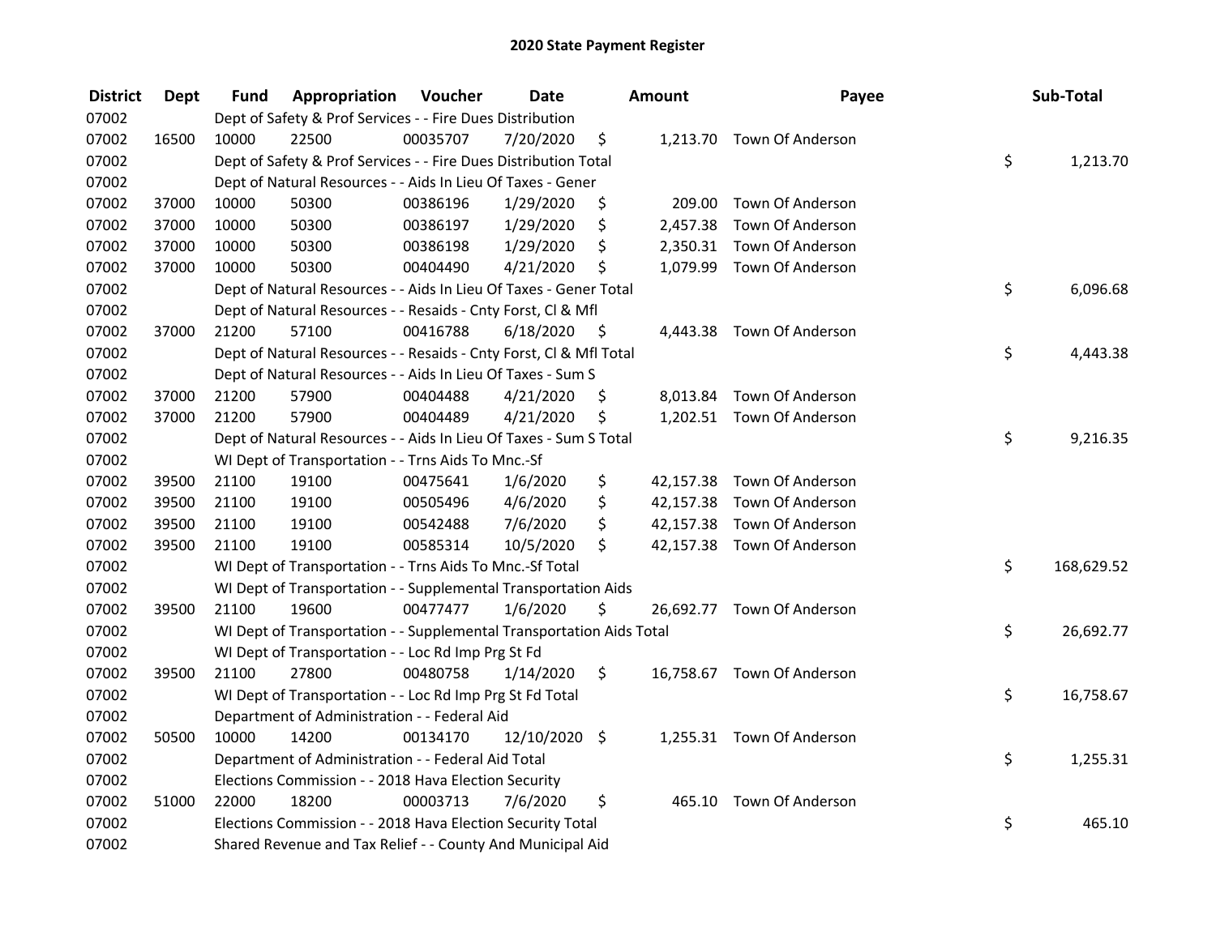# 2020 State Payment Register

| District | Dept | Fund | Appropriation | Voucher | Date | Amount | Payee | Sub-Total |
|---|---|---|---|---|---|---|---|---|
| 07002 | | Dept of Safety & Prof Services - - Fire Dues Distribution | | | | | | |
| 07002 | 16500 | 10000 | 22500 | 00035707 | 7/20/2020 | $ 1,213.70 | Town Of Anderson | |
| 07002 | | Dept of Safety & Prof Services - - Fire Dues Distribution Total | | | | | | $ 1,213.70 |
| 07002 | | Dept of Natural Resources - - Aids In Lieu Of Taxes - Gener | | | | | | |
| 07002 | 37000 | 10000 | 50300 | 00386196 | 1/29/2020 | $ 209.00 | Town Of Anderson | |
| 07002 | 37000 | 10000 | 50300 | 00386197 | 1/29/2020 | $ 2,457.38 | Town Of Anderson | |
| 07002 | 37000 | 10000 | 50300 | 00386198 | 1/29/2020 | $ 2,350.31 | Town Of Anderson | |
| 07002 | 37000 | 10000 | 50300 | 00404490 | 4/21/2020 | $ 1,079.99 | Town Of Anderson | |
| 07002 | | Dept of Natural Resources - - Aids In Lieu Of Taxes - Gener Total | | | | | | $ 6,096.68 |
| 07002 | | Dept of Natural Resources - - Resaids - Cnty Forst, Cl & Mfl | | | | | | |
| 07002 | 37000 | 21200 | 57100 | 00416788 | 6/18/2020 | $ 4,443.38 | Town Of Anderson | |
| 07002 | | Dept of Natural Resources - - Resaids - Cnty Forst, Cl & Mfl Total | | | | | | $ 4,443.38 |
| 07002 | | Dept of Natural Resources - - Aids In Lieu Of Taxes - Sum S | | | | | | |
| 07002 | 37000 | 21200 | 57900 | 00404488 | 4/21/2020 | $ 8,013.84 | Town Of Anderson | |
| 07002 | 37000 | 21200 | 57900 | 00404489 | 4/21/2020 | $ 1,202.51 | Town Of Anderson | |
| 07002 | | Dept of Natural Resources - - Aids In Lieu Of Taxes - Sum S Total | | | | | | $ 9,216.35 |
| 07002 | | WI Dept of Transportation - - Trns Aids To Mnc.-Sf | | | | | | |
| 07002 | 39500 | 21100 | 19100 | 00475641 | 1/6/2020 | $ 42,157.38 | Town Of Anderson | |
| 07002 | 39500 | 21100 | 19100 | 00505496 | 4/6/2020 | $ 42,157.38 | Town Of Anderson | |
| 07002 | 39500 | 21100 | 19100 | 00542488 | 7/6/2020 | $ 42,157.38 | Town Of Anderson | |
| 07002 | 39500 | 21100 | 19100 | 00585314 | 10/5/2020 | $ 42,157.38 | Town Of Anderson | |
| 07002 | | WI Dept of Transportation - - Trns Aids To Mnc.-Sf Total | | | | | | $ 168,629.52 |
| 07002 | | WI Dept of Transportation - - Supplemental Transportation Aids | | | | | | |
| 07002 | 39500 | 21100 | 19600 | 00477477 | 1/6/2020 | $ 26,692.77 | Town Of Anderson | |
| 07002 | | WI Dept of Transportation - - Supplemental Transportation Aids Total | | | | | | $ 26,692.77 |
| 07002 | | WI Dept of Transportation - - Loc Rd Imp Prg St Fd | | | | | | |
| 07002 | 39500 | 21100 | 27800 | 00480758 | 1/14/2020 | $ 16,758.67 | Town Of Anderson | |
| 07002 | | WI Dept of Transportation - - Loc Rd Imp Prg St Fd Total | | | | | | $ 16,758.67 |
| 07002 | | Department of Administration - - Federal Aid | | | | | | |
| 07002 | 50500 | 10000 | 14200 | 00134170 | 12/10/2020 | $ 1,255.31 | Town Of Anderson | |
| 07002 | | Department of Administration - - Federal Aid Total | | | | | | $ 1,255.31 |
| 07002 | | Elections Commission - - 2018 Hava Election Security | | | | | | |
| 07002 | 51000 | 22000 | 18200 | 00003713 | 7/6/2020 | $ 465.10 | Town Of Anderson | |
| 07002 | | Elections Commission - - 2018 Hava Election Security Total | | | | | | $ 465.10 |
| 07002 | | Shared Revenue and Tax Relief - - County And Municipal Aid | | | | | | |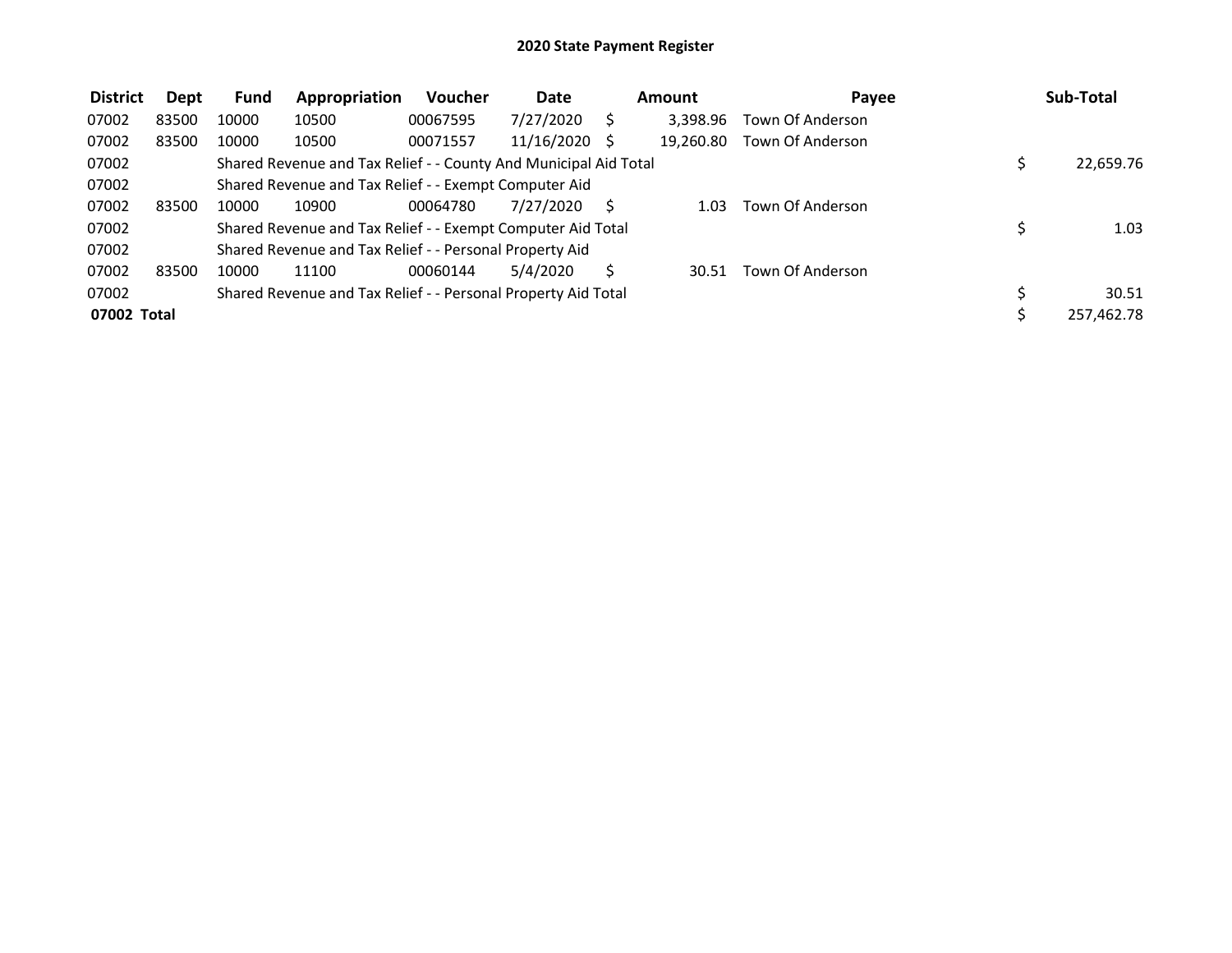# 2020 State Payment Register

| District | Dept | Fund | Appropriation | Voucher | Date | Amount | Payee | Sub-Total |
|---|---|---|---|---|---|---|---|---|
| 07002 | 83500 | 10000 | 10500 | 00067595 | 7/27/2020 | $ 3,398.96 | Town Of Anderson | |
| 07002 | 83500 | 10000 | 10500 | 00071557 | 11/16/2020 | $ 19,260.80 | Town Of Anderson | |
| 07002 | | Shared Revenue and Tax Relief - - County And Municipal Aid Total | | | | | | $ 22,659.76 |
| 07002 | | Shared Revenue and Tax Relief - - Exempt Computer Aid | | | | | | |
| 07002 | 83500 | 10000 | 10900 | 00064780 | 7/27/2020 | $ 1.03 | Town Of Anderson | |
| 07002 | | Shared Revenue and Tax Relief - - Exempt Computer Aid Total | | | | | | $ 1.03 |
| 07002 | | Shared Revenue and Tax Relief - - Personal Property Aid | | | | | | |
| 07002 | 83500 | 10000 | 11100 | 00060144 | 5/4/2020 | $ 30.51 | Town Of Anderson | |
| 07002 | | Shared Revenue and Tax Relief - - Personal Property Aid Total | | | | | | $ 30.51 |
| **07002 Total** | | | | | | | | $ 257,462.78 |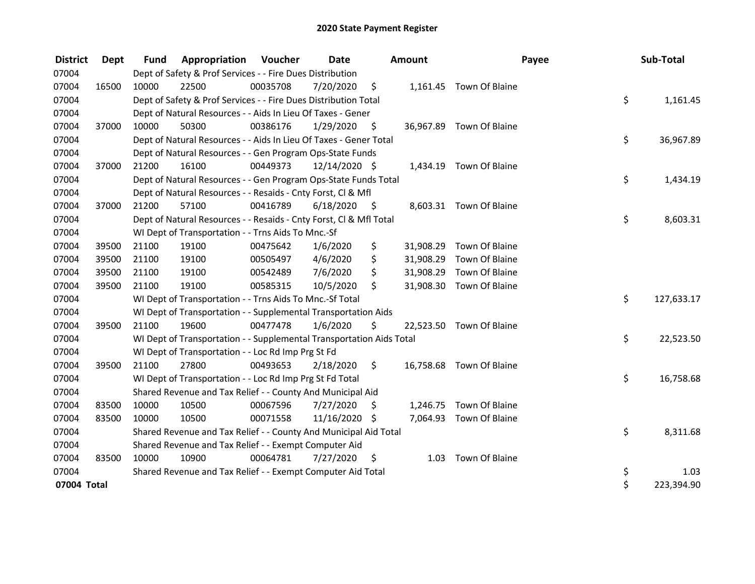# 2020 State Payment Register

| District | Dept | Fund | Appropriation | Voucher | Date | Amount | Payee | Sub-Total |
|---|---|---|---|---|---|---|---|---|
| 07004 | | Dept of Safety & Prof Services - - Fire Dues Distribution | | | | | | |
| 07004 | 16500 | 10000 | 22500 | 00035708 | 7/20/2020 | $ 1,161.45 | Town Of Blaine | |
| 07004 | | Dept of Safety & Prof Services - - Fire Dues Distribution Total | | | | | | $ 1,161.45 |
| 07004 | | Dept of Natural Resources - - Aids In Lieu Of Taxes - Gener | | | | | | |
| 07004 | 37000 | 10000 | 50300 | 00386176 | 1/29/2020 | $ 36,967.89 | Town Of Blaine | |
| 07004 | | Dept of Natural Resources - - Aids In Lieu Of Taxes - Gener Total | | | | | | $ 36,967.89 |
| 07004 | | Dept of Natural Resources - - Gen Program Ops-State Funds | | | | | | |
| 07004 | 37000 | 21200 | 16100 | 00449373 | 12/14/2020 | $ 1,434.19 | Town Of Blaine | |
| 07004 | | Dept of Natural Resources - - Gen Program Ops-State Funds Total | | | | | | $ 1,434.19 |
| 07004 | | Dept of Natural Resources - - Resaids - Cnty Forst, Cl & Mfl | | | | | | |
| 07004 | 37000 | 21200 | 57100 | 00416789 | 6/18/2020 | $ 8,603.31 | Town Of Blaine | |
| 07004 | | Dept of Natural Resources - - Resaids - Cnty Forst, Cl & Mfl Total | | | | | | $ 8,603.31 |
| 07004 | | WI Dept of Transportation - - Trns Aids To Mnc.-Sf | | | | | | |
| 07004 | 39500 | 21100 | 19100 | 00475642 | 1/6/2020 | $ 31,908.29 | Town Of Blaine | |
| 07004 | 39500 | 21100 | 19100 | 00505497 | 4/6/2020 | $ 31,908.29 | Town Of Blaine | |
| 07004 | 39500 | 21100 | 19100 | 00542489 | 7/6/2020 | $ 31,908.29 | Town Of Blaine | |
| 07004 | 39500 | 21100 | 19100 | 00585315 | 10/5/2020 | $ 31,908.30 | Town Of Blaine | |
| 07004 | | WI Dept of Transportation - - Trns Aids To Mnc.-Sf Total | | | | | | $ 127,633.17 |
| 07004 | | WI Dept of Transportation - - Supplemental Transportation Aids | | | | | | |
| 07004 | 39500 | 21100 | 19600 | 00477478 | 1/6/2020 | $ 22,523.50 | Town Of Blaine | |
| 07004 | | WI Dept of Transportation - - Supplemental Transportation Aids Total | | | | | | $ 22,523.50 |
| 07004 | | WI Dept of Transportation - - Loc Rd Imp Prg St Fd | | | | | | |
| 07004 | 39500 | 21100 | 27800 | 00493653 | 2/18/2020 | $ 16,758.68 | Town Of Blaine | |
| 07004 | | WI Dept of Transportation - - Loc Rd Imp Prg St Fd Total | | | | | | $ 16,758.68 |
| 07004 | | Shared Revenue and Tax Relief - - County And Municipal Aid | | | | | | |
| 07004 | 83500 | 10000 | 10500 | 00067596 | 7/27/2020 | $ 1,246.75 | Town Of Blaine | |
| 07004 | 83500 | 10000 | 10500 | 00071558 | 11/16/2020 | $ 7,064.93 | Town Of Blaine | |
| 07004 | | Shared Revenue and Tax Relief - - County And Municipal Aid Total | | | | | | $ 8,311.68 |
| 07004 | | Shared Revenue and Tax Relief - - Exempt Computer Aid | | | | | | |
| 07004 | 83500 | 10000 | 10900 | 00064781 | 7/27/2020 | $ 1.03 | Town Of Blaine | |
| 07004 | | Shared Revenue and Tax Relief - - Exempt Computer Aid Total | | | | | | $ 1.03 |
| **07004 Total** | | | | | | | | $ 223,394.90 |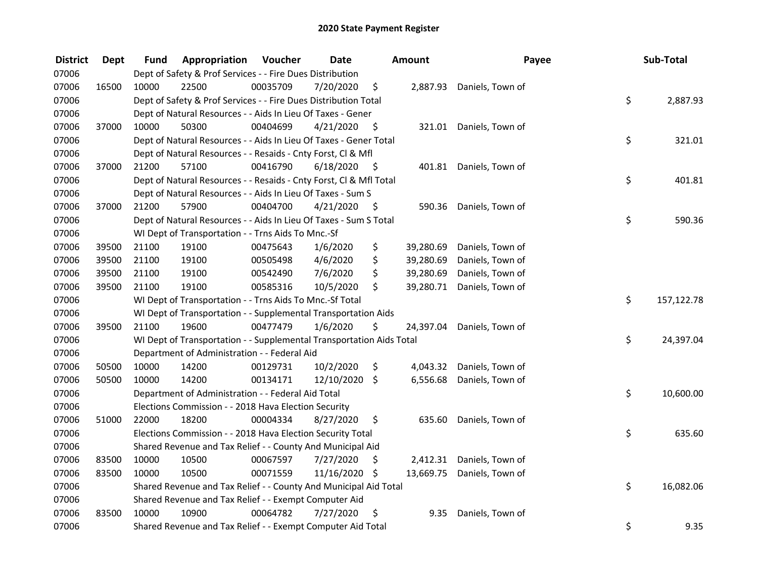# 2020 State Payment Register

| District | Dept | Fund | Appropriation | Voucher | Date | Amount | Payee | Sub-Total |
|---|---|---|---|---|---|---|---|---|
| 07006 | | Dept of Safety & Prof Services - - Fire Dues Distribution | | | | | | |
| 07006 | 16500 | 10000 | 22500 | 00035709 | 7/20/2020 | $ 2,887.93 | Daniels, Town of | |
| 07006 | | Dept of Safety & Prof Services - - Fire Dues Distribution Total | | | | | | $ 2,887.93 |
| 07006 | | Dept of Natural Resources - - Aids In Lieu Of Taxes - Gener | | | | | | |
| 07006 | 37000 | 10000 | 50300 | 00404699 | 4/21/2020 | $ 321.01 | Daniels, Town of | |
| 07006 | | Dept of Natural Resources - - Aids In Lieu Of Taxes - Gener Total | | | | | | $ 321.01 |
| 07006 | | Dept of Natural Resources - - Resaids - Cnty Forst, Cl & Mfl | | | | | | |
| 07006 | 37000 | 21200 | 57100 | 00416790 | 6/18/2020 | $ 401.81 | Daniels, Town of | |
| 07006 | | Dept of Natural Resources - - Resaids - Cnty Forst, Cl & Mfl Total | | | | | | $ 401.81 |
| 07006 | | Dept of Natural Resources - - Aids In Lieu Of Taxes - Sum S | | | | | | |
| 07006 | 37000 | 21200 | 57900 | 00404700 | 4/21/2020 | $ 590.36 | Daniels, Town of | |
| 07006 | | Dept of Natural Resources - - Aids In Lieu Of Taxes - Sum S Total | | | | | | $ 590.36 |
| 07006 | | WI Dept of Transportation - - Trns Aids To Mnc.-Sf | | | | | | |
| 07006 | 39500 | 21100 | 19100 | 00475643 | 1/6/2020 | $ 39,280.69 | Daniels, Town of | |
| 07006 | 39500 | 21100 | 19100 | 00505498 | 4/6/2020 | $ 39,280.69 | Daniels, Town of | |
| 07006 | 39500 | 21100 | 19100 | 00542490 | 7/6/2020 | $ 39,280.69 | Daniels, Town of | |
| 07006 | 39500 | 21100 | 19100 | 00585316 | 10/5/2020 | $ 39,280.71 | Daniels, Town of | |
| 07006 | | WI Dept of Transportation - - Trns Aids To Mnc.-Sf Total | | | | | | $ 157,122.78 |
| 07006 | | WI Dept of Transportation - - Supplemental Transportation Aids | | | | | | |
| 07006 | 39500 | 21100 | 19600 | 00477479 | 1/6/2020 | $ 24,397.04 | Daniels, Town of | |
| 07006 | | WI Dept of Transportation - - Supplemental Transportation Aids Total | | | | | | $ 24,397.04 |
| 07006 | | Department of Administration - - Federal Aid | | | | | | |
| 07006 | 50500 | 10000 | 14200 | 00129731 | 10/2/2020 | $ 4,043.32 | Daniels, Town of | |
| 07006 | 50500 | 10000 | 14200 | 00134171 | 12/10/2020 | $ 6,556.68 | Daniels, Town of | |
| 07006 | | Department of Administration - - Federal Aid Total | | | | | | $ 10,600.00 |
| 07006 | | Elections Commission - - 2018 Hava Election Security | | | | | | |
| 07006 | 51000 | 22000 | 18200 | 00004334 | 8/27/2020 | $ 635.60 | Daniels, Town of | |
| 07006 | | Elections Commission - - 2018 Hava Election Security Total | | | | | | $ 635.60 |
| 07006 | | Shared Revenue and Tax Relief - - County And Municipal Aid | | | | | | |
| 07006 | 83500 | 10000 | 10500 | 00067597 | 7/27/2020 | $ 2,412.31 | Daniels, Town of | |
| 07006 | 83500 | 10000 | 10500 | 00071559 | 11/16/2020 | $ 13,669.75 | Daniels, Town of | |
| 07006 | | Shared Revenue and Tax Relief - - County And Municipal Aid Total | | | | | | $ 16,082.06 |
| 07006 | | Shared Revenue and Tax Relief - - Exempt Computer Aid | | | | | | |
| 07006 | 83500 | 10000 | 10900 | 00064782 | 7/27/2020 | $ 9.35 | Daniels, Town of | |
| 07006 | | Shared Revenue and Tax Relief - - Exempt Computer Aid Total | | | | | | $ 9.35 |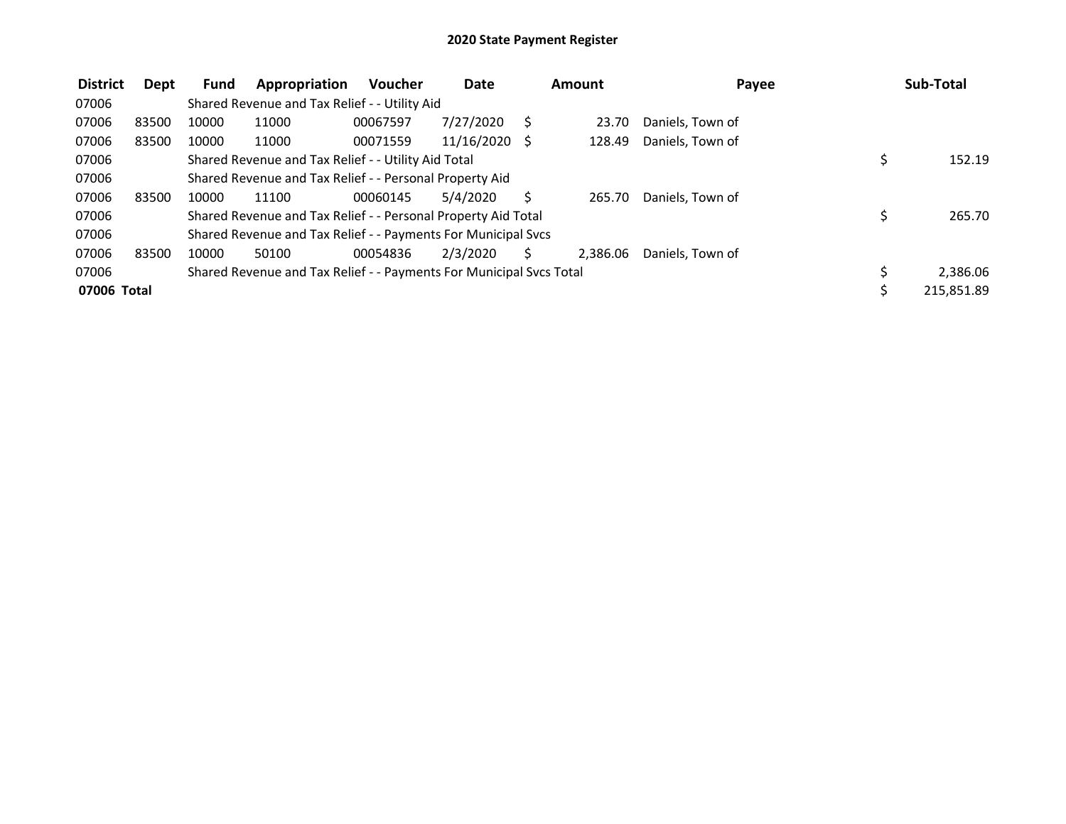## 2020 State Payment Register

| District | Dept | Fund | Appropriation | Voucher | Date | Amount | Payee | Sub-Total |
|---|---|---|---|---|---|---|---|---|
| 07006 | | Shared Revenue and Tax Relief - - Utility Aid | | | | | | |
| 07006 | 83500 | 10000 | 11000 | 00067597 | 7/27/2020 | $ 23.70 | Daniels, Town of | |
| 07006 | 83500 | 10000 | 11000 | 00071559 | 11/16/2020 | $ 128.49 | Daniels, Town of | |
| 07006 | | Shared Revenue and Tax Relief - - Utility Aid Total | | | | | | $ 152.19 |
| 07006 | | Shared Revenue and Tax Relief - - Personal Property Aid | | | | | | |
| 07006 | 83500 | 10000 | 11100 | 00060145 | 5/4/2020 | $ 265.70 | Daniels, Town of | |
| 07006 | | Shared Revenue and Tax Relief - - Personal Property Aid Total | | | | | | $ 265.70 |
| 07006 | | Shared Revenue and Tax Relief - - Payments For Municipal Svcs | | | | | | |
| 07006 | 83500 | 10000 | 50100 | 00054836 | 2/3/2020 | $ 2,386.06 | Daniels, Town of | |
| 07006 | | Shared Revenue and Tax Relief - - Payments For Municipal Svcs Total | | | | | | $ 2,386.06 |
| **07006 Total** | | | | | | | | $ 215,851.89 |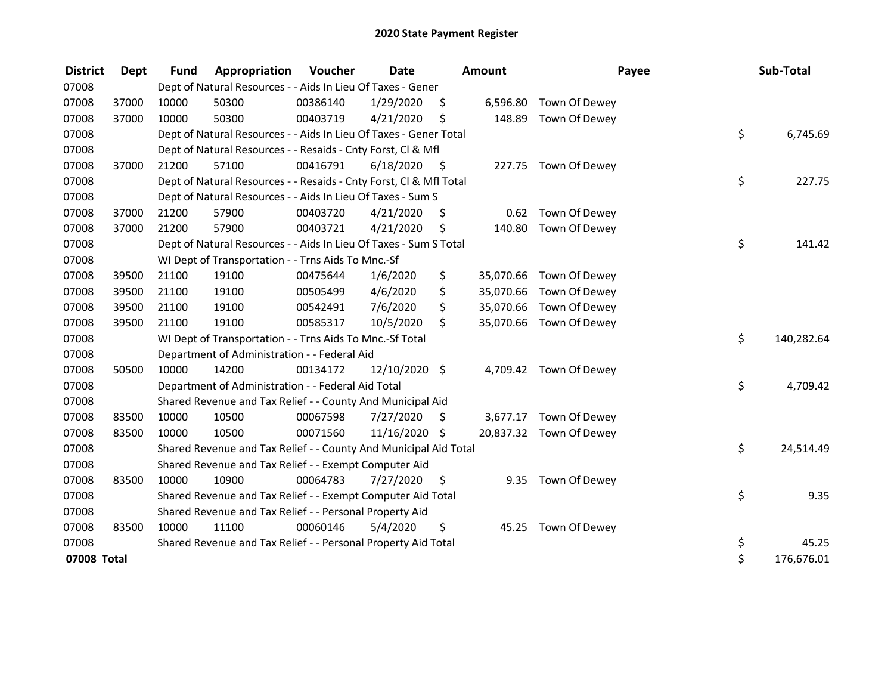# 2020 State Payment Register

| District | Dept | Fund | Appropriation | Voucher | Date | Amount | Payee | Sub-Total |
|---|---|---|---|---|---|---|---|---|
| 07008 | | Dept of Natural Resources - - Aids In Lieu Of Taxes - Gener | | | | | | |
| 07008 | 37000 | 10000 | 50300 | 00386140 | 1/29/2020 | $ 6,596.80 | Town Of Dewey | |
| 07008 | 37000 | 10000 | 50300 | 00403719 | 4/21/2020 | $ 148.89 | Town Of Dewey | |
| 07008 | | Dept of Natural Resources - - Aids In Lieu Of Taxes - Gener Total | | | | | | $ 6,745.69 |
| 07008 | | Dept of Natural Resources - - Resaids - Cnty Forst, Cl & Mfl | | | | | | |
| 07008 | 37000 | 21200 | 57100 | 00416791 | 6/18/2020 | $ 227.75 | Town Of Dewey | |
| 07008 | | Dept of Natural Resources - - Resaids - Cnty Forst, Cl & Mfl Total | | | | | | $ 227.75 |
| 07008 | | Dept of Natural Resources - - Aids In Lieu Of Taxes - Sum S | | | | | | |
| 07008 | 37000 | 21200 | 57900 | 00403720 | 4/21/2020 | $ 0.62 | Town Of Dewey | |
| 07008 | 37000 | 21200 | 57900 | 00403721 | 4/21/2020 | $ 140.80 | Town Of Dewey | |
| 07008 | | Dept of Natural Resources - - Aids In Lieu Of Taxes - Sum S Total | | | | | | $ 141.42 |
| 07008 | | WI Dept of Transportation - - Trns Aids To Mnc.-Sf | | | | | | |
| 07008 | 39500 | 21100 | 19100 | 00475644 | 1/6/2020 | $ 35,070.66 | Town Of Dewey | |
| 07008 | 39500 | 21100 | 19100 | 00505499 | 4/6/2020 | $ 35,070.66 | Town Of Dewey | |
| 07008 | 39500 | 21100 | 19100 | 00542491 | 7/6/2020 | $ 35,070.66 | Town Of Dewey | |
| 07008 | 39500 | 21100 | 19100 | 00585317 | 10/5/2020 | $ 35,070.66 | Town Of Dewey | |
| 07008 | | WI Dept of Transportation - - Trns Aids To Mnc.-Sf Total | | | | | | $ 140,282.64 |
| 07008 | | Department of Administration - - Federal Aid | | | | | | |
| 07008 | 50500 | 10000 | 14200 | 00134172 | 12/10/2020 | $ 4,709.42 | Town Of Dewey | |
| 07008 | | Department of Administration - - Federal Aid Total | | | | | | $ 4,709.42 |
| 07008 | | Shared Revenue and Tax Relief - - County And Municipal Aid | | | | | | |
| 07008 | 83500 | 10000 | 10500 | 00067598 | 7/27/2020 | $ 3,677.17 | Town Of Dewey | |
| 07008 | 83500 | 10000 | 10500 | 00071560 | 11/16/2020 | $ 20,837.32 | Town Of Dewey | |
| 07008 | | Shared Revenue and Tax Relief - - County And Municipal Aid Total | | | | | | $ 24,514.49 |
| 07008 | | Shared Revenue and Tax Relief - - Exempt Computer Aid | | | | | | |
| 07008 | 83500 | 10000 | 10900 | 00064783 | 7/27/2020 | $ 9.35 | Town Of Dewey | |
| 07008 | | Shared Revenue and Tax Relief - - Exempt Computer Aid Total | | | | | | $ 9.35 |
| 07008 | | Shared Revenue and Tax Relief - - Personal Property Aid | | | | | | |
| 07008 | 83500 | 10000 | 11100 | 00060146 | 5/4/2020 | $ 45.25 | Town Of Dewey | |
| 07008 | | Shared Revenue and Tax Relief - - Personal Property Aid Total | | | | | | $ 45.25 |
| **07008 Total** | | | | | | | | $ 176,676.01 |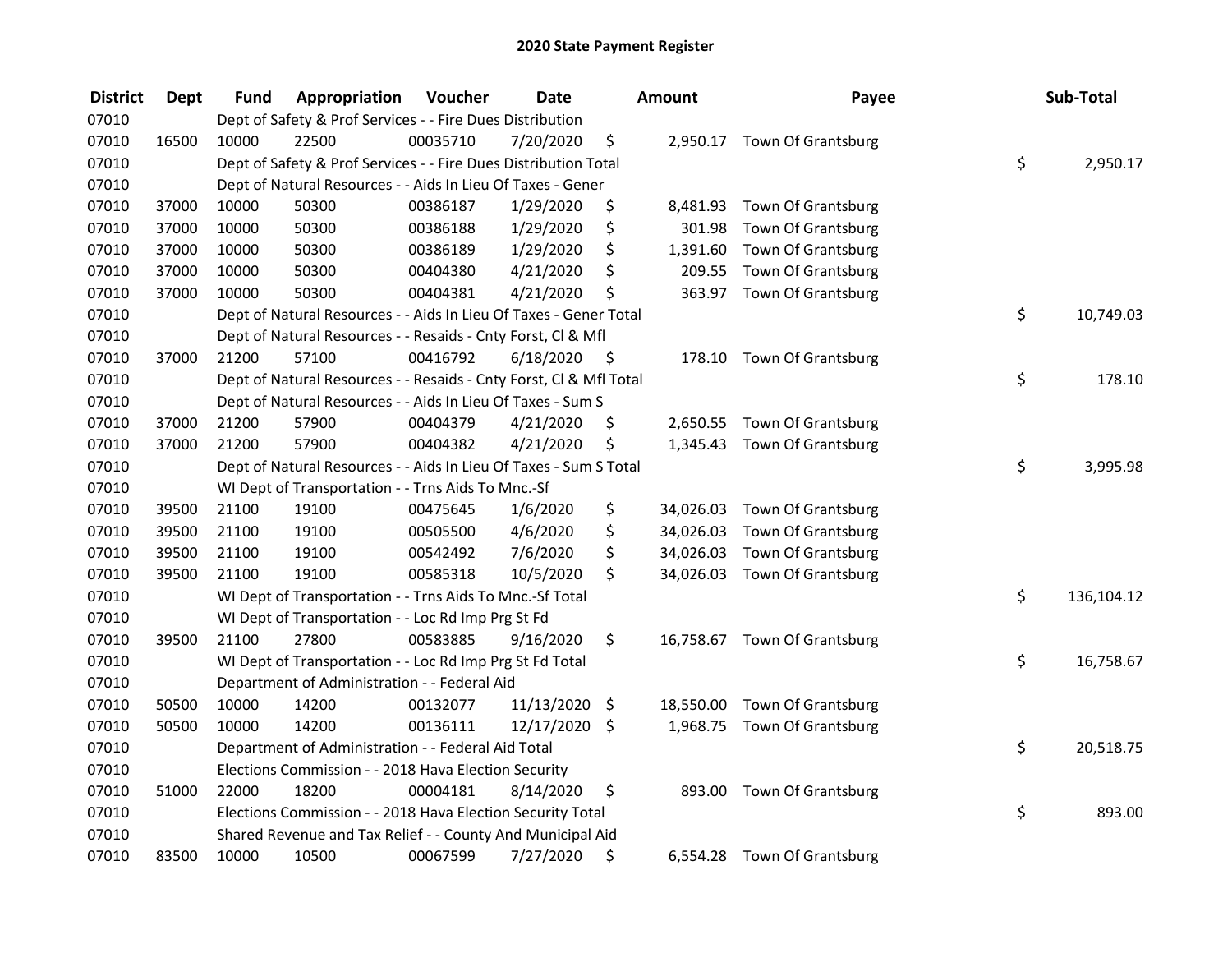# 2020 State Payment Register

| District | Dept | Fund | Appropriation | Voucher | Date | Amount | Payee | Sub-Total |
|---|---|---|---|---|---|---|---|---|
| 07010 | | Dept of Safety & Prof Services - - Fire Dues Distribution | | | | | | |
| 07010 | 16500 | 10000 | 22500 | 00035710 | 7/20/2020 | $ 2,950.17 | Town Of Grantsburg | |
| 07010 | | Dept of Safety & Prof Services - - Fire Dues Distribution Total | | | | | | $ 2,950.17 |
| 07010 | | Dept of Natural Resources - - Aids In Lieu Of Taxes - Gener | | | | | | |
| 07010 | 37000 | 10000 | 50300 | 00386187 | 1/29/2020 | $ 8,481.93 | Town Of Grantsburg | |
| 07010 | 37000 | 10000 | 50300 | 00386188 | 1/29/2020 | $ 301.98 | Town Of Grantsburg | |
| 07010 | 37000 | 10000 | 50300 | 00386189 | 1/29/2020 | $ 1,391.60 | Town Of Grantsburg | |
| 07010 | 37000 | 10000 | 50300 | 00404380 | 4/21/2020 | $ 209.55 | Town Of Grantsburg | |
| 07010 | 37000 | 10000 | 50300 | 00404381 | 4/21/2020 | $ 363.97 | Town Of Grantsburg | |
| 07010 | | Dept of Natural Resources - - Aids In Lieu Of Taxes - Gener Total | | | | | | $ 10,749.03 |
| 07010 | | Dept of Natural Resources - - Resaids - Cnty Forst, Cl & Mfl | | | | | | |
| 07010 | 37000 | 21200 | 57100 | 00416792 | 6/18/2020 | $ 178.10 | Town Of Grantsburg | |
| 07010 | | Dept of Natural Resources - - Resaids - Cnty Forst, Cl & Mfl Total | | | | | | $ 178.10 |
| 07010 | | Dept of Natural Resources - - Aids In Lieu Of Taxes - Sum S | | | | | | |
| 07010 | 37000 | 21200 | 57900 | 00404379 | 4/21/2020 | $ 2,650.55 | Town Of Grantsburg | |
| 07010 | 37000 | 21200 | 57900 | 00404382 | 4/21/2020 | $ 1,345.43 | Town Of Grantsburg | |
| 07010 | | Dept of Natural Resources - - Aids In Lieu Of Taxes - Sum S Total | | | | | | $ 3,995.98 |
| 07010 | | WI Dept of Transportation - - Trns Aids To Mnc.-Sf | | | | | | |
| 07010 | 39500 | 21100 | 19100 | 00475645 | 1/6/2020 | $ 34,026.03 | Town Of Grantsburg | |
| 07010 | 39500 | 21100 | 19100 | 00505500 | 4/6/2020 | $ 34,026.03 | Town Of Grantsburg | |
| 07010 | 39500 | 21100 | 19100 | 00542492 | 7/6/2020 | $ 34,026.03 | Town Of Grantsburg | |
| 07010 | 39500 | 21100 | 19100 | 00585318 | 10/5/2020 | $ 34,026.03 | Town Of Grantsburg | |
| 07010 | | WI Dept of Transportation - - Trns Aids To Mnc.-Sf Total | | | | | | $ 136,104.12 |
| 07010 | | WI Dept of Transportation - - Loc Rd Imp Prg St Fd | | | | | | |
| 07010 | 39500 | 21100 | 27800 | 00583885 | 9/16/2020 | $ 16,758.67 | Town Of Grantsburg | |
| 07010 | | WI Dept of Transportation - - Loc Rd Imp Prg St Fd Total | | | | | | $ 16,758.67 |
| 07010 | | Department of Administration - - Federal Aid | | | | | | |
| 07010 | 50500 | 10000 | 14200 | 00132077 | 11/13/2020 | $ 18,550.00 | Town Of Grantsburg | |
| 07010 | 50500 | 10000 | 14200 | 00136111 | 12/17/2020 | $ 1,968.75 | Town Of Grantsburg | |
| 07010 | | Department of Administration - - Federal Aid Total | | | | | | $ 20,518.75 |
| 07010 | | Elections Commission - - 2018 Hava Election Security | | | | | | |
| 07010 | 51000 | 22000 | 18200 | 00004181 | 8/14/2020 | $ 893.00 | Town Of Grantsburg | |
| 07010 | | Elections Commission - - 2018 Hava Election Security Total | | | | | | $ 893.00 |
| 07010 | | Shared Revenue and Tax Relief - - County And Municipal Aid | | | | | | |
| 07010 | 83500 | 10000 | 10500 | 00067599 | 7/27/2020 | $ 6,554.28 | Town Of Grantsburg | |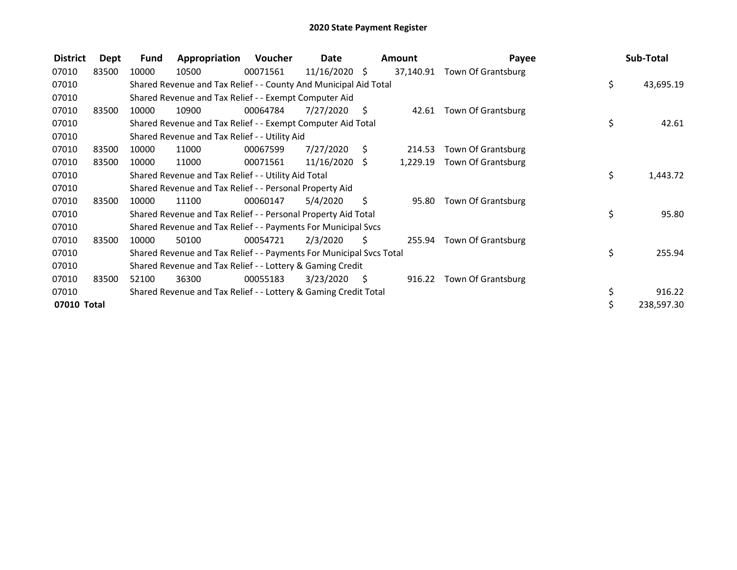# 2020 State Payment Register

| District | Dept | Fund | Appropriation | Voucher | Date | Amount | Payee | Sub-Total |
|---|---|---|---|---|---|---|---|---|
| 07010 | 83500 | 10000 | 10500 | 00071561 | 11/16/2020 | $ 37,140.91 | Town Of Grantsburg | |
| 07010 | | Shared Revenue and Tax Relief - - County And Municipal Aid Total | | | | | | $ 43,695.19 |
| 07010 | | Shared Revenue and Tax Relief - - Exempt Computer Aid | | | | | | |
| 07010 | 83500 | 10000 | 10900 | 00064784 | 7/27/2020 | $ 42.61 | Town Of Grantsburg | |
| 07010 | | Shared Revenue and Tax Relief - - Exempt Computer Aid Total | | | | | | $ 42.61 |
| 07010 | | Shared Revenue and Tax Relief - - Utility Aid | | | | | | |
| 07010 | 83500 | 10000 | 11000 | 00067599 | 7/27/2020 | $ 214.53 | Town Of Grantsburg | |
| 07010 | 83500 | 10000 | 11000 | 00071561 | 11/16/2020 | $ 1,229.19 | Town Of Grantsburg | |
| 07010 | | Shared Revenue and Tax Relief - - Utility Aid Total | | | | | | $ 1,443.72 |
| 07010 | | Shared Revenue and Tax Relief - - Personal Property Aid | | | | | | |
| 07010 | 83500 | 10000 | 11100 | 00060147 | 5/4/2020 | $ 95.80 | Town Of Grantsburg | |
| 07010 | | Shared Revenue and Tax Relief - - Personal Property Aid Total | | | | | | $ 95.80 |
| 07010 | | Shared Revenue and Tax Relief - - Payments For Municipal Svcs | | | | | | |
| 07010 | 83500 | 10000 | 50100 | 00054721 | 2/3/2020 | $ 255.94 | Town Of Grantsburg | |
| 07010 | | Shared Revenue and Tax Relief - - Payments For Municipal Svcs Total | | | | | | $ 255.94 |
| 07010 | | Shared Revenue and Tax Relief - - Lottery & Gaming Credit | | | | | | |
| 07010 | 83500 | 52100 | 36300 | 00055183 | 3/23/2020 | $ 916.22 | Town Of Grantsburg | |
| 07010 | | Shared Revenue and Tax Relief - - Lottery & Gaming Credit Total | | | | | | $ 916.22 |
| **07010 Total** | | | | | | | | $ 238,597.30 |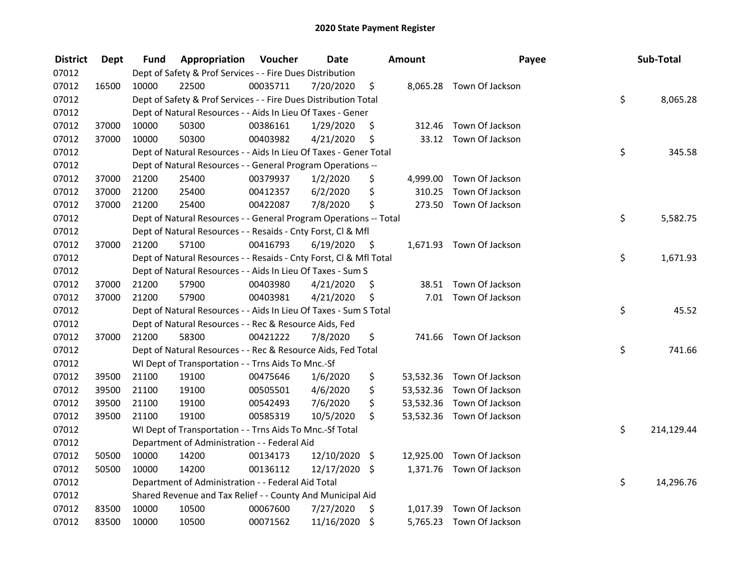## 2020 State Payment Register

| District | Dept | Fund | Appropriation | Voucher | Date | Amount | Payee | Sub-Total |
|---|---|---|---|---|---|---|---|---|
| 07012 | | Dept of Safety & Prof Services - - Fire Dues Distribution | | | | | | |
| 07012 | 16500 | 10000 | 22500 | 00035711 | 7/20/2020 | $ 8,065.28 | Town Of Jackson | |
| 07012 | | Dept of Safety & Prof Services - - Fire Dues Distribution Total | | | | | | $ 8,065.28 |
| 07012 | | Dept of Natural Resources - - Aids In Lieu Of Taxes - Gener | | | | | | |
| 07012 | 37000 | 10000 | 50300 | 00386161 | 1/29/2020 | $ 312.46 | Town Of Jackson | |
| 07012 | 37000 | 10000 | 50300 | 00403982 | 4/21/2020 | $ 33.12 | Town Of Jackson | |
| 07012 | | Dept of Natural Resources - - Aids In Lieu Of Taxes - Gener Total | | | | | | $ 345.58 |
| 07012 | | Dept of Natural Resources - - General Program Operations -- | | | | | | |
| 07012 | 37000 | 21200 | 25400 | 00379937 | 1/2/2020 | $ 4,999.00 | Town Of Jackson | |
| 07012 | 37000 | 21200 | 25400 | 00412357 | 6/2/2020 | $ 310.25 | Town Of Jackson | |
| 07012 | 37000 | 21200 | 25400 | 00422087 | 7/8/2020 | $ 273.50 | Town Of Jackson | |
| 07012 | | Dept of Natural Resources - - General Program Operations -- Total | | | | | | $ 5,582.75 |
| 07012 | | Dept of Natural Resources - - Resaids - Cnty Forst, Cl & Mfl | | | | | | |
| 07012 | 37000 | 21200 | 57100 | 00416793 | 6/19/2020 | $ 1,671.93 | Town Of Jackson | |
| 07012 | | Dept of Natural Resources - - Resaids - Cnty Forst, Cl & Mfl Total | | | | | | $ 1,671.93 |
| 07012 | | Dept of Natural Resources - - Aids In Lieu Of Taxes - Sum S | | | | | | |
| 07012 | 37000 | 21200 | 57900 | 00403980 | 4/21/2020 | $ 38.51 | Town Of Jackson | |
| 07012 | 37000 | 21200 | 57900 | 00403981 | 4/21/2020 | $ 7.01 | Town Of Jackson | |
| 07012 | | Dept of Natural Resources - - Aids In Lieu Of Taxes - Sum S Total | | | | | | $ 45.52 |
| 07012 | | Dept of Natural Resources - - Rec & Resource Aids, Fed | | | | | | |
| 07012 | 37000 | 21200 | 58300 | 00421222 | 7/8/2020 | $ 741.66 | Town Of Jackson | |
| 07012 | | Dept of Natural Resources - - Rec & Resource Aids, Fed Total | | | | | | $ 741.66 |
| 07012 | | WI Dept of Transportation - - Trns Aids To Mnc.-Sf | | | | | | |
| 07012 | 39500 | 21100 | 19100 | 00475646 | 1/6/2020 | $ 53,532.36 | Town Of Jackson | |
| 07012 | 39500 | 21100 | 19100 | 00505501 | 4/6/2020 | $ 53,532.36 | Town Of Jackson | |
| 07012 | 39500 | 21100 | 19100 | 00542493 | 7/6/2020 | $ 53,532.36 | Town Of Jackson | |
| 07012 | 39500 | 21100 | 19100 | 00585319 | 10/5/2020 | $ 53,532.36 | Town Of Jackson | |
| 07012 | | WI Dept of Transportation - - Trns Aids To Mnc.-Sf Total | | | | | | $ 214,129.44 |
| 07012 | | Department of Administration - - Federal Aid | | | | | | |
| 07012 | 50500 | 10000 | 14200 | 00134173 | 12/10/2020 | $ 12,925.00 | Town Of Jackson | |
| 07012 | 50500 | 10000 | 14200 | 00136112 | 12/17/2020 | $ 1,371.76 | Town Of Jackson | |
| 07012 | | Department of Administration - - Federal Aid Total | | | | | | $ 14,296.76 |
| 07012 | | Shared Revenue and Tax Relief - - County And Municipal Aid | | | | | | |
| 07012 | 83500 | 10000 | 10500 | 00067600 | 7/27/2020 | $ 1,017.39 | Town Of Jackson | |
| 07012 | 83500 | 10000 | 10500 | 00071562 | 11/16/2020 | $ 5,765.23 | Town Of Jackson | |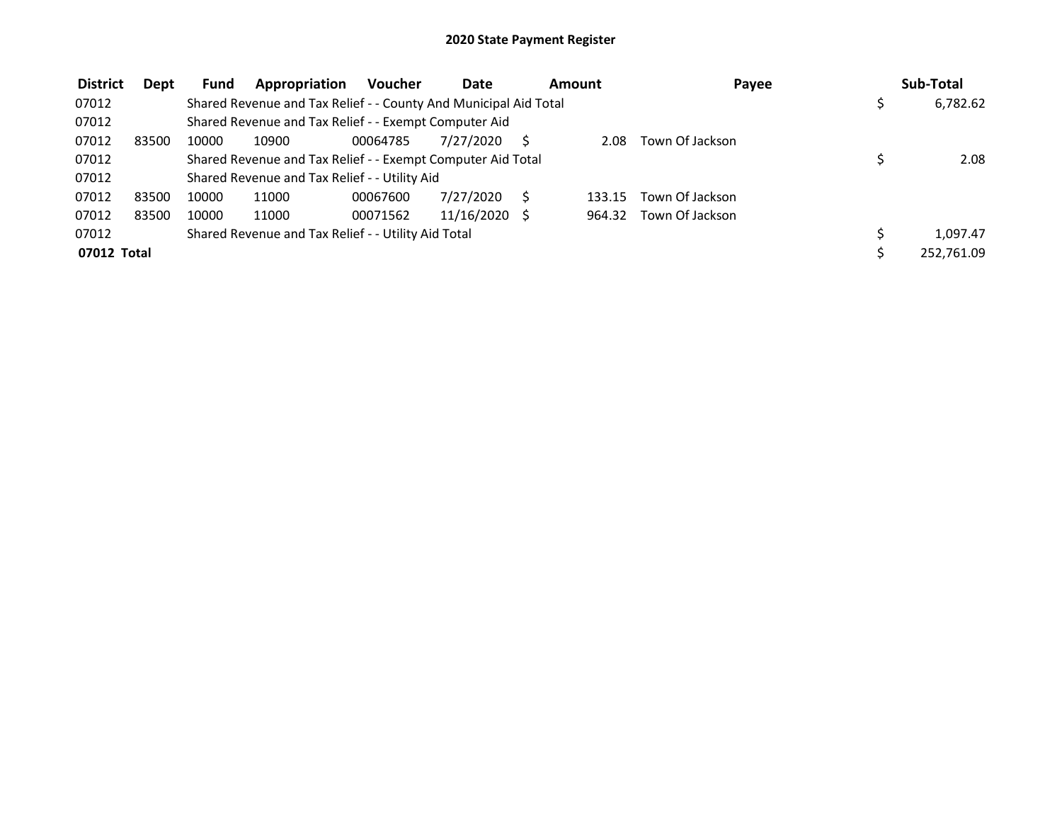# 2020 State Payment Register

| District | Dept | Fund | Appropriation | Voucher | Date | Amount | Payee | Sub-Total |
|---|---|---|---|---|---|---|---|---|
| 07012 | | Shared Revenue and Tax Relief - - County And Municipal Aid Total | | | | | | $ 6,782.62 |
| 07012 | | Shared Revenue and Tax Relief - - Exempt Computer Aid | | | | | | |
| 07012 | 83500 | 10000 | 10900 | 00064785 | 7/27/2020 | $ 2.08 | Town Of Jackson | |
| 07012 | | Shared Revenue and Tax Relief - - Exempt Computer Aid Total | | | | | | $ 2.08 |
| 07012 | | Shared Revenue and Tax Relief - - Utility Aid | | | | | | |
| 07012 | 83500 | 10000 | 11000 | 00067600 | 7/27/2020 | $ 133.15 | Town Of Jackson | |
| 07012 | 83500 | 10000 | 11000 | 00071562 | 11/16/2020 | $ 964.32 | Town Of Jackson | |
| 07012 | | Shared Revenue and Tax Relief - - Utility Aid Total | | | | | | $ 1,097.47 |
| **07012 Total** | | | | | | | | $ 252,761.09 |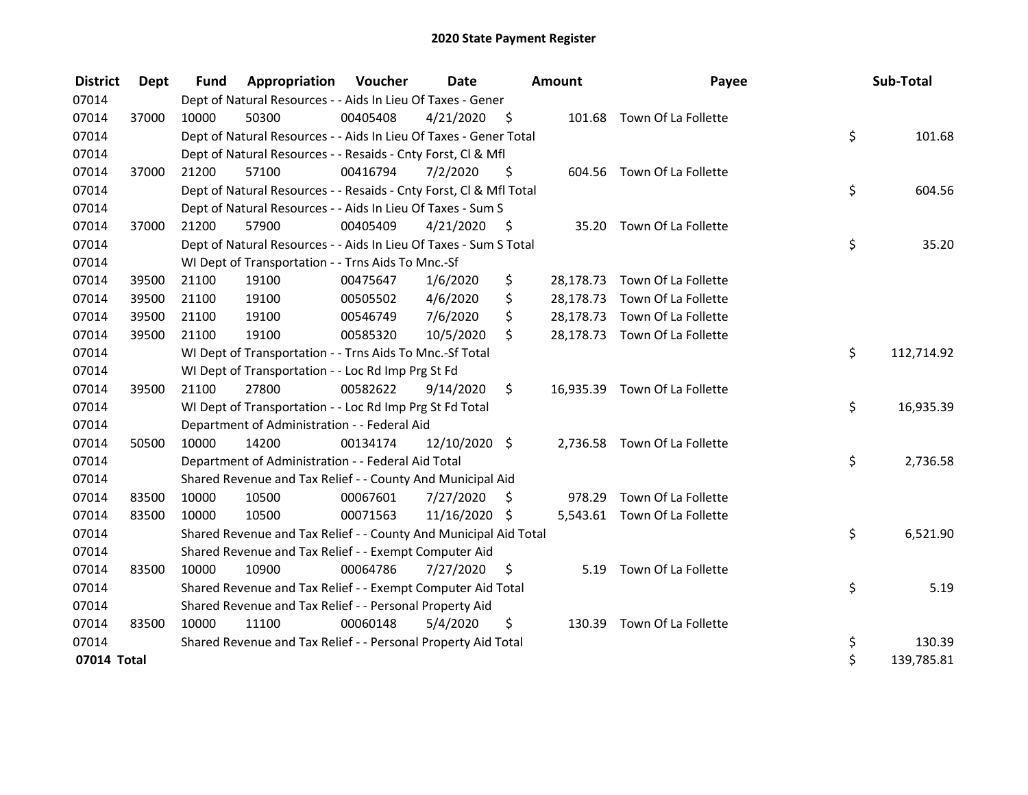# 2020 State Payment Register

| District | Dept | Fund | Appropriation | Voucher | Date | Amount | Payee | Sub-Total |
|---|---|---|---|---|---|---|---|---|
| 07014 | | Dept of Natural Resources - - Aids In Lieu Of Taxes - Gener | | | | | | |
| 07014 | 37000 | 10000 | 50300 | 00405408 | 4/21/2020 | $ 101.68 | Town Of La Follette | |
| 07014 | | Dept of Natural Resources - - Aids In Lieu Of Taxes - Gener Total | | | | | | $ 101.68 |
| 07014 | | Dept of Natural Resources - - Resaids - Cnty Forst, Cl & Mfl | | | | | | |
| 07014 | 37000 | 21200 | 57100 | 00416794 | 7/2/2020 | $ 604.56 | Town Of La Follette | |
| 07014 | | Dept of Natural Resources - - Resaids - Cnty Forst, Cl & Mfl Total | | | | | | $ 604.56 |
| 07014 | | Dept of Natural Resources - - Aids In Lieu Of Taxes - Sum S | | | | | | |
| 07014 | 37000 | 21200 | 57900 | 00405409 | 4/21/2020 | $ 35.20 | Town Of La Follette | |
| 07014 | | Dept of Natural Resources - - Aids In Lieu Of Taxes - Sum S Total | | | | | | $ 35.20 |
| 07014 | | WI Dept of Transportation - - Trns Aids To Mnc.-Sf | | | | | | |
| 07014 | 39500 | 21100 | 19100 | 00475647 | 1/6/2020 | $ 28,178.73 | Town Of La Follette | |
| 07014 | 39500 | 21100 | 19100 | 00505502 | 4/6/2020 | $ 28,178.73 | Town Of La Follette | |
| 07014 | 39500 | 21100 | 19100 | 00546749 | 7/6/2020 | $ 28,178.73 | Town Of La Follette | |
| 07014 | 39500 | 21100 | 19100 | 00585320 | 10/5/2020 | $ 28,178.73 | Town Of La Follette | |
| 07014 | | WI Dept of Transportation - - Trns Aids To Mnc.-Sf Total | | | | | | $ 112,714.92 |
| 07014 | | WI Dept of Transportation - - Loc Rd Imp Prg St Fd | | | | | | |
| 07014 | 39500 | 21100 | 27800 | 00582622 | 9/14/2020 | $ 16,935.39 | Town Of La Follette | |
| 07014 | | WI Dept of Transportation - - Loc Rd Imp Prg St Fd Total | | | | | | $ 16,935.39 |
| 07014 | | Department of Administration - - Federal Aid | | | | | | |
| 07014 | 50500 | 10000 | 14200 | 00134174 | 12/10/2020 | $ 2,736.58 | Town Of La Follette | |
| 07014 | | Department of Administration - - Federal Aid Total | | | | | | $ 2,736.58 |
| 07014 | | Shared Revenue and Tax Relief - - County And Municipal Aid | | | | | | |
| 07014 | 83500 | 10000 | 10500 | 00067601 | 7/27/2020 | $ 978.29 | Town Of La Follette | |
| 07014 | 83500 | 10000 | 10500 | 00071563 | 11/16/2020 | $ 5,543.61 | Town Of La Follette | |
| 07014 | | Shared Revenue and Tax Relief - - County And Municipal Aid Total | | | | | | $ 6,521.90 |
| 07014 | | Shared Revenue and Tax Relief - - Exempt Computer Aid | | | | | | |
| 07014 | 83500 | 10000 | 10900 | 00064786 | 7/27/2020 | $ 5.19 | Town Of La Follette | |
| 07014 | | Shared Revenue and Tax Relief - - Exempt Computer Aid Total | | | | | | $ 5.19 |
| 07014 | | Shared Revenue and Tax Relief - - Personal Property Aid | | | | | | |
| 07014 | 83500 | 10000 | 11100 | 00060148 | 5/4/2020 | $ 130.39 | Town Of La Follette | |
| 07014 | | Shared Revenue and Tax Relief - - Personal Property Aid Total | | | | | | $ 130.39 |
| **07014 Total** | | | | | | | | $ 139,785.81 |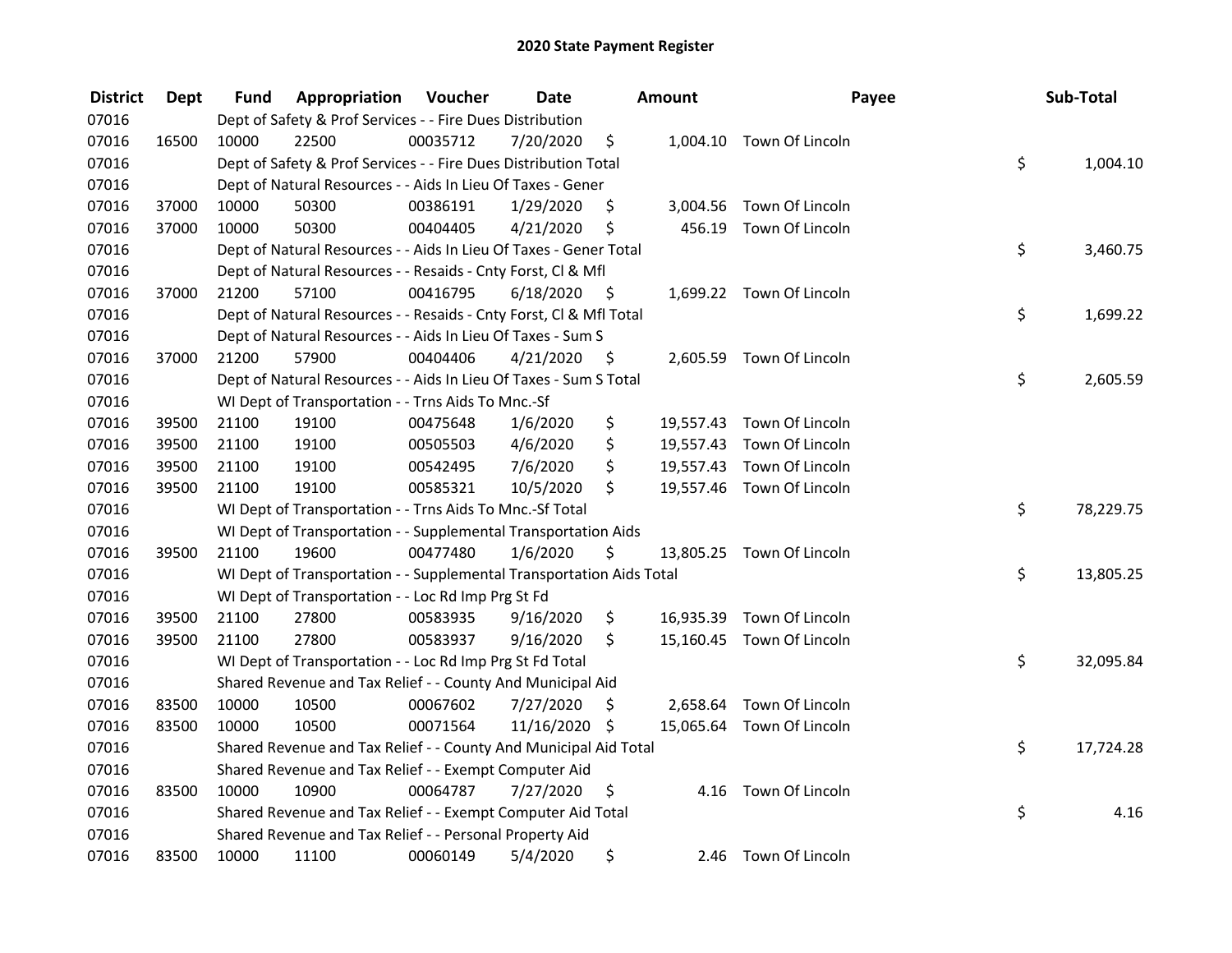# 2020 State Payment Register

| District | Dept | Fund | Appropriation | Voucher | Date | Amount | Payee | Sub-Total |
|---|---|---|---|---|---|---|---|---|
| 07016 | | Dept of Safety & Prof Services - - Fire Dues Distribution | | | | | | |
| 07016 | 16500 | 10000 | 22500 | 00035712 | 7/20/2020 | $ 1,004.10 | Town Of Lincoln | |
| 07016 | | Dept of Safety & Prof Services - - Fire Dues Distribution Total | | | | | | $ 1,004.10 |
| 07016 | | Dept of Natural Resources - - Aids In Lieu Of Taxes - Gener | | | | | | |
| 07016 | 37000 | 10000 | 50300 | 00386191 | 1/29/2020 | $ 3,004.56 | Town Of Lincoln | |
| 07016 | 37000 | 10000 | 50300 | 00404405 | 4/21/2020 | $ 456.19 | Town Of Lincoln | |
| 07016 | | Dept of Natural Resources - - Aids In Lieu Of Taxes - Gener Total | | | | | | $ 3,460.75 |
| 07016 | | Dept of Natural Resources - - Resaids - Cnty Forst, Cl & Mfl | | | | | | |
| 07016 | 37000 | 21200 | 57100 | 00416795 | 6/18/2020 | $ 1,699.22 | Town Of Lincoln | |
| 07016 | | Dept of Natural Resources - - Resaids - Cnty Forst, Cl & Mfl Total | | | | | | $ 1,699.22 |
| 07016 | | Dept of Natural Resources - - Aids In Lieu Of Taxes - Sum S | | | | | | |
| 07016 | 37000 | 21200 | 57900 | 00404406 | 4/21/2020 | $ 2,605.59 | Town Of Lincoln | |
| 07016 | | Dept of Natural Resources - - Aids In Lieu Of Taxes - Sum S Total | | | | | | $ 2,605.59 |
| 07016 | | WI Dept of Transportation - - Trns Aids To Mnc.-Sf | | | | | | |
| 07016 | 39500 | 21100 | 19100 | 00475648 | 1/6/2020 | $ 19,557.43 | Town Of Lincoln | |
| 07016 | 39500 | 21100 | 19100 | 00505503 | 4/6/2020 | $ 19,557.43 | Town Of Lincoln | |
| 07016 | 39500 | 21100 | 19100 | 00542495 | 7/6/2020 | $ 19,557.43 | Town Of Lincoln | |
| 07016 | 39500 | 21100 | 19100 | 00585321 | 10/5/2020 | $ 19,557.46 | Town Of Lincoln | |
| 07016 | | WI Dept of Transportation - - Trns Aids To Mnc.-Sf Total | | | | | | $ 78,229.75 |
| 07016 | | WI Dept of Transportation - - Supplemental Transportation Aids | | | | | | |
| 07016 | 39500 | 21100 | 19600 | 00477480 | 1/6/2020 | $ 13,805.25 | Town Of Lincoln | |
| 07016 | | WI Dept of Transportation - - Supplemental Transportation Aids Total | | | | | | $ 13,805.25 |
| 07016 | | WI Dept of Transportation - - Loc Rd Imp Prg St Fd | | | | | | |
| 07016 | 39500 | 21100 | 27800 | 00583935 | 9/16/2020 | $ 16,935.39 | Town Of Lincoln | |
| 07016 | 39500 | 21100 | 27800 | 00583937 | 9/16/2020 | $ 15,160.45 | Town Of Lincoln | |
| 07016 | | WI Dept of Transportation - - Loc Rd Imp Prg St Fd Total | | | | | | $ 32,095.84 |
| 07016 | | Shared Revenue and Tax Relief - - County And Municipal Aid | | | | | | |
| 07016 | 83500 | 10000 | 10500 | 00067602 | 7/27/2020 | $ 2,658.64 | Town Of Lincoln | |
| 07016 | 83500 | 10000 | 10500 | 00071564 | 11/16/2020 | $ 15,065.64 | Town Of Lincoln | |
| 07016 | | Shared Revenue and Tax Relief - - County And Municipal Aid Total | | | | | | $ 17,724.28 |
| 07016 | | Shared Revenue and Tax Relief - - Exempt Computer Aid | | | | | | |
| 07016 | 83500 | 10000 | 10900 | 00064787 | 7/27/2020 | $ 4.16 | Town Of Lincoln | |
| 07016 | | Shared Revenue and Tax Relief - - Exempt Computer Aid Total | | | | | | $ 4.16 |
| 07016 | | Shared Revenue and Tax Relief - - Personal Property Aid | | | | | | |
| 07016 | 83500 | 10000 | 11100 | 00060149 | 5/4/2020 | $ 2.46 | Town Of Lincoln | |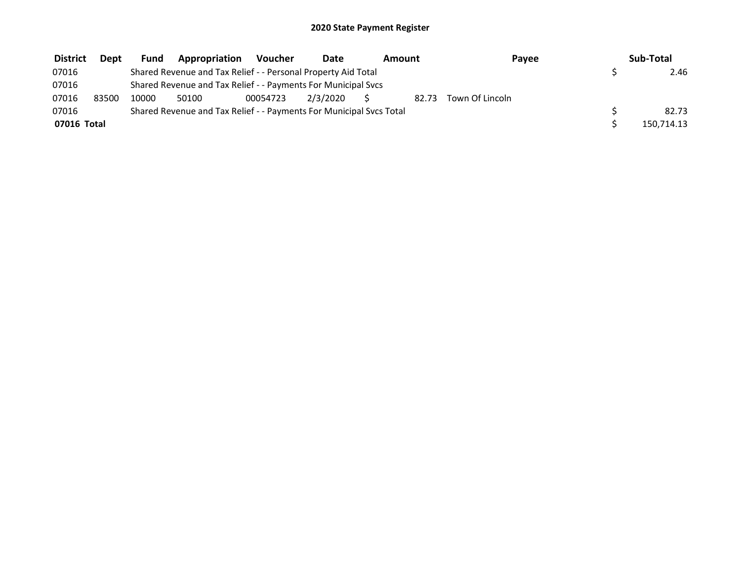# 2020 State Payment Register

| District | Dept | Fund | Appropriation | Voucher | Date | Amount | Payee | Sub-Total |
|---|---|---|---|---|---|---|---|---|
| 07016 | | Shared Revenue and Tax Relief - - Personal Property Aid Total | | | | | | $ 2.46 |
| 07016 | | Shared Revenue and Tax Relief - - Payments For Municipal Svcs | | | | | | |
| 07016 | 83500 | 10000 | 50100 | 00054723 | 2/3/2020 | $ 82.73 | Town Of Lincoln | |
| 07016 | | Shared Revenue and Tax Relief - - Payments For Municipal Svcs Total | | | | | | $ 82.73 |
| **07016 Total** | | | | | | | | $ 150,714.13 |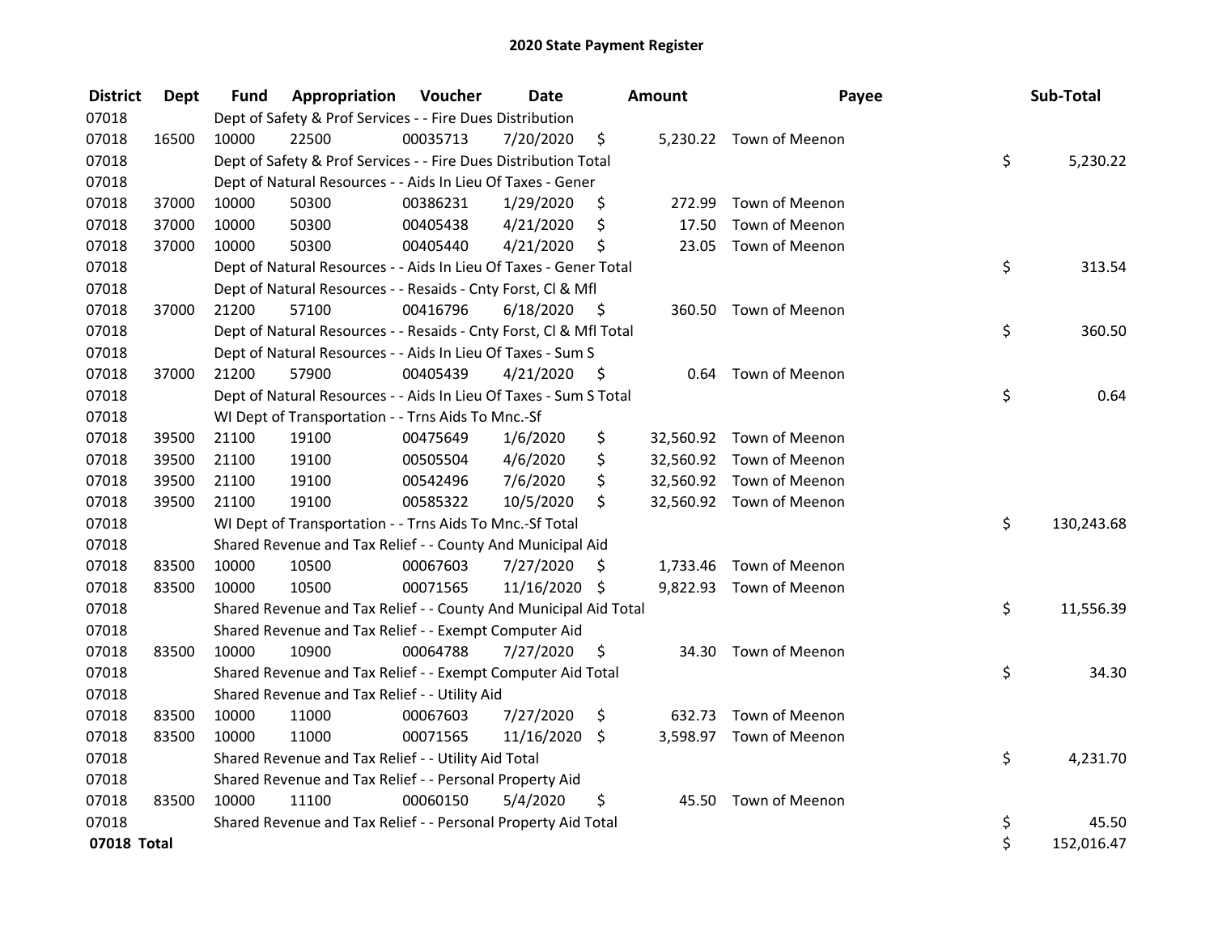# 2020 State Payment Register

| District | Dept | Fund | Appropriation | Voucher | Date | Amount | Payee | Sub-Total |
|---|---|---|---|---|---|---|---|---|
| 07018 | | Dept of Safety & Prof Services - - Fire Dues Distribution | | | | | | |
| 07018 | 16500 | 10000 | 22500 | 00035713 | 7/20/2020 | $ 5,230.22 | Town of Meenon | |
| 07018 | | Dept of Safety & Prof Services - - Fire Dues Distribution Total | | | | | | $ 5,230.22 |
| 07018 | | Dept of Natural Resources - - Aids In Lieu Of Taxes - Gener | | | | | | |
| 07018 | 37000 | 10000 | 50300 | 00386231 | 1/29/2020 | $ 272.99 | Town of Meenon | |
| 07018 | 37000 | 10000 | 50300 | 00405438 | 4/21/2020 | $ 17.50 | Town of Meenon | |
| 07018 | 37000 | 10000 | 50300 | 00405440 | 4/21/2020 | $ 23.05 | Town of Meenon | |
| 07018 | | Dept of Natural Resources - - Aids In Lieu Of Taxes - Gener Total | | | | | | $ 313.54 |
| 07018 | | Dept of Natural Resources - - Resaids - Cnty Forst, Cl & Mfl | | | | | | |
| 07018 | 37000 | 21200 | 57100 | 00416796 | 6/18/2020 | $ 360.50 | Town of Meenon | |
| 07018 | | Dept of Natural Resources - - Resaids - Cnty Forst, Cl & Mfl Total | | | | | | $ 360.50 |
| 07018 | | Dept of Natural Resources - - Aids In Lieu Of Taxes - Sum S | | | | | | |
| 07018 | 37000 | 21200 | 57900 | 00405439 | 4/21/2020 | $ 0.64 | Town of Meenon | |
| 07018 | | Dept of Natural Resources - - Aids In Lieu Of Taxes - Sum S Total | | | | | | $ 0.64 |
| 07018 | | WI Dept of Transportation - - Trns Aids To Mnc.-Sf | | | | | | |
| 07018 | 39500 | 21100 | 19100 | 00475649 | 1/6/2020 | $ 32,560.92 | Town of Meenon | |
| 07018 | 39500 | 21100 | 19100 | 00505504 | 4/6/2020 | $ 32,560.92 | Town of Meenon | |
| 07018 | 39500 | 21100 | 19100 | 00542496 | 7/6/2020 | $ 32,560.92 | Town of Meenon | |
| 07018 | 39500 | 21100 | 19100 | 00585322 | 10/5/2020 | $ 32,560.92 | Town of Meenon | |
| 07018 | | WI Dept of Transportation - - Trns Aids To Mnc.-Sf Total | | | | | | $ 130,243.68 |
| 07018 | | Shared Revenue and Tax Relief - - County And Municipal Aid | | | | | | |
| 07018 | 83500 | 10000 | 10500 | 00067603 | 7/27/2020 | $ 1,733.46 | Town of Meenon | |
| 07018 | 83500 | 10000 | 10500 | 00071565 | 11/16/2020 | $ 9,822.93 | Town of Meenon | |
| 07018 | | Shared Revenue and Tax Relief - - County And Municipal Aid Total | | | | | | $ 11,556.39 |
| 07018 | | Shared Revenue and Tax Relief - - Exempt Computer Aid | | | | | | |
| 07018 | 83500 | 10000 | 10900 | 00064788 | 7/27/2020 | $ 34.30 | Town of Meenon | |
| 07018 | | Shared Revenue and Tax Relief - - Exempt Computer Aid Total | | | | | | $ 34.30 |
| 07018 | | Shared Revenue and Tax Relief - - Utility Aid | | | | | | |
| 07018 | 83500 | 10000 | 11000 | 00067603 | 7/27/2020 | $ 632.73 | Town of Meenon | |
| 07018 | 83500 | 10000 | 11000 | 00071565 | 11/16/2020 | $ 3,598.97 | Town of Meenon | |
| 07018 | | Shared Revenue and Tax Relief - - Utility Aid Total | | | | | | $ 4,231.70 |
| 07018 | | Shared Revenue and Tax Relief - - Personal Property Aid | | | | | | |
| 07018 | 83500 | 10000 | 11100 | 00060150 | 5/4/2020 | $ 45.50 | Town of Meenon | |
| 07018 | | Shared Revenue and Tax Relief - - Personal Property Aid Total | | | | | | $ 45.50 |
| **07018 Total** | | | | | | | | $ 152,016.47 |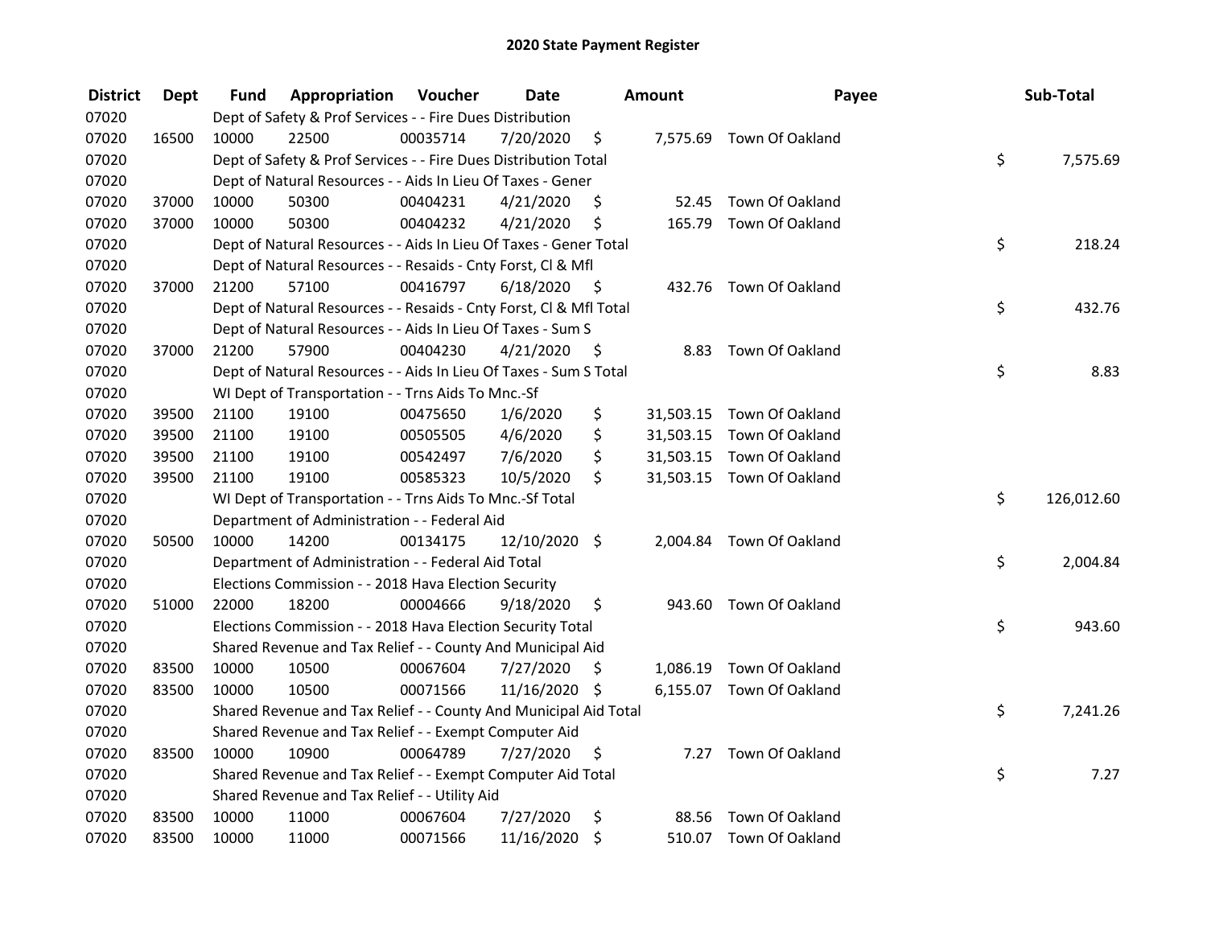# 2020 State Payment Register

| District | Dept | Fund | Appropriation | Voucher | Date | Amount | Payee | Sub-Total |
|---|---|---|---|---|---|---|---|---|
| 07020 | | Dept of Safety & Prof Services - - Fire Dues Distribution | | | | | | |
| 07020 | 16500 | 10000 | 22500 | 00035714 | 7/20/2020 | $ 7,575.69 | Town Of Oakland | |
| 07020 | | Dept of Safety & Prof Services - - Fire Dues Distribution Total | | | | | | $ 7,575.69 |
| 07020 | | Dept of Natural Resources - - Aids In Lieu Of Taxes - Gener | | | | | | |
| 07020 | 37000 | 10000 | 50300 | 00404231 | 4/21/2020 | $ 52.45 | Town Of Oakland | |
| 07020 | 37000 | 10000 | 50300 | 00404232 | 4/21/2020 | $ 165.79 | Town Of Oakland | |
| 07020 | | Dept of Natural Resources - - Aids In Lieu Of Taxes - Gener Total | | | | | | $ 218.24 |
| 07020 | | Dept of Natural Resources - - Resaids - Cnty Forst, Cl & Mfl | | | | | | |
| 07020 | 37000 | 21200 | 57100 | 00416797 | 6/18/2020 | $ 432.76 | Town Of Oakland | |
| 07020 | | Dept of Natural Resources - - Resaids - Cnty Forst, Cl & Mfl Total | | | | | | $ 432.76 |
| 07020 | | Dept of Natural Resources - - Aids In Lieu Of Taxes - Sum S | | | | | | |
| 07020 | 37000 | 21200 | 57900 | 00404230 | 4/21/2020 | $ 8.83 | Town Of Oakland | |
| 07020 | | Dept of Natural Resources - - Aids In Lieu Of Taxes - Sum S Total | | | | | | $ 8.83 |
| 07020 | | WI Dept of Transportation - - Trns Aids To Mnc.-Sf | | | | | | |
| 07020 | 39500 | 21100 | 19100 | 00475650 | 1/6/2020 | $ 31,503.15 | Town Of Oakland | |
| 07020 | 39500 | 21100 | 19100 | 00505505 | 4/6/2020 | $ 31,503.15 | Town Of Oakland | |
| 07020 | 39500 | 21100 | 19100 | 00542497 | 7/6/2020 | $ 31,503.15 | Town Of Oakland | |
| 07020 | 39500 | 21100 | 19100 | 00585323 | 10/5/2020 | $ 31,503.15 | Town Of Oakland | |
| 07020 | | WI Dept of Transportation - - Trns Aids To Mnc.-Sf Total | | | | | | $ 126,012.60 |
| 07020 | | Department of Administration - - Federal Aid | | | | | | |
| 07020 | 50500 | 10000 | 14200 | 00134175 | 12/10/2020 | $ 2,004.84 | Town Of Oakland | |
| 07020 | | Department of Administration - - Federal Aid Total | | | | | | $ 2,004.84 |
| 07020 | | Elections Commission - - 2018 Hava Election Security | | | | | | |
| 07020 | 51000 | 22000 | 18200 | 00004666 | 9/18/2020 | $ 943.60 | Town Of Oakland | |
| 07020 | | Elections Commission - - 2018 Hava Election Security Total | | | | | | $ 943.60 |
| 07020 | | Shared Revenue and Tax Relief - - County And Municipal Aid | | | | | | |
| 07020 | 83500 | 10000 | 10500 | 00067604 | 7/27/2020 | $ 1,086.19 | Town Of Oakland | |
| 07020 | 83500 | 10000 | 10500 | 00071566 | 11/16/2020 | $ 6,155.07 | Town Of Oakland | |
| 07020 | | Shared Revenue and Tax Relief - - County And Municipal Aid Total | | | | | | $ 7,241.26 |
| 07020 | | Shared Revenue and Tax Relief - - Exempt Computer Aid | | | | | | |
| 07020 | 83500 | 10000 | 10900 | 00064789 | 7/27/2020 | $ 7.27 | Town Of Oakland | |
| 07020 | | Shared Revenue and Tax Relief - - Exempt Computer Aid Total | | | | | | $ 7.27 |
| 07020 | | Shared Revenue and Tax Relief - - Utility Aid | | | | | | |
| 07020 | 83500 | 10000 | 11000 | 00067604 | 7/27/2020 | $ 88.56 | Town Of Oakland | |
| 07020 | 83500 | 10000 | 11000 | 00071566 | 11/16/2020 | $ 510.07 | Town Of Oakland | |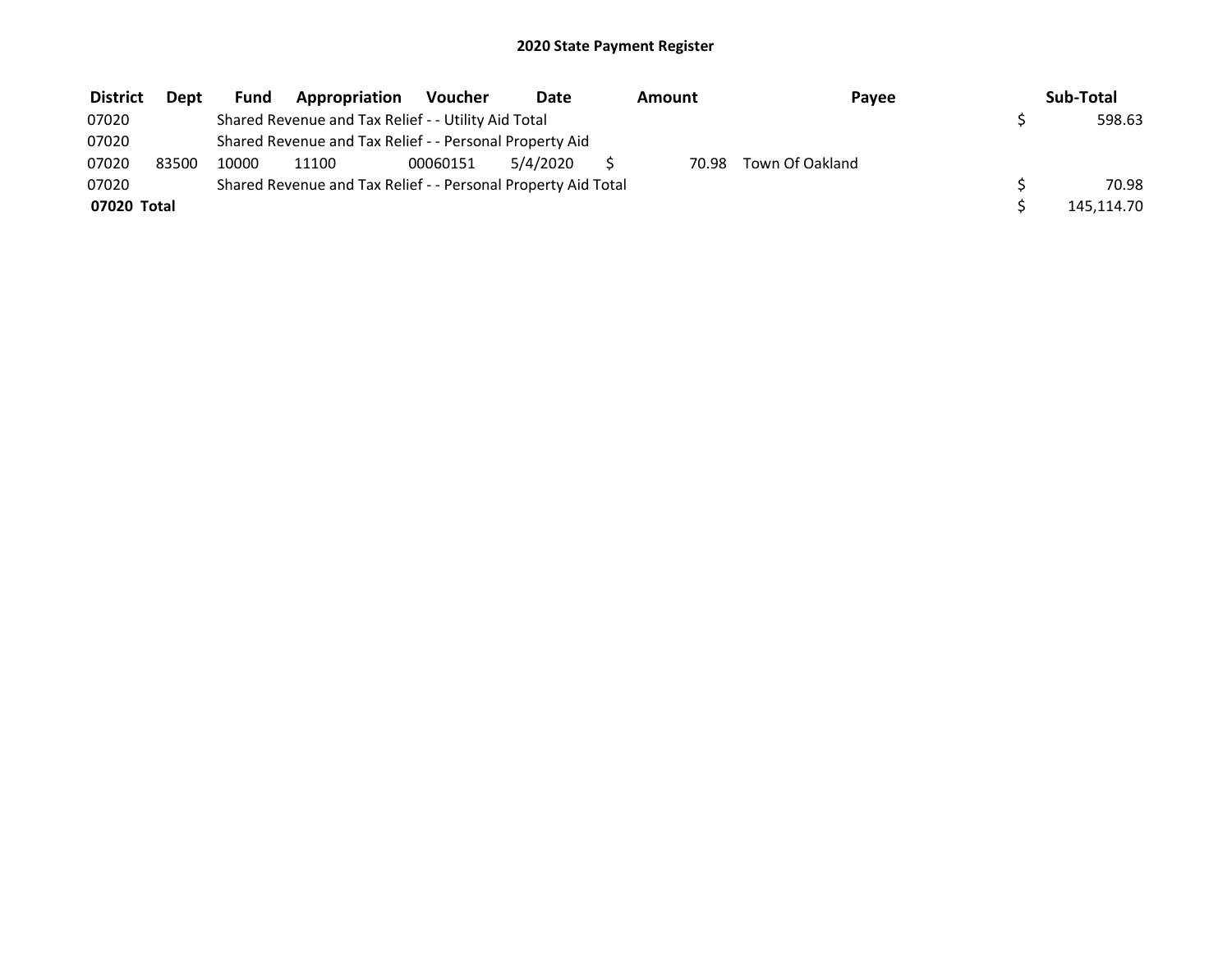# 2020 State Payment Register

| District | Dept | Fund | Appropriation | Voucher | Date | Amount | Payee | Sub-Total |
|---|---|---|---|---|---|---|---|---|
| 07020 | | Shared Revenue and Tax Relief - - Utility Aid Total | | | | | | $ 598.63 |
| 07020 | | Shared Revenue and Tax Relief - - Personal Property Aid | | | | | | |
| 07020 | 83500 | 10000 | 11100 | 00060151 | 5/4/2020 | $ 70.98 | Town Of Oakland | |
| 07020 | | Shared Revenue and Tax Relief - - Personal Property Aid Total | | | | | | $ 70.98 |
| **07020 Total** | | | | | | | | $ 145,114.70 |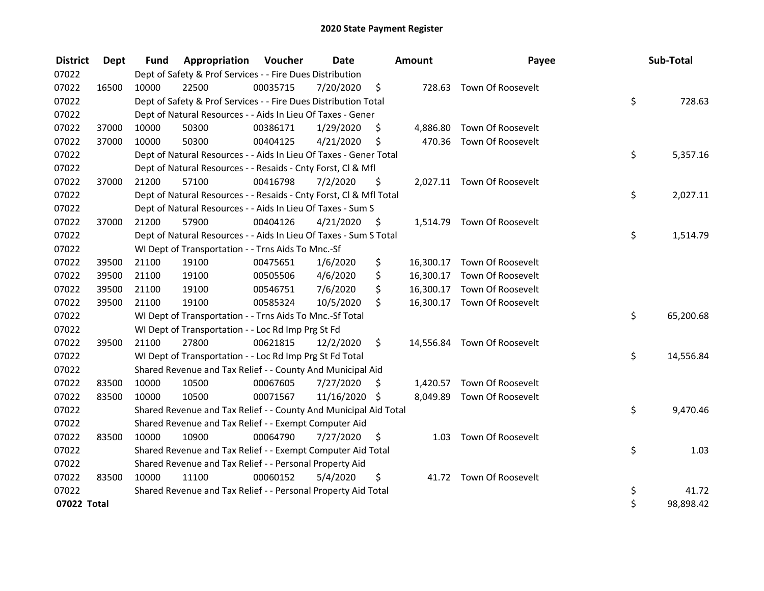# 2020 State Payment Register

| District | Dept | Fund | Appropriation | Voucher | Date | Amount | Payee | Sub-Total |
|---|---|---|---|---|---|---|---|---|
| 07022 | | Dept of Safety & Prof Services - - Fire Dues Distribution | | | | | | |
| 07022 | 16500 | 10000 | 22500 | 00035715 | 7/20/2020 | $ 728.63 | Town Of Roosevelt | |
| 07022 | | Dept of Safety & Prof Services - - Fire Dues Distribution Total | | | | | | $ 728.63 |
| 07022 | | Dept of Natural Resources - - Aids In Lieu Of Taxes - Gener | | | | | | |
| 07022 | 37000 | 10000 | 50300 | 00386171 | 1/29/2020 | $ 4,886.80 | Town Of Roosevelt | |
| 07022 | 37000 | 10000 | 50300 | 00404125 | 4/21/2020 | $ 470.36 | Town Of Roosevelt | |
| 07022 | | Dept of Natural Resources - - Aids In Lieu Of Taxes - Gener Total | | | | | | $ 5,357.16 |
| 07022 | | Dept of Natural Resources - - Resaids - Cnty Forst, Cl & Mfl | | | | | | |
| 07022 | 37000 | 21200 | 57100 | 00416798 | 7/2/2020 | $ 2,027.11 | Town Of Roosevelt | |
| 07022 | | Dept of Natural Resources - - Resaids - Cnty Forst, Cl & Mfl Total | | | | | | $ 2,027.11 |
| 07022 | | Dept of Natural Resources - - Aids In Lieu Of Taxes - Sum S | | | | | | |
| 07022 | 37000 | 21200 | 57900 | 00404126 | 4/21/2020 | $ 1,514.79 | Town Of Roosevelt | |
| 07022 | | Dept of Natural Resources - - Aids In Lieu Of Taxes - Sum S Total | | | | | | $ 1,514.79 |
| 07022 | | WI Dept of Transportation - - Trns Aids To Mnc.-Sf | | | | | | |
| 07022 | 39500 | 21100 | 19100 | 00475651 | 1/6/2020 | $ 16,300.17 | Town Of Roosevelt | |
| 07022 | 39500 | 21100 | 19100 | 00505506 | 4/6/2020 | $ 16,300.17 | Town Of Roosevelt | |
| 07022 | 39500 | 21100 | 19100 | 00546751 | 7/6/2020 | $ 16,300.17 | Town Of Roosevelt | |
| 07022 | 39500 | 21100 | 19100 | 00585324 | 10/5/2020 | $ 16,300.17 | Town Of Roosevelt | |
| 07022 | | WI Dept of Transportation - - Trns Aids To Mnc.-Sf Total | | | | | | $ 65,200.68 |
| 07022 | | WI Dept of Transportation - - Loc Rd Imp Prg St Fd | | | | | | |
| 07022 | 39500 | 21100 | 27800 | 00621815 | 12/2/2020 | $ 14,556.84 | Town Of Roosevelt | |
| 07022 | | WI Dept of Transportation - - Loc Rd Imp Prg St Fd Total | | | | | | $ 14,556.84 |
| 07022 | | Shared Revenue and Tax Relief - - County And Municipal Aid | | | | | | |
| 07022 | 83500 | 10000 | 10500 | 00067605 | 7/27/2020 | $ 1,420.57 | Town Of Roosevelt | |
| 07022 | 83500 | 10000 | 10500 | 00071567 | 11/16/2020 | $ 8,049.89 | Town Of Roosevelt | |
| 07022 | | Shared Revenue and Tax Relief - - County And Municipal Aid Total | | | | | | $ 9,470.46 |
| 07022 | | Shared Revenue and Tax Relief - - Exempt Computer Aid | | | | | | |
| 07022 | 83500 | 10000 | 10900 | 00064790 | 7/27/2020 | $ 1.03 | Town Of Roosevelt | |
| 07022 | | Shared Revenue and Tax Relief - - Exempt Computer Aid Total | | | | | | $ 1.03 |
| 07022 | | Shared Revenue and Tax Relief - - Personal Property Aid | | | | | | |
| 07022 | 83500 | 10000 | 11100 | 00060152 | 5/4/2020 | $ 41.72 | Town Of Roosevelt | |
| 07022 | | Shared Revenue and Tax Relief - - Personal Property Aid Total | | | | | | $ 41.72 |
| **07022 Total** | | | | | | | | $ 98,898.42 |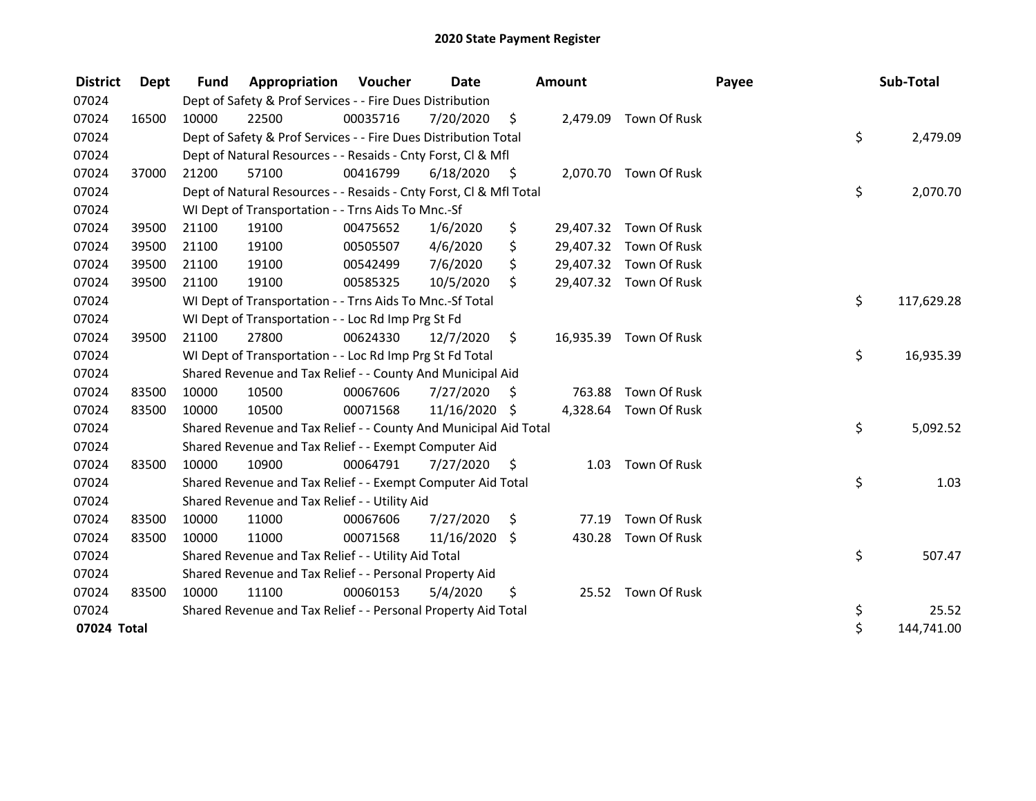# 2020 State Payment Register

| District | Dept | Fund | Appropriation | Voucher | Date | Amount | Payee | Sub-Total |
|---|---|---|---|---|---|---|---|---|
| 07024 | | Dept of Safety & Prof Services - - Fire Dues Distribution | | | | | | |
| 07024 | 16500 | 10000 | 22500 | 00035716 | 7/20/2020 | $ 2,479.09 | Town Of Rusk | |
| 07024 | | Dept of Safety & Prof Services - - Fire Dues Distribution Total | | | | | | $ 2,479.09 |
| 07024 | | Dept of Natural Resources - - Resaids - Cnty Forst, Cl & Mfl | | | | | | |
| 07024 | 37000 | 21200 | 57100 | 00416799 | 6/18/2020 | $ 2,070.70 | Town Of Rusk | |
| 07024 | | Dept of Natural Resources - - Resaids - Cnty Forst, Cl & Mfl Total | | | | | | $ 2,070.70 |
| 07024 | | WI Dept of Transportation - - Trns Aids To Mnc.-Sf | | | | | | |
| 07024 | 39500 | 21100 | 19100 | 00475652 | 1/6/2020 | $ 29,407.32 | Town Of Rusk | |
| 07024 | 39500 | 21100 | 19100 | 00505507 | 4/6/2020 | $ 29,407.32 | Town Of Rusk | |
| 07024 | 39500 | 21100 | 19100 | 00542499 | 7/6/2020 | $ 29,407.32 | Town Of Rusk | |
| 07024 | 39500 | 21100 | 19100 | 00585325 | 10/5/2020 | $ 29,407.32 | Town Of Rusk | |
| 07024 | | WI Dept of Transportation - - Trns Aids To Mnc.-Sf Total | | | | | | $ 117,629.28 |
| 07024 | | WI Dept of Transportation - - Loc Rd Imp Prg St Fd | | | | | | |
| 07024 | 39500 | 21100 | 27800 | 00624330 | 12/7/2020 | $ 16,935.39 | Town Of Rusk | |
| 07024 | | WI Dept of Transportation - - Loc Rd Imp Prg St Fd Total | | | | | | $ 16,935.39 |
| 07024 | | Shared Revenue and Tax Relief - - County And Municipal Aid | | | | | | |
| 07024 | 83500 | 10000 | 10500 | 00067606 | 7/27/2020 | $ 763.88 | Town Of Rusk | |
| 07024 | 83500 | 10000 | 10500 | 00071568 | 11/16/2020 | $ 4,328.64 | Town Of Rusk | |
| 07024 | | Shared Revenue and Tax Relief - - County And Municipal Aid Total | | | | | | $ 5,092.52 |
| 07024 | | Shared Revenue and Tax Relief - - Exempt Computer Aid | | | | | | |
| 07024 | 83500 | 10000 | 10900 | 00064791 | 7/27/2020 | $ 1.03 | Town Of Rusk | |
| 07024 | | Shared Revenue and Tax Relief - - Exempt Computer Aid Total | | | | | | $ 1.03 |
| 07024 | | Shared Revenue and Tax Relief - - Utility Aid | | | | | | |
| 07024 | 83500 | 10000 | 11000 | 00067606 | 7/27/2020 | $ 77.19 | Town Of Rusk | |
| 07024 | 83500 | 10000 | 11000 | 00071568 | 11/16/2020 | $ 430.28 | Town Of Rusk | |
| 07024 | | Shared Revenue and Tax Relief - - Utility Aid Total | | | | | | $ 507.47 |
| 07024 | | Shared Revenue and Tax Relief - - Personal Property Aid | | | | | | |
| 07024 | 83500 | 10000 | 11100 | 00060153 | 5/4/2020 | $ 25.52 | Town Of Rusk | |
| 07024 | | Shared Revenue and Tax Relief - - Personal Property Aid Total | | | | | | $ 25.52 |
| **07024 Total** | | | | | | | | $ 144,741.00 |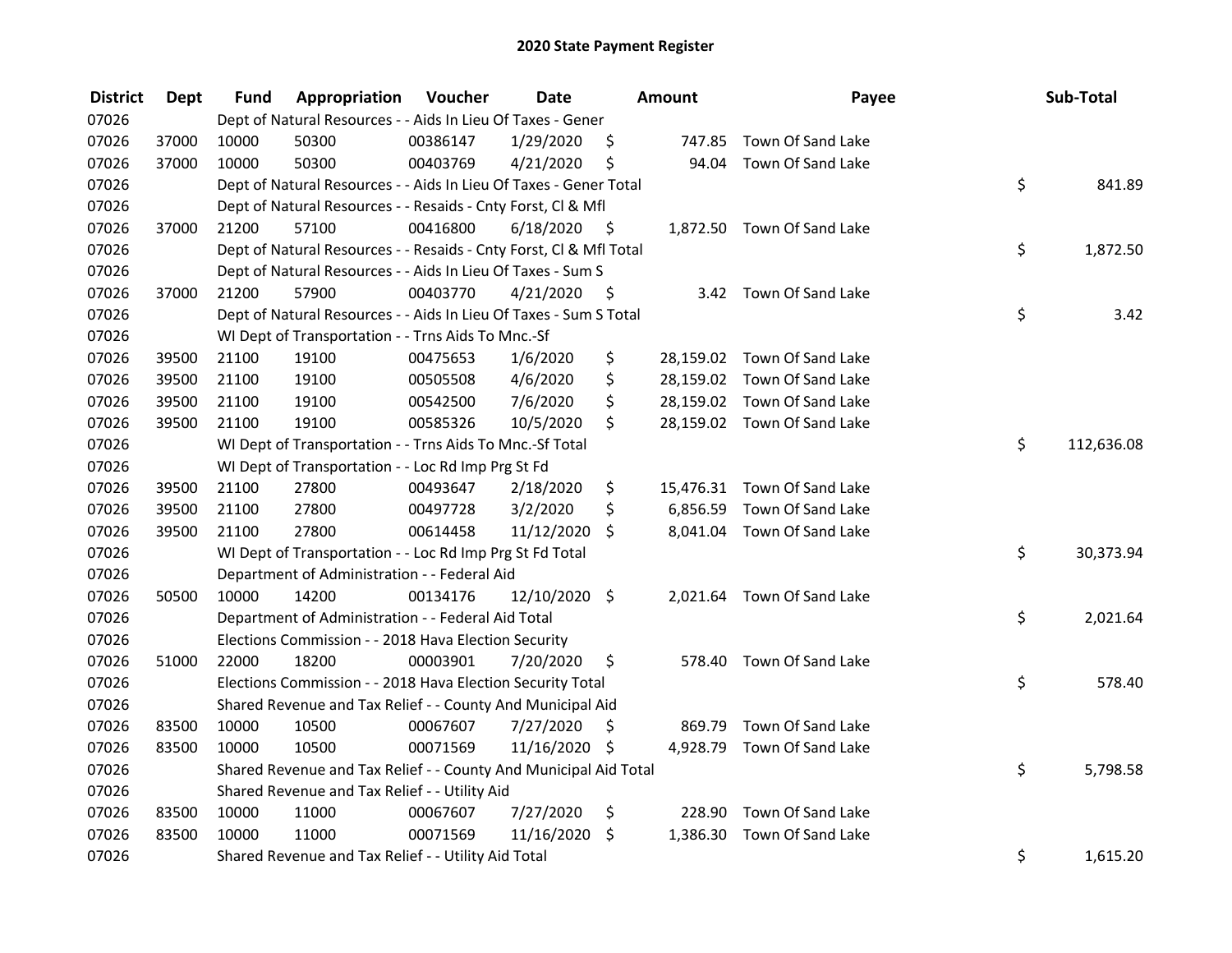# 2020 State Payment Register

| District | Dept | Fund | Appropriation | Voucher | Date | Amount | Payee | Sub-Total |
|---|---|---|---|---|---|---|---|---|
| 07026 | | Dept of Natural Resources - - Aids In Lieu Of Taxes - Gener | | | | | | |
| 07026 | 37000 | 10000 | 50300 | 00386147 | 1/29/2020 | $ 747.85 | Town Of Sand Lake | |
| 07026 | 37000 | 10000 | 50300 | 00403769 | 4/21/2020 | $ 94.04 | Town Of Sand Lake | |
| 07026 | | Dept of Natural Resources - - Aids In Lieu Of Taxes - Gener Total | | | | | | $ 841.89 |
| 07026 | | Dept of Natural Resources - - Resaids - Cnty Forst, Cl & Mfl | | | | | | |
| 07026 | 37000 | 21200 | 57100 | 00416800 | 6/18/2020 | $ 1,872.50 | Town Of Sand Lake | |
| 07026 | | Dept of Natural Resources - - Resaids - Cnty Forst, Cl & Mfl Total | | | | | | $ 1,872.50 |
| 07026 | | Dept of Natural Resources - - Aids In Lieu Of Taxes - Sum S | | | | | | |
| 07026 | 37000 | 21200 | 57900 | 00403770 | 4/21/2020 | $ 3.42 | Town Of Sand Lake | |
| 07026 | | Dept of Natural Resources - - Aids In Lieu Of Taxes - Sum S Total | | | | | | $ 3.42 |
| 07026 | | WI Dept of Transportation - - Trns Aids To Mnc.-Sf | | | | | | |
| 07026 | 39500 | 21100 | 19100 | 00475653 | 1/6/2020 | $ 28,159.02 | Town Of Sand Lake | |
| 07026 | 39500 | 21100 | 19100 | 00505508 | 4/6/2020 | $ 28,159.02 | Town Of Sand Lake | |
| 07026 | 39500 | 21100 | 19100 | 00542500 | 7/6/2020 | $ 28,159.02 | Town Of Sand Lake | |
| 07026 | 39500 | 21100 | 19100 | 00585326 | 10/5/2020 | $ 28,159.02 | Town Of Sand Lake | |
| 07026 | | WI Dept of Transportation - - Trns Aids To Mnc.-Sf Total | | | | | | $ 112,636.08 |
| 07026 | | WI Dept of Transportation - - Loc Rd Imp Prg St Fd | | | | | | |
| 07026 | 39500 | 21100 | 27800 | 00493647 | 2/18/2020 | $ 15,476.31 | Town Of Sand Lake | |
| 07026 | 39500 | 21100 | 27800 | 00497728 | 3/2/2020 | $ 6,856.59 | Town Of Sand Lake | |
| 07026 | 39500 | 21100 | 27800 | 00614458 | 11/12/2020 | $ 8,041.04 | Town Of Sand Lake | |
| 07026 | | WI Dept of Transportation - - Loc Rd Imp Prg St Fd Total | | | | | | $ 30,373.94 |
| 07026 | | Department of Administration - - Federal Aid | | | | | | |
| 07026 | 50500 | 10000 | 14200 | 00134176 | 12/10/2020 | $ 2,021.64 | Town Of Sand Lake | |
| 07026 | | Department of Administration - - Federal Aid Total | | | | | | $ 2,021.64 |
| 07026 | | Elections Commission - - 2018 Hava Election Security | | | | | | |
| 07026 | 51000 | 22000 | 18200 | 00003901 | 7/20/2020 | $ 578.40 | Town Of Sand Lake | |
| 07026 | | Elections Commission - - 2018 Hava Election Security Total | | | | | | $ 578.40 |
| 07026 | | Shared Revenue and Tax Relief - - County And Municipal Aid | | | | | | |
| 07026 | 83500 | 10000 | 10500 | 00067607 | 7/27/2020 | $ 869.79 | Town Of Sand Lake | |
| 07026 | 83500 | 10000 | 10500 | 00071569 | 11/16/2020 | $ 4,928.79 | Town Of Sand Lake | |
| 07026 | | Shared Revenue and Tax Relief - - County And Municipal Aid Total | | | | | | $ 5,798.58 |
| 07026 | | Shared Revenue and Tax Relief - - Utility Aid | | | | | | |
| 07026 | 83500 | 10000 | 11000 | 00067607 | 7/27/2020 | $ 228.90 | Town Of Sand Lake | |
| 07026 | 83500 | 10000 | 11000 | 00071569 | 11/16/2020 | $ 1,386.30 | Town Of Sand Lake | |
| 07026 | | Shared Revenue and Tax Relief - - Utility Aid Total | | | | | | $ 1,615.20 |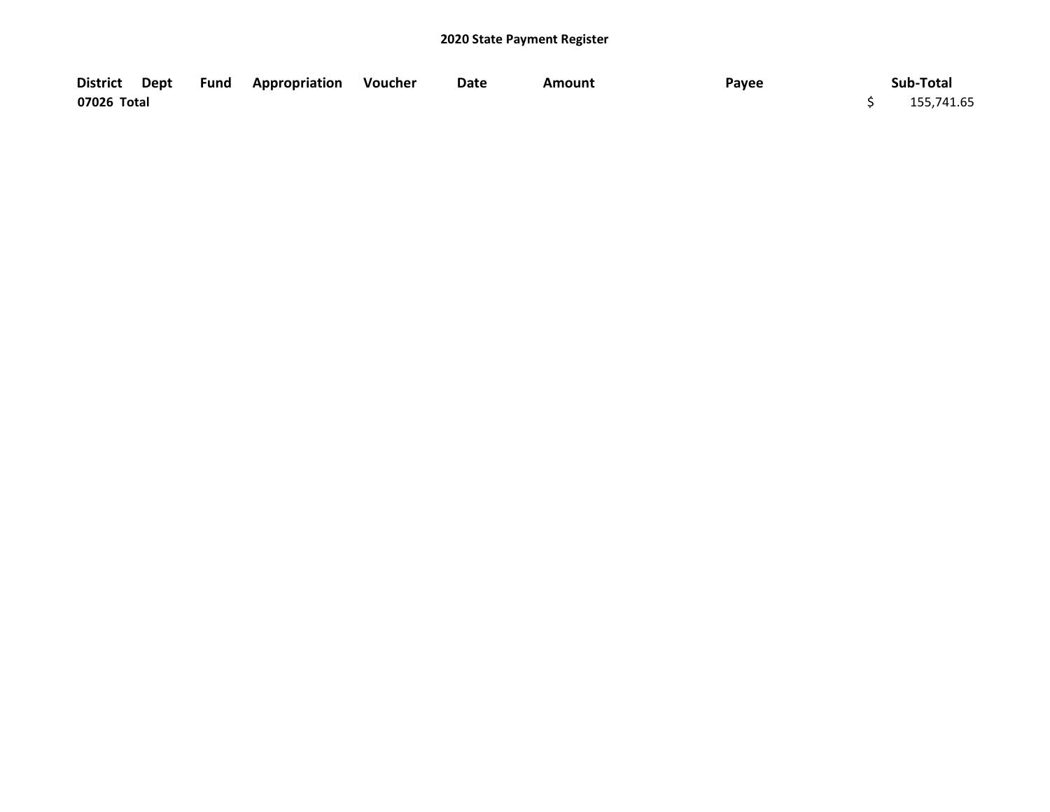**2020 State Payment Register**

| District | Dept | Fund | Appropriation | Voucher | Date | Amount | Payee | Sub-Total |
|---|---|---|---|---|---|---|---|---|
| **07026 Total** | | | | | | | | $ 155,741.65 |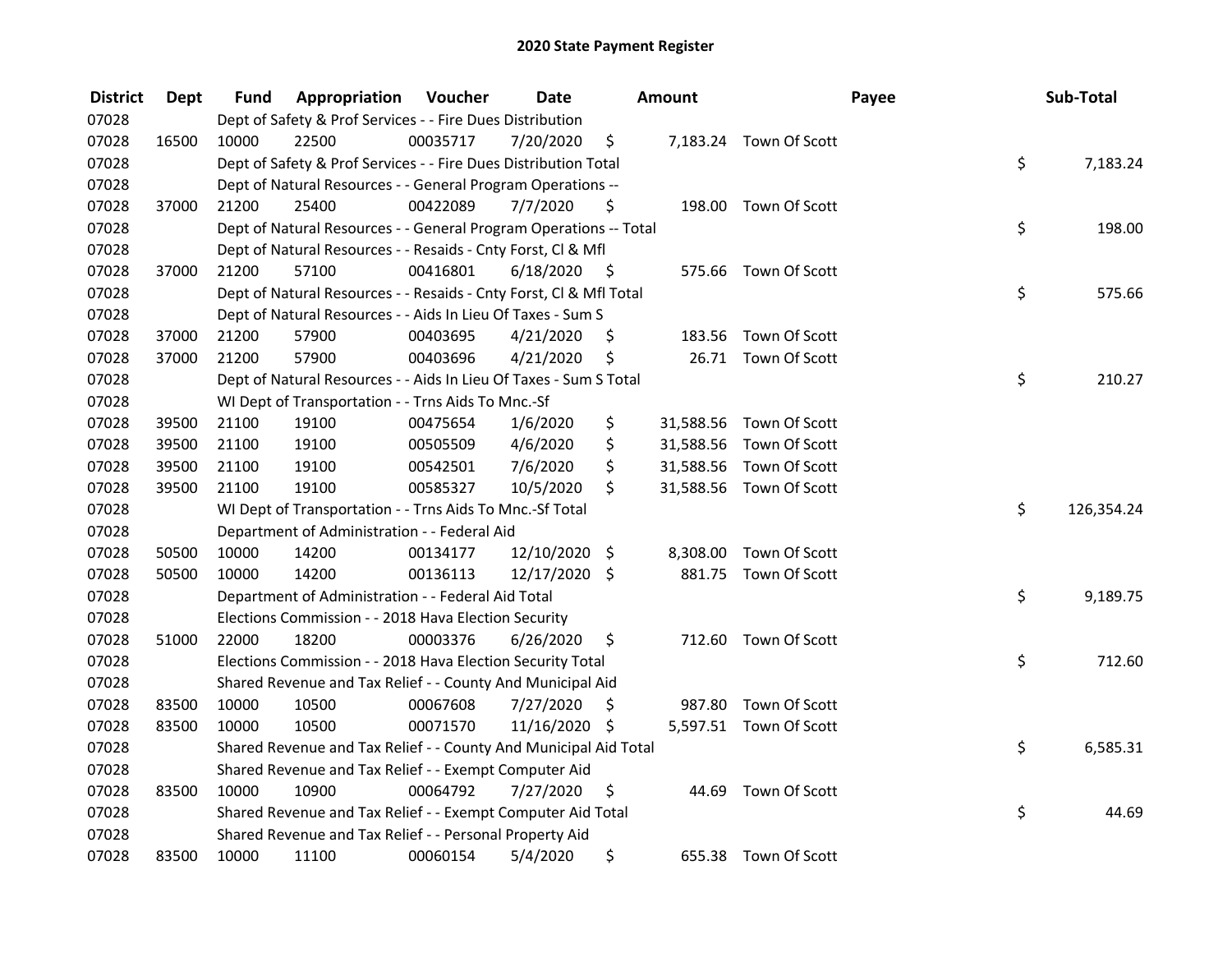# 2020 State Payment Register

| District | Dept | Fund | Appropriation | Voucher | Date | Amount | Payee | Sub-Total |
|---|---|---|---|---|---|---|---|---|
| 07028 | | Dept of Safety & Prof Services - - Fire Dues Distribution | | | | | | |
| 07028 | 16500 | 10000 | 22500 | 00035717 | 7/20/2020 | $ 7,183.24 | Town Of Scott | |
| 07028 | | Dept of Safety & Prof Services - - Fire Dues Distribution Total | | | | | | $ 7,183.24 |
| 07028 | | Dept of Natural Resources - - General Program Operations -- | | | | | | |
| 07028 | 37000 | 21200 | 25400 | 00422089 | 7/7/2020 | $ 198.00 | Town Of Scott | |
| 07028 | | Dept of Natural Resources - - General Program Operations -- Total | | | | | | $ 198.00 |
| 07028 | | Dept of Natural Resources - - Resaids - Cnty Forst, Cl & Mfl | | | | | | |
| 07028 | 37000 | 21200 | 57100 | 00416801 | 6/18/2020 | $ 575.66 | Town Of Scott | |
| 07028 | | Dept of Natural Resources - - Resaids - Cnty Forst, Cl & Mfl Total | | | | | | $ 575.66 |
| 07028 | | Dept of Natural Resources - - Aids In Lieu Of Taxes - Sum S | | | | | | |
| 07028 | 37000 | 21200 | 57900 | 00403695 | 4/21/2020 | $ 183.56 | Town Of Scott | |
| 07028 | 37000 | 21200 | 57900 | 00403696 | 4/21/2020 | $ 26.71 | Town Of Scott | |
| 07028 | | Dept of Natural Resources - - Aids In Lieu Of Taxes - Sum S Total | | | | | | $ 210.27 |
| 07028 | | WI Dept of Transportation - - Trns Aids To Mnc.-Sf | | | | | | |
| 07028 | 39500 | 21100 | 19100 | 00475654 | 1/6/2020 | $ 31,588.56 | Town Of Scott | |
| 07028 | 39500 | 21100 | 19100 | 00505509 | 4/6/2020 | $ 31,588.56 | Town Of Scott | |
| 07028 | 39500 | 21100 | 19100 | 00542501 | 7/6/2020 | $ 31,588.56 | Town Of Scott | |
| 07028 | 39500 | 21100 | 19100 | 00585327 | 10/5/2020 | $ 31,588.56 | Town Of Scott | |
| 07028 | | WI Dept of Transportation - - Trns Aids To Mnc.-Sf Total | | | | | | $ 126,354.24 |
| 07028 | | Department of Administration - - Federal Aid | | | | | | |
| 07028 | 50500 | 10000 | 14200 | 00134177 | 12/10/2020 | $ 8,308.00 | Town Of Scott | |
| 07028 | 50500 | 10000 | 14200 | 00136113 | 12/17/2020 | $ 881.75 | Town Of Scott | |
| 07028 | | Department of Administration - - Federal Aid Total | | | | | | $ 9,189.75 |
| 07028 | | Elections Commission - - 2018 Hava Election Security | | | | | | |
| 07028 | 51000 | 22000 | 18200 | 00003376 | 6/26/2020 | $ 712.60 | Town Of Scott | |
| 07028 | | Elections Commission - - 2018 Hava Election Security Total | | | | | | $ 712.60 |
| 07028 | | Shared Revenue and Tax Relief - - County And Municipal Aid | | | | | | |
| 07028 | 83500 | 10000 | 10500 | 00067608 | 7/27/2020 | $ 987.80 | Town Of Scott | |
| 07028 | 83500 | 10000 | 10500 | 00071570 | 11/16/2020 | $ 5,597.51 | Town Of Scott | |
| 07028 | | Shared Revenue and Tax Relief - - County And Municipal Aid Total | | | | | | $ 6,585.31 |
| 07028 | | Shared Revenue and Tax Relief - - Exempt Computer Aid | | | | | | |
| 07028 | 83500 | 10000 | 10900 | 00064792 | 7/27/2020 | $ 44.69 | Town Of Scott | |
| 07028 | | Shared Revenue and Tax Relief - - Exempt Computer Aid Total | | | | | | $ 44.69 |
| 07028 | | Shared Revenue and Tax Relief - - Personal Property Aid | | | | | | |
| 07028 | 83500 | 10000 | 11100 | 00060154 | 5/4/2020 | $ 655.38 | Town Of Scott | |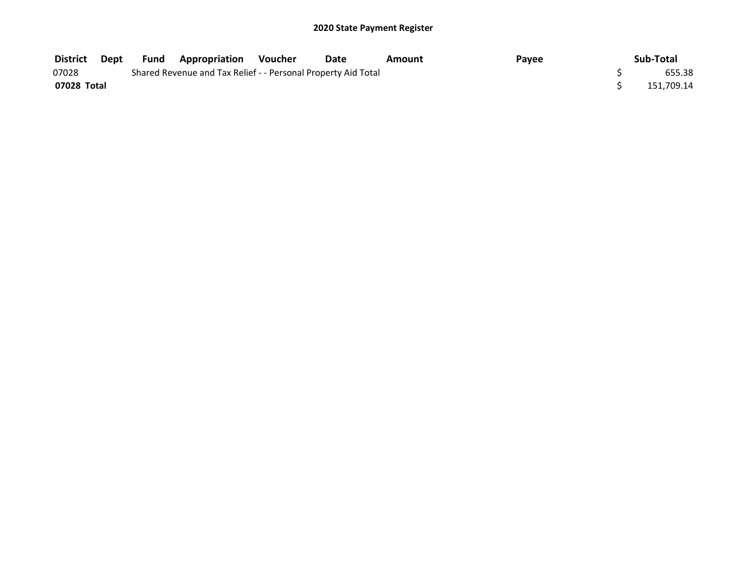## 2020 State Payment Register

| District | Dept | Fund | Appropriation | Voucher | Date | Amount | Payee | Sub-Total |
|---|---|---|---|---|---|---|---|---|
| 07028 | | Shared Revenue and Tax Relief - - Personal Property Aid Total | | | | | | $ 655.38 |
| **07028 Total** | | | | | | | | $ 151,709.14 |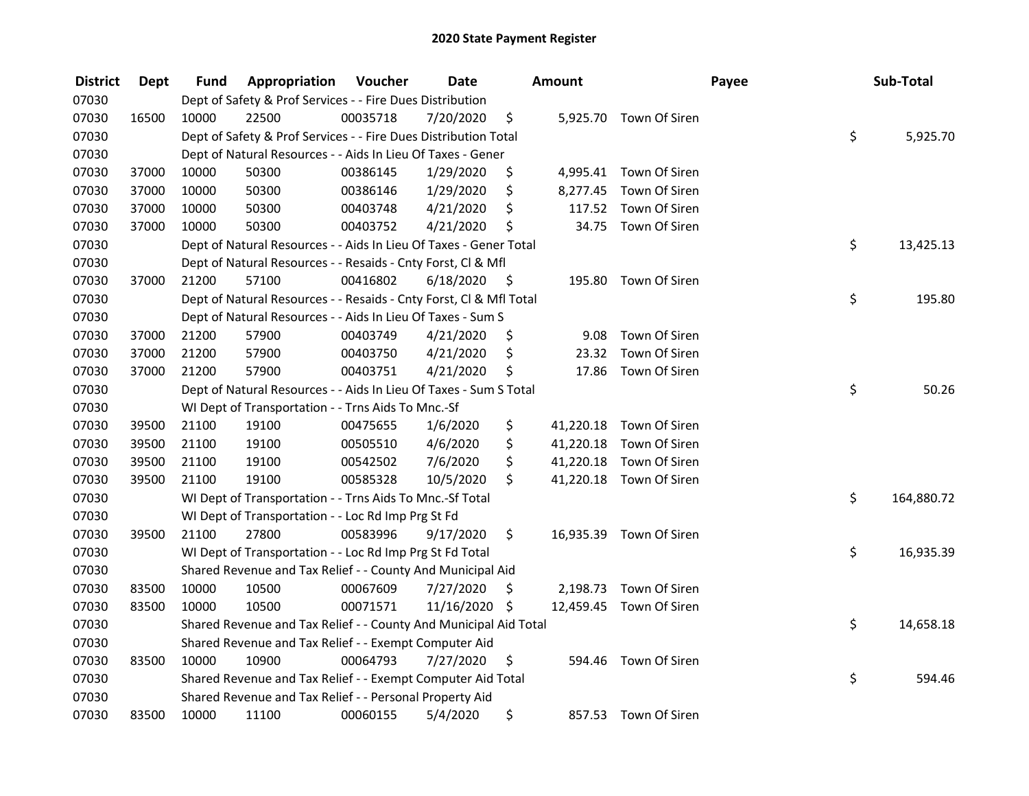# 2020 State Payment Register

| District | Dept | Fund | Appropriation | Voucher | Date | Amount | Payee | Sub-Total |
|---|---|---|---|---|---|---|---|---|
| 07030 | | Dept of Safety & Prof Services - - Fire Dues Distribution | | | | | | |
| 07030 | 16500 | 10000 | 22500 | 00035718 | 7/20/2020 | $ 5,925.70 | Town Of Siren | |
| 07030 | | Dept of Safety & Prof Services - - Fire Dues Distribution Total | | | | | | $ 5,925.70 |
| 07030 | | Dept of Natural Resources - - Aids In Lieu Of Taxes - Gener | | | | | | |
| 07030 | 37000 | 10000 | 50300 | 00386145 | 1/29/2020 | $ 4,995.41 | Town Of Siren | |
| 07030 | 37000 | 10000 | 50300 | 00386146 | 1/29/2020 | $ 8,277.45 | Town Of Siren | |
| 07030 | 37000 | 10000 | 50300 | 00403748 | 4/21/2020 | $ 117.52 | Town Of Siren | |
| 07030 | 37000 | 10000 | 50300 | 00403752 | 4/21/2020 | $ 34.75 | Town Of Siren | |
| 07030 | | Dept of Natural Resources - - Aids In Lieu Of Taxes - Gener Total | | | | | | $ 13,425.13 |
| 07030 | | Dept of Natural Resources - - Resaids - Cnty Forst, Cl & Mfl | | | | | | |
| 07030 | 37000 | 21200 | 57100 | 00416802 | 6/18/2020 | $ 195.80 | Town Of Siren | |
| 07030 | | Dept of Natural Resources - - Resaids - Cnty Forst, Cl & Mfl Total | | | | | | $ 195.80 |
| 07030 | | Dept of Natural Resources - - Aids In Lieu Of Taxes - Sum S | | | | | | |
| 07030 | 37000 | 21200 | 57900 | 00403749 | 4/21/2020 | $ 9.08 | Town Of Siren | |
| 07030 | 37000 | 21200 | 57900 | 00403750 | 4/21/2020 | $ 23.32 | Town Of Siren | |
| 07030 | 37000 | 21200 | 57900 | 00403751 | 4/21/2020 | $ 17.86 | Town Of Siren | |
| 07030 | | Dept of Natural Resources - - Aids In Lieu Of Taxes - Sum S Total | | | | | | $ 50.26 |
| 07030 | | WI Dept of Transportation - - Trns Aids To Mnc.-Sf | | | | | | |
| 07030 | 39500 | 21100 | 19100 | 00475655 | 1/6/2020 | $ 41,220.18 | Town Of Siren | |
| 07030 | 39500 | 21100 | 19100 | 00505510 | 4/6/2020 | $ 41,220.18 | Town Of Siren | |
| 07030 | 39500 | 21100 | 19100 | 00542502 | 7/6/2020 | $ 41,220.18 | Town Of Siren | |
| 07030 | 39500 | 21100 | 19100 | 00585328 | 10/5/2020 | $ 41,220.18 | Town Of Siren | |
| 07030 | | WI Dept of Transportation - - Trns Aids To Mnc.-Sf Total | | | | | | $ 164,880.72 |
| 07030 | | WI Dept of Transportation - - Loc Rd Imp Prg St Fd | | | | | | |
| 07030 | 39500 | 21100 | 27800 | 00583996 | 9/17/2020 | $ 16,935.39 | Town Of Siren | |
| 07030 | | WI Dept of Transportation - - Loc Rd Imp Prg St Fd Total | | | | | | $ 16,935.39 |
| 07030 | | Shared Revenue and Tax Relief - - County And Municipal Aid | | | | | | |
| 07030 | 83500 | 10000 | 10500 | 00067609 | 7/27/2020 | $ 2,198.73 | Town Of Siren | |
| 07030 | 83500 | 10000 | 10500 | 00071571 | 11/16/2020 | $ 12,459.45 | Town Of Siren | |
| 07030 | | Shared Revenue and Tax Relief - - County And Municipal Aid Total | | | | | | $ 14,658.18 |
| 07030 | | Shared Revenue and Tax Relief - - Exempt Computer Aid | | | | | | |
| 07030 | 83500 | 10000 | 10900 | 00064793 | 7/27/2020 | $ 594.46 | Town Of Siren | |
| 07030 | | Shared Revenue and Tax Relief - - Exempt Computer Aid Total | | | | | | $ 594.46 |
| 07030 | | Shared Revenue and Tax Relief - - Personal Property Aid | | | | | | |
| 07030 | 83500 | 10000 | 11100 | 00060155 | 5/4/2020 | $ 857.53 | Town Of Siren | |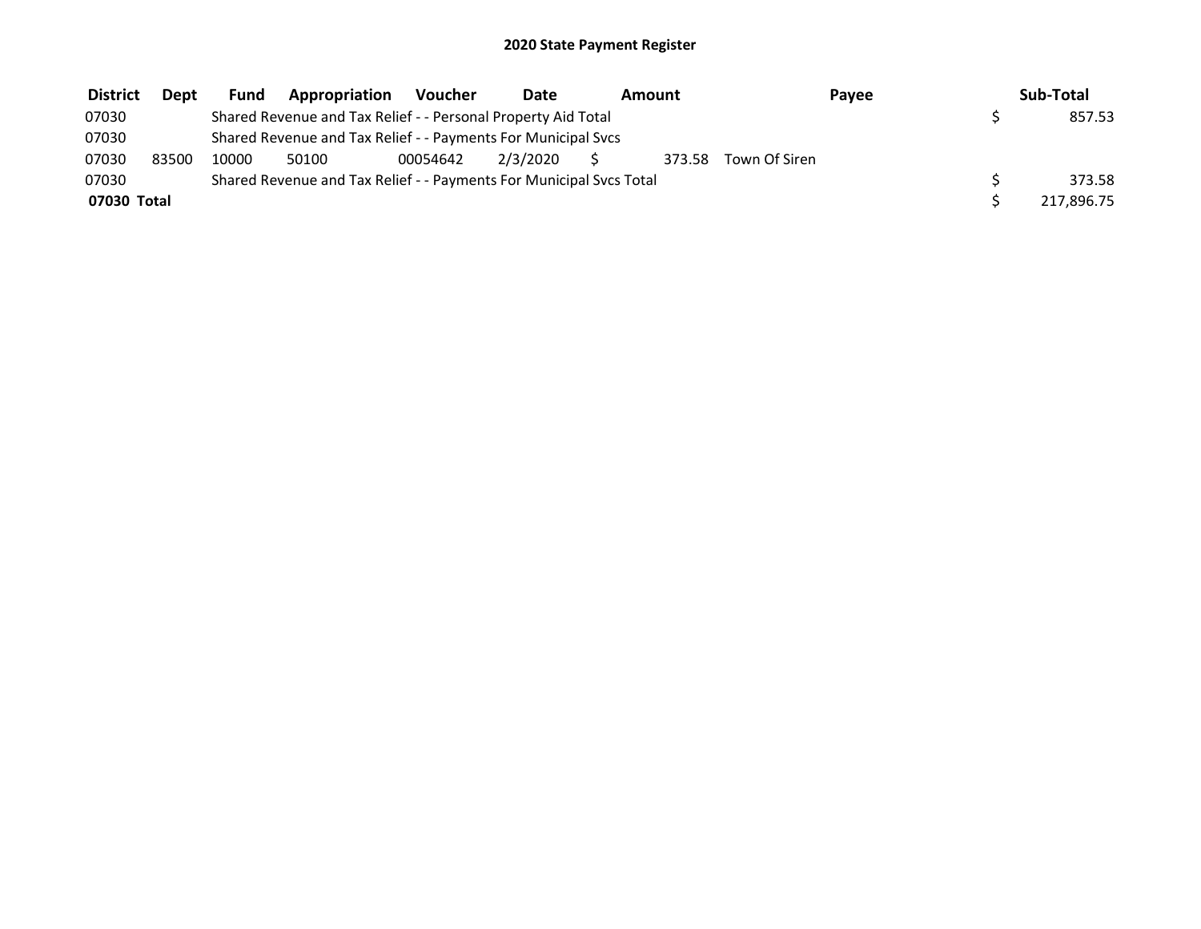## 2020 State Payment Register

| District | Dept | Fund | Appropriation | Voucher | Date | Amount | Payee | Sub-Total |
|---|---|---|---|---|---|---|---|---|
| 07030 | | Shared Revenue and Tax Relief - - Personal Property Aid Total | | | | | | $ 857.53 |
| 07030 | | Shared Revenue and Tax Relief - - Payments For Municipal Svcs | | | | | | |
| 07030 | 83500 | 10000 | 50100 | 00054642 | 2/3/2020 | $ 373.58 | Town Of Siren | |
| 07030 | | Shared Revenue and Tax Relief - - Payments For Municipal Svcs Total | | | | | | $ 373.58 |
| **07030 Total** | | | | | | | | $ 217,896.75 |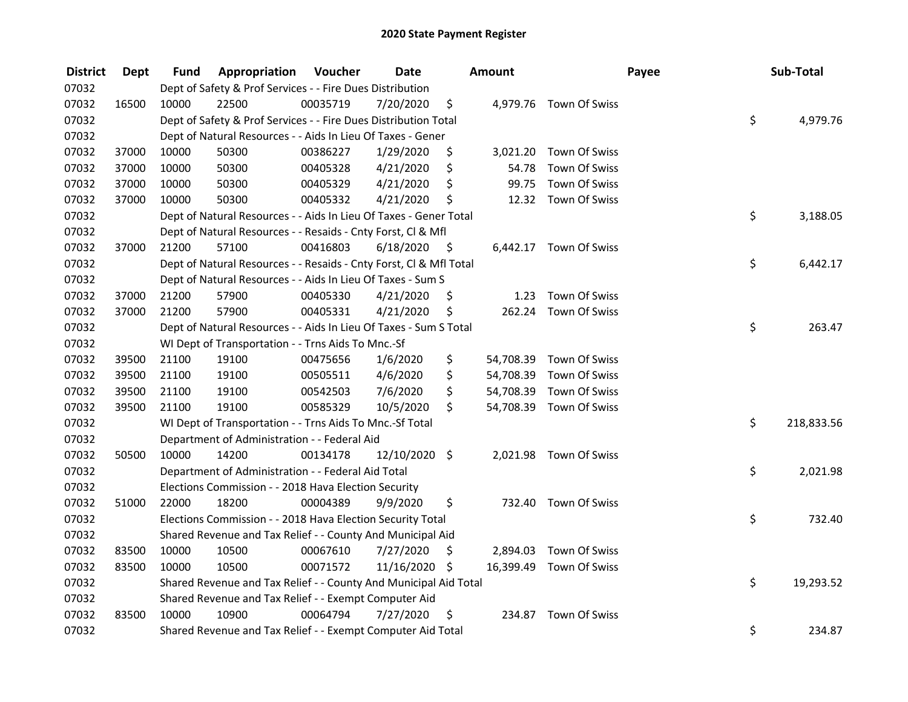# 2020 State Payment Register

| District | Dept | Fund | Appropriation | Voucher | Date | Amount | Payee | Sub-Total |
|---|---|---|---|---|---|---|---|---|
| 07032 | | Dept of Safety & Prof Services - - Fire Dues Distribution | | | | | | |
| 07032 | 16500 | 10000 | 22500 | 00035719 | 7/20/2020 | $ 4,979.76 | Town Of Swiss | |
| 07032 | | Dept of Safety & Prof Services - - Fire Dues Distribution Total | | | | | | $ 4,979.76 |
| 07032 | | Dept of Natural Resources - - Aids In Lieu Of Taxes - Gener | | | | | | |
| 07032 | 37000 | 10000 | 50300 | 00386227 | 1/29/2020 | $ 3,021.20 | Town Of Swiss | |
| 07032 | 37000 | 10000 | 50300 | 00405328 | 4/21/2020 | $ 54.78 | Town Of Swiss | |
| 07032 | 37000 | 10000 | 50300 | 00405329 | 4/21/2020 | $ 99.75 | Town Of Swiss | |
| 07032 | 37000 | 10000 | 50300 | 00405332 | 4/21/2020 | $ 12.32 | Town Of Swiss | |
| 07032 | | Dept of Natural Resources - - Aids In Lieu Of Taxes - Gener Total | | | | | | $ 3,188.05 |
| 07032 | | Dept of Natural Resources - - Resaids - Cnty Forst, Cl & Mfl | | | | | | |
| 07032 | 37000 | 21200 | 57100 | 00416803 | 6/18/2020 | $ 6,442.17 | Town Of Swiss | |
| 07032 | | Dept of Natural Resources - - Resaids - Cnty Forst, Cl & Mfl Total | | | | | | $ 6,442.17 |
| 07032 | | Dept of Natural Resources - - Aids In Lieu Of Taxes - Sum S | | | | | | |
| 07032 | 37000 | 21200 | 57900 | 00405330 | 4/21/2020 | $ 1.23 | Town Of Swiss | |
| 07032 | 37000 | 21200 | 57900 | 00405331 | 4/21/2020 | $ 262.24 | Town Of Swiss | |
| 07032 | | Dept of Natural Resources - - Aids In Lieu Of Taxes - Sum S Total | | | | | | $ 263.47 |
| 07032 | | WI Dept of Transportation - - Trns Aids To Mnc.-Sf | | | | | | |
| 07032 | 39500 | 21100 | 19100 | 00475656 | 1/6/2020 | $ 54,708.39 | Town Of Swiss | |
| 07032 | 39500 | 21100 | 19100 | 00505511 | 4/6/2020 | $ 54,708.39 | Town Of Swiss | |
| 07032 | 39500 | 21100 | 19100 | 00542503 | 7/6/2020 | $ 54,708.39 | Town Of Swiss | |
| 07032 | 39500 | 21100 | 19100 | 00585329 | 10/5/2020 | $ 54,708.39 | Town Of Swiss | |
| 07032 | | WI Dept of Transportation - - Trns Aids To Mnc.-Sf Total | | | | | | $ 218,833.56 |
| 07032 | | Department of Administration - - Federal Aid | | | | | | |
| 07032 | 50500 | 10000 | 14200 | 00134178 | 12/10/2020 | $ 2,021.98 | Town Of Swiss | |
| 07032 | | Department of Administration - - Federal Aid Total | | | | | | $ 2,021.98 |
| 07032 | | Elections Commission - - 2018 Hava Election Security | | | | | | |
| 07032 | 51000 | 22000 | 18200 | 00004389 | 9/9/2020 | $ 732.40 | Town Of Swiss | |
| 07032 | | Elections Commission - - 2018 Hava Election Security Total | | | | | | $ 732.40 |
| 07032 | | Shared Revenue and Tax Relief - - County And Municipal Aid | | | | | | |
| 07032 | 83500 | 10000 | 10500 | 00067610 | 7/27/2020 | $ 2,894.03 | Town Of Swiss | |
| 07032 | 83500 | 10000 | 10500 | 00071572 | 11/16/2020 | $ 16,399.49 | Town Of Swiss | |
| 07032 | | Shared Revenue and Tax Relief - - County And Municipal Aid Total | | | | | | $ 19,293.52 |
| 07032 | | Shared Revenue and Tax Relief - - Exempt Computer Aid | | | | | | |
| 07032 | 83500 | 10000 | 10900 | 00064794 | 7/27/2020 | $ 234.87 | Town Of Swiss | |
| 07032 | | Shared Revenue and Tax Relief - - Exempt Computer Aid Total | | | | | | $ 234.87 |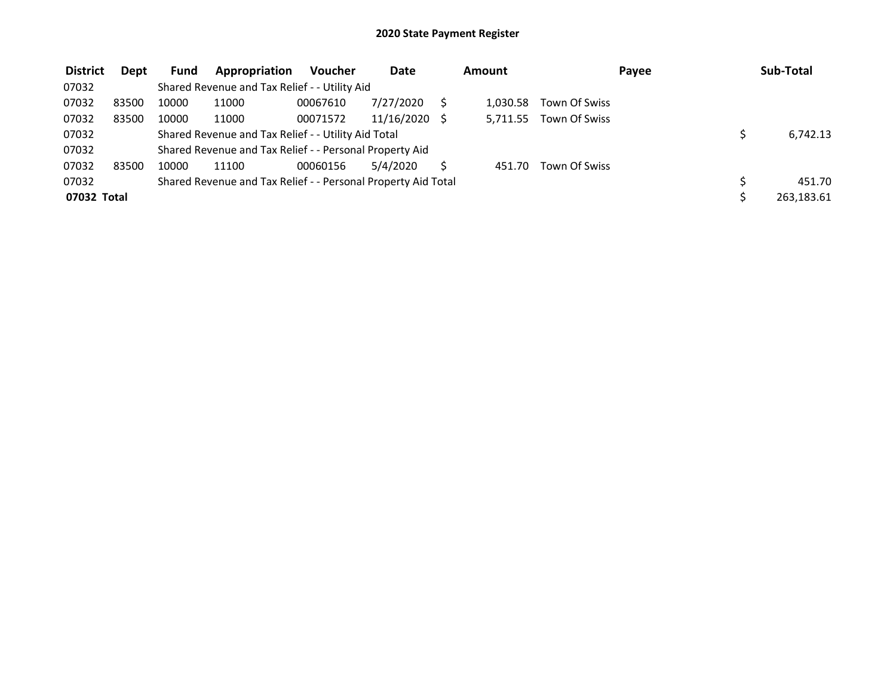# 2020 State Payment Register

| District | Dept | Fund | Appropriation | Voucher | Date | Amount | Payee | Sub-Total |
|---|---|---|---|---|---|---|---|---|
| 07032 | | Shared Revenue and Tax Relief - - Utility Aid | | | | | | |
| 07032 | 83500 | 10000 | 11000 | 00067610 | 7/27/2020 | $ 1,030.58 | Town Of Swiss | |
| 07032 | 83500 | 10000 | 11000 | 00071572 | 11/16/2020 | $ 5,711.55 | Town Of Swiss | |
| 07032 | | Shared Revenue and Tax Relief - - Utility Aid Total | | | | | | $ 6,742.13 |
| 07032 | | Shared Revenue and Tax Relief - - Personal Property Aid | | | | | | |
| 07032 | 83500 | 10000 | 11100 | 00060156 | 5/4/2020 | $ 451.70 | Town Of Swiss | |
| 07032 | | Shared Revenue and Tax Relief - - Personal Property Aid Total | | | | | | $ 451.70 |
| **07032 Total** | | | | | | | | $ 263,183.61 |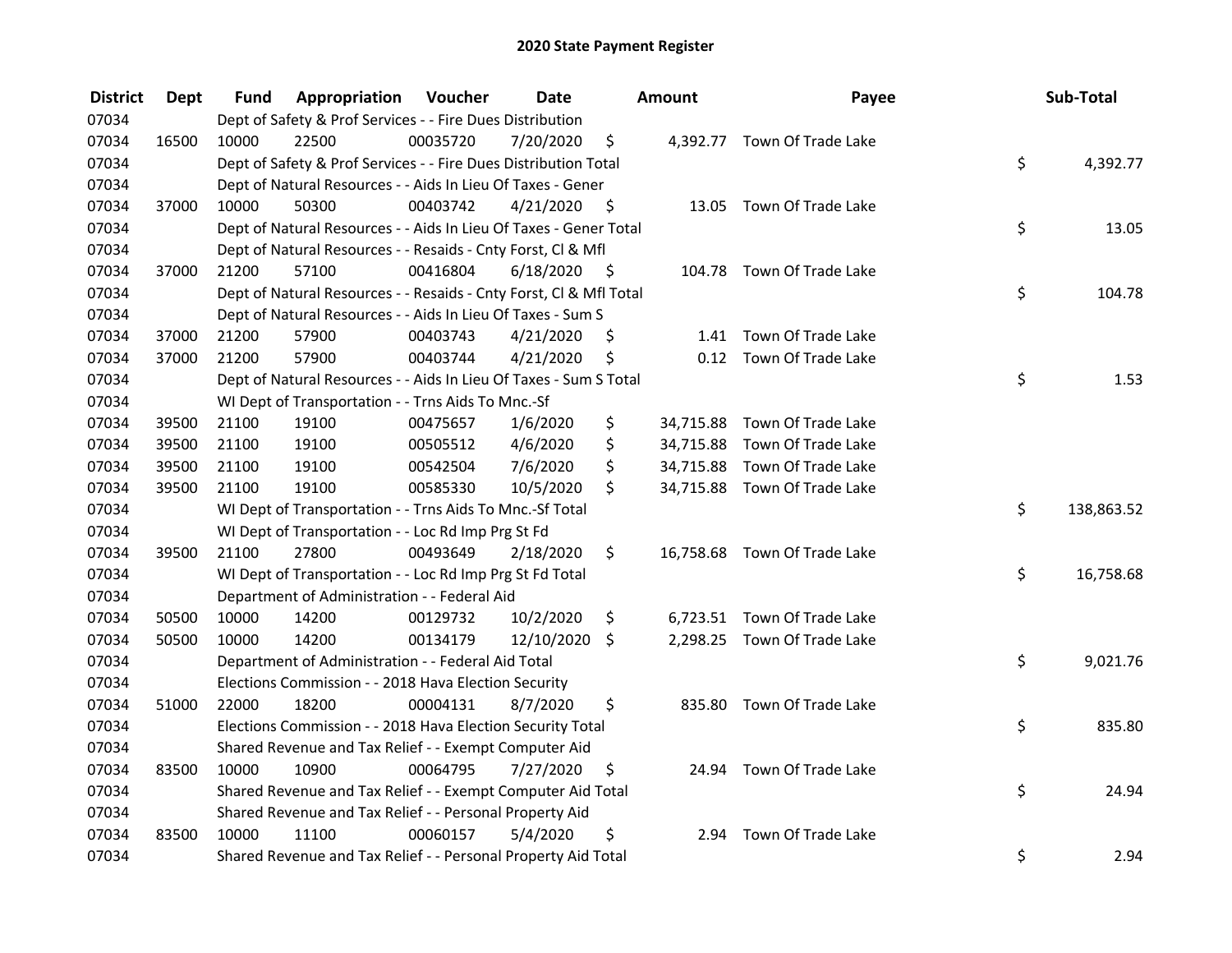# 2020 State Payment Register

| District | Dept | Fund | Appropriation | Voucher | Date | Amount | Payee | Sub-Total |
|---|---|---|---|---|---|---|---|---|
| 07034 | | Dept of Safety & Prof Services - - Fire Dues Distribution | | | | | | |
| 07034 | 16500 | 10000 | 22500 | 00035720 | 7/20/2020 | $ 4,392.77 | Town Of Trade Lake | |
| 07034 | | Dept of Safety & Prof Services - - Fire Dues Distribution Total | | | | | | $ 4,392.77 |
| 07034 | | Dept of Natural Resources - - Aids In Lieu Of Taxes - Gener | | | | | | |
| 07034 | 37000 | 10000 | 50300 | 00403742 | 4/21/2020 | $ 13.05 | Town Of Trade Lake | |
| 07034 | | Dept of Natural Resources - - Aids In Lieu Of Taxes - Gener Total | | | | | | $ 13.05 |
| 07034 | | Dept of Natural Resources - - Resaids - Cnty Forst, Cl & Mfl | | | | | | |
| 07034 | 37000 | 21200 | 57100 | 00416804 | 6/18/2020 | $ 104.78 | Town Of Trade Lake | |
| 07034 | | Dept of Natural Resources - - Resaids - Cnty Forst, Cl & Mfl Total | | | | | | $ 104.78 |
| 07034 | | Dept of Natural Resources - - Aids In Lieu Of Taxes - Sum S | | | | | | |
| 07034 | 37000 | 21200 | 57900 | 00403743 | 4/21/2020 | $ 1.41 | Town Of Trade Lake | |
| 07034 | 37000 | 21200 | 57900 | 00403744 | 4/21/2020 | $ 0.12 | Town Of Trade Lake | |
| 07034 | | Dept of Natural Resources - - Aids In Lieu Of Taxes - Sum S Total | | | | | | $ 1.53 |
| 07034 | | WI Dept of Transportation - - Trns Aids To Mnc.-Sf | | | | | | |
| 07034 | 39500 | 21100 | 19100 | 00475657 | 1/6/2020 | $ 34,715.88 | Town Of Trade Lake | |
| 07034 | 39500 | 21100 | 19100 | 00505512 | 4/6/2020 | $ 34,715.88 | Town Of Trade Lake | |
| 07034 | 39500 | 21100 | 19100 | 00542504 | 7/6/2020 | $ 34,715.88 | Town Of Trade Lake | |
| 07034 | 39500 | 21100 | 19100 | 00585330 | 10/5/2020 | $ 34,715.88 | Town Of Trade Lake | |
| 07034 | | WI Dept of Transportation - - Trns Aids To Mnc.-Sf Total | | | | | | $ 138,863.52 |
| 07034 | | WI Dept of Transportation - - Loc Rd Imp Prg St Fd | | | | | | |
| 07034 | 39500 | 21100 | 27800 | 00493649 | 2/18/2020 | $ 16,758.68 | Town Of Trade Lake | |
| 07034 | | WI Dept of Transportation - - Loc Rd Imp Prg St Fd Total | | | | | | $ 16,758.68 |
| 07034 | | Department of Administration - - Federal Aid | | | | | | |
| 07034 | 50500 | 10000 | 14200 | 00129732 | 10/2/2020 | $ 6,723.51 | Town Of Trade Lake | |
| 07034 | 50500 | 10000 | 14200 | 00134179 | 12/10/2020 | $ 2,298.25 | Town Of Trade Lake | |
| 07034 | | Department of Administration - - Federal Aid Total | | | | | | $ 9,021.76 |
| 07034 | | Elections Commission - - 2018 Hava Election Security | | | | | | |
| 07034 | 51000 | 22000 | 18200 | 00004131 | 8/7/2020 | $ 835.80 | Town Of Trade Lake | |
| 07034 | | Elections Commission - - 2018 Hava Election Security Total | | | | | | $ 835.80 |
| 07034 | | Shared Revenue and Tax Relief - - Exempt Computer Aid | | | | | | |
| 07034 | 83500 | 10000 | 10900 | 00064795 | 7/27/2020 | $ 24.94 | Town Of Trade Lake | |
| 07034 | | Shared Revenue and Tax Relief - - Exempt Computer Aid Total | | | | | | $ 24.94 |
| 07034 | | Shared Revenue and Tax Relief - - Personal Property Aid | | | | | | |
| 07034 | 83500 | 10000 | 11100 | 00060157 | 5/4/2020 | $ 2.94 | Town Of Trade Lake | |
| 07034 | | Shared Revenue and Tax Relief - - Personal Property Aid Total | | | | | | $ 2.94 |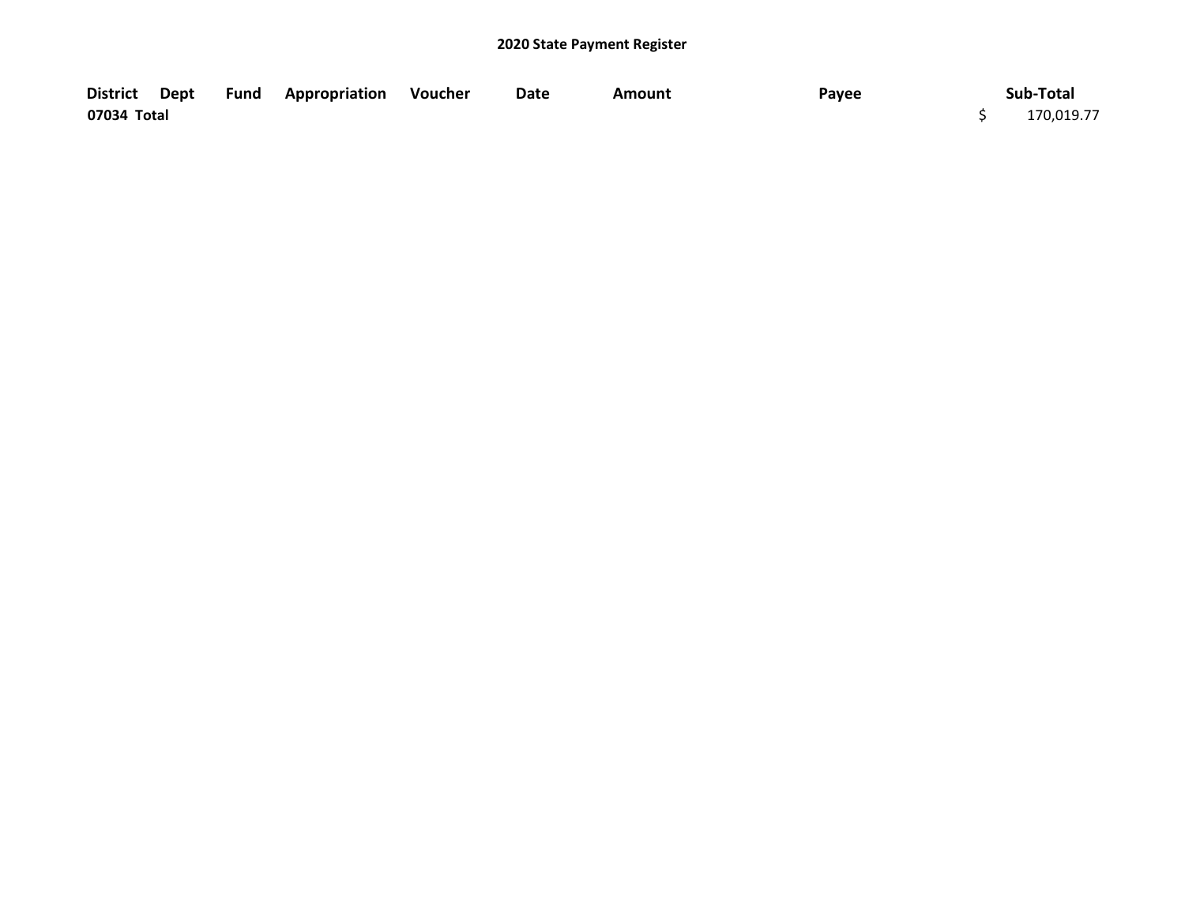**2020 State Payment Register**

| District | Dept | Fund | Appropriation | Voucher | Date | Amount | Payee | Sub-Total |
|---|---|---|---|---|---|---|---|---|
| **07034 Total** | | | | | | | | $ 170,019.77 |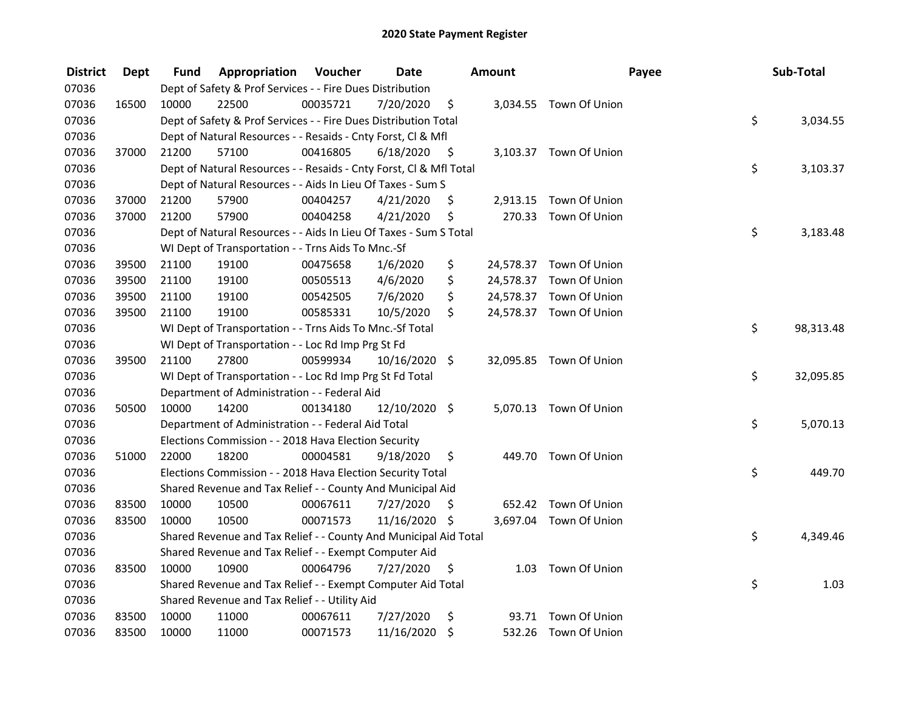# 2020 State Payment Register

| District | Dept | Fund | Appropriation | Voucher | Date | Amount | Payee | Sub-Total |
|---|---|---|---|---|---|---|---|---|
| 07036 | | Dept of Safety & Prof Services - - Fire Dues Distribution | | | | | | |
| 07036 | 16500 | 10000 | 22500 | 00035721 | 7/20/2020 | $ 3,034.55 | Town Of Union | |
| 07036 | | Dept of Safety & Prof Services - - Fire Dues Distribution Total | | | | | | $ 3,034.55 |
| 07036 | | Dept of Natural Resources - - Resaids - Cnty Forst, Cl & Mfl | | | | | | |
| 07036 | 37000 | 21200 | 57100 | 00416805 | 6/18/2020 | $ 3,103.37 | Town Of Union | |
| 07036 | | Dept of Natural Resources - - Resaids - Cnty Forst, Cl & Mfl Total | | | | | | $ 3,103.37 |
| 07036 | | Dept of Natural Resources - - Aids In Lieu Of Taxes - Sum S | | | | | | |
| 07036 | 37000 | 21200 | 57900 | 00404257 | 4/21/2020 | $ 2,913.15 | Town Of Union | |
| 07036 | 37000 | 21200 | 57900 | 00404258 | 4/21/2020 | $ 270.33 | Town Of Union | |
| 07036 | | Dept of Natural Resources - - Aids In Lieu Of Taxes - Sum S Total | | | | | | $ 3,183.48 |
| 07036 | | WI Dept of Transportation - - Trns Aids To Mnc.-Sf | | | | | | |
| 07036 | 39500 | 21100 | 19100 | 00475658 | 1/6/2020 | $ 24,578.37 | Town Of Union | |
| 07036 | 39500 | 21100 | 19100 | 00505513 | 4/6/2020 | $ 24,578.37 | Town Of Union | |
| 07036 | 39500 | 21100 | 19100 | 00542505 | 7/6/2020 | $ 24,578.37 | Town Of Union | |
| 07036 | 39500 | 21100 | 19100 | 00585331 | 10/5/2020 | $ 24,578.37 | Town Of Union | |
| 07036 | | WI Dept of Transportation - - Trns Aids To Mnc.-Sf Total | | | | | | $ 98,313.48 |
| 07036 | | WI Dept of Transportation - - Loc Rd Imp Prg St Fd | | | | | | |
| 07036 | 39500 | 21100 | 27800 | 00599934 | 10/16/2020 | $ 32,095.85 | Town Of Union | |
| 07036 | | WI Dept of Transportation - - Loc Rd Imp Prg St Fd Total | | | | | | $ 32,095.85 |
| 07036 | | Department of Administration - - Federal Aid | | | | | | |
| 07036 | 50500 | 10000 | 14200 | 00134180 | 12/10/2020 | $ 5,070.13 | Town Of Union | |
| 07036 | | Department of Administration - - Federal Aid Total | | | | | | $ 5,070.13 |
| 07036 | | Elections Commission - - 2018 Hava Election Security | | | | | | |
| 07036 | 51000 | 22000 | 18200 | 00004581 | 9/18/2020 | $ 449.70 | Town Of Union | |
| 07036 | | Elections Commission - - 2018 Hava Election Security Total | | | | | | $ 449.70 |
| 07036 | | Shared Revenue and Tax Relief - - County And Municipal Aid | | | | | | |
| 07036 | 83500 | 10000 | 10500 | 00067611 | 7/27/2020 | $ 652.42 | Town Of Union | |
| 07036 | 83500 | 10000 | 10500 | 00071573 | 11/16/2020 | $ 3,697.04 | Town Of Union | |
| 07036 | | Shared Revenue and Tax Relief - - County And Municipal Aid Total | | | | | | $ 4,349.46 |
| 07036 | | Shared Revenue and Tax Relief - - Exempt Computer Aid | | | | | | |
| 07036 | 83500 | 10000 | 10900 | 00064796 | 7/27/2020 | $ 1.03 | Town Of Union | |
| 07036 | | Shared Revenue and Tax Relief - - Exempt Computer Aid Total | | | | | | $ 1.03 |
| 07036 | | Shared Revenue and Tax Relief - - Utility Aid | | | | | | |
| 07036 | 83500 | 10000 | 11000 | 00067611 | 7/27/2020 | $ 93.71 | Town Of Union | |
| 07036 | 83500 | 10000 | 11000 | 00071573 | 11/16/2020 | $ 532.26 | Town Of Union | |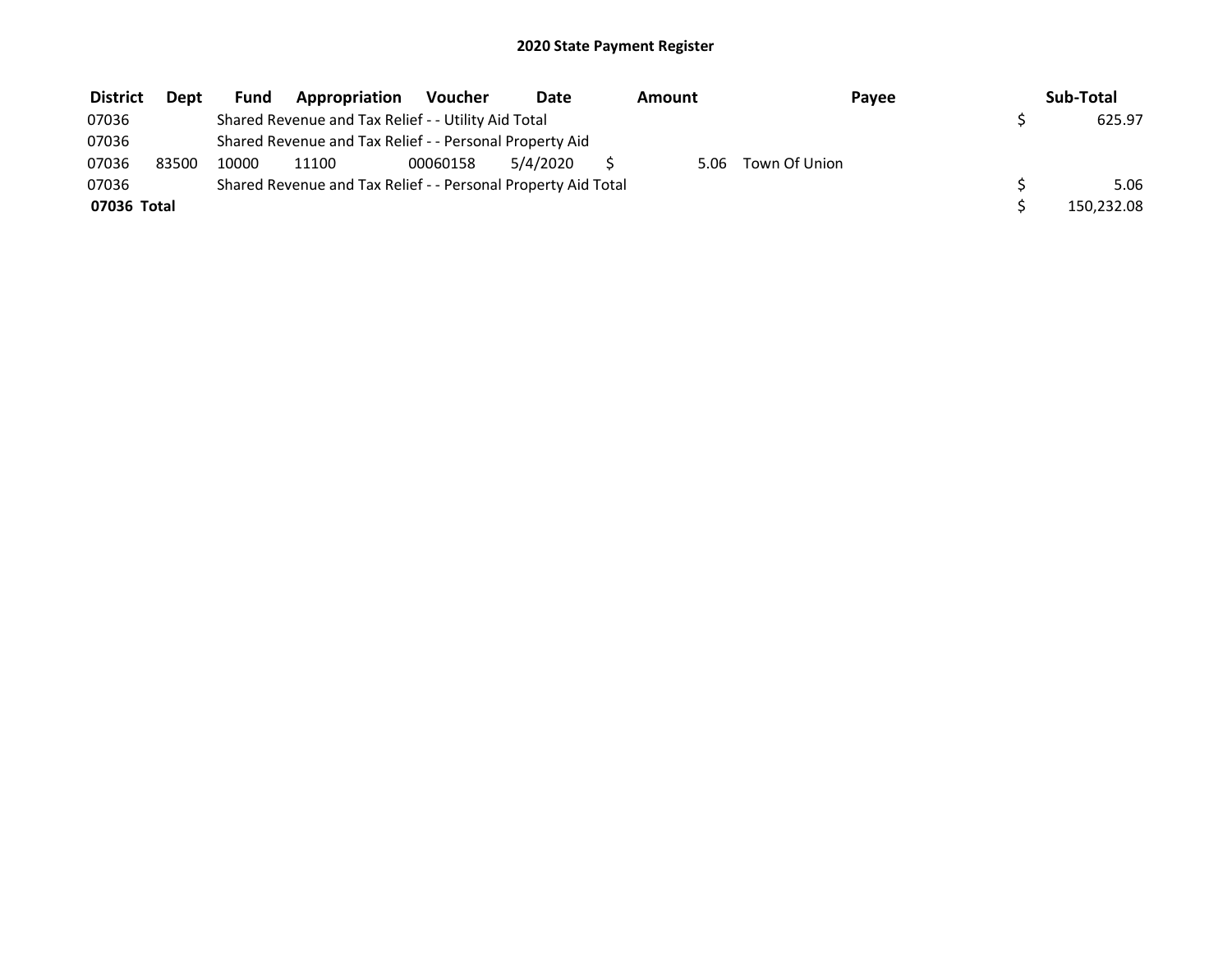## 2020 State Payment Register

| District | Dept | Fund | Appropriation | Voucher | Date | Amount | Payee | Sub-Total |
|---|---|---|---|---|---|---|---|---|
| 07036 | | Shared Revenue and Tax Relief - - Utility Aid Total | | | | | | $ 625.97 |
| 07036 | | Shared Revenue and Tax Relief - - Personal Property Aid | | | | | | |
| 07036 | 83500 | 10000 | 11100 | 00060158 | 5/4/2020 | $ 5.06 | Town Of Union | |
| 07036 | | Shared Revenue and Tax Relief - - Personal Property Aid Total | | | | | | $ 5.06 |
| **07036 Total** | | | | | | | | $ 150,232.08 |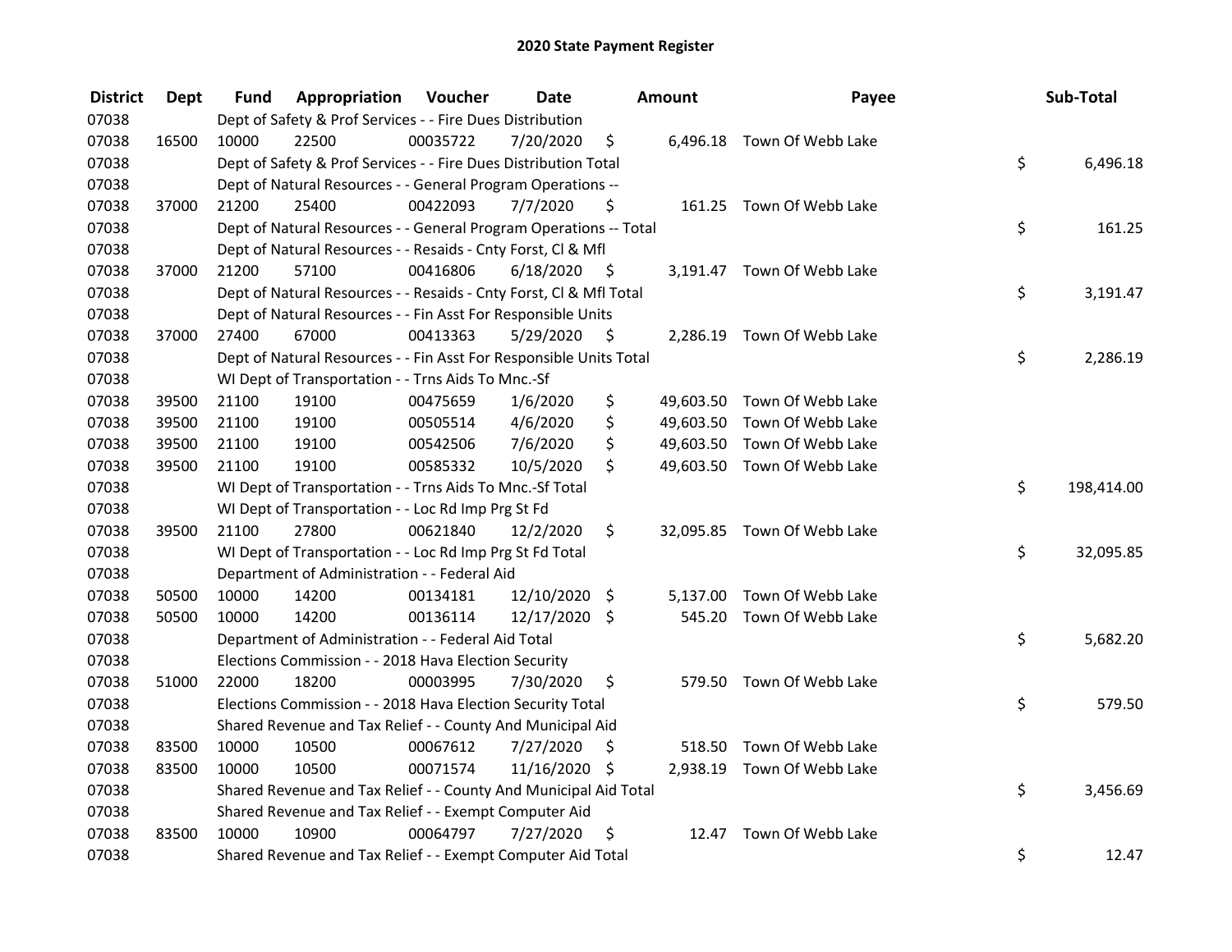# 2020 State Payment Register

| District | Dept | Fund | Appropriation | Voucher | Date | Amount | Payee | Sub-Total |
|---|---|---|---|---|---|---|---|---|
| 07038 | | Dept of Safety & Prof Services - - Fire Dues Distribution | | | | | | |
| 07038 | 16500 | 10000 | 22500 | 00035722 | 7/20/2020 | $ 6,496.18 | Town Of Webb Lake | |
| 07038 | | Dept of Safety & Prof Services - - Fire Dues Distribution Total | | | | | | $ 6,496.18 |
| 07038 | | Dept of Natural Resources - - General Program Operations -- | | | | | | |
| 07038 | 37000 | 21200 | 25400 | 00422093 | 7/7/2020 | $ 161.25 | Town Of Webb Lake | |
| 07038 | | Dept of Natural Resources - - General Program Operations -- Total | | | | | | $ 161.25 |
| 07038 | | Dept of Natural Resources - - Resaids - Cnty Forst, Cl & Mfl | | | | | | |
| 07038 | 37000 | 21200 | 57100 | 00416806 | 6/18/2020 | $ 3,191.47 | Town Of Webb Lake | |
| 07038 | | Dept of Natural Resources - - Resaids - Cnty Forst, Cl & Mfl Total | | | | | | $ 3,191.47 |
| 07038 | | Dept of Natural Resources - - Fin Asst For Responsible Units | | | | | | |
| 07038 | 37000 | 27400 | 67000 | 00413363 | 5/29/2020 | $ 2,286.19 | Town Of Webb Lake | |
| 07038 | | Dept of Natural Resources - - Fin Asst For Responsible Units Total | | | | | | $ 2,286.19 |
| 07038 | | WI Dept of Transportation - - Trns Aids To Mnc.-Sf | | | | | | |
| 07038 | 39500 | 21100 | 19100 | 00475659 | 1/6/2020 | $ 49,603.50 | Town Of Webb Lake | |
| 07038 | 39500 | 21100 | 19100 | 00505514 | 4/6/2020 | $ 49,603.50 | Town Of Webb Lake | |
| 07038 | 39500 | 21100 | 19100 | 00542506 | 7/6/2020 | $ 49,603.50 | Town Of Webb Lake | |
| 07038 | 39500 | 21100 | 19100 | 00585332 | 10/5/2020 | $ 49,603.50 | Town Of Webb Lake | |
| 07038 | | WI Dept of Transportation - - Trns Aids To Mnc.-Sf Total | | | | | | $ 198,414.00 |
| 07038 | | WI Dept of Transportation - - Loc Rd Imp Prg St Fd | | | | | | |
| 07038 | 39500 | 21100 | 27800 | 00621840 | 12/2/2020 | $ 32,095.85 | Town Of Webb Lake | |
| 07038 | | WI Dept of Transportation - - Loc Rd Imp Prg St Fd Total | | | | | | $ 32,095.85 |
| 07038 | | Department of Administration - - Federal Aid | | | | | | |
| 07038 | 50500 | 10000 | 14200 | 00134181 | 12/10/2020 | $ 5,137.00 | Town Of Webb Lake | |
| 07038 | 50500 | 10000 | 14200 | 00136114 | 12/17/2020 | $ 545.20 | Town Of Webb Lake | |
| 07038 | | Department of Administration - - Federal Aid Total | | | | | | $ 5,682.20 |
| 07038 | | Elections Commission - - 2018 Hava Election Security | | | | | | |
| 07038 | 51000 | 22000 | 18200 | 00003995 | 7/30/2020 | $ 579.50 | Town Of Webb Lake | |
| 07038 | | Elections Commission - - 2018 Hava Election Security Total | | | | | | $ 579.50 |
| 07038 | | Shared Revenue and Tax Relief - - County And Municipal Aid | | | | | | |
| 07038 | 83500 | 10000 | 10500 | 00067612 | 7/27/2020 | $ 518.50 | Town Of Webb Lake | |
| 07038 | 83500 | 10000 | 10500 | 00071574 | 11/16/2020 | $ 2,938.19 | Town Of Webb Lake | |
| 07038 | | Shared Revenue and Tax Relief - - County And Municipal Aid Total | | | | | | $ 3,456.69 |
| 07038 | | Shared Revenue and Tax Relief - - Exempt Computer Aid | | | | | | |
| 07038 | 83500 | 10000 | 10900 | 00064797 | 7/27/2020 | $ 12.47 | Town Of Webb Lake | |
| 07038 | | Shared Revenue and Tax Relief - - Exempt Computer Aid Total | | | | | | $ 12.47 |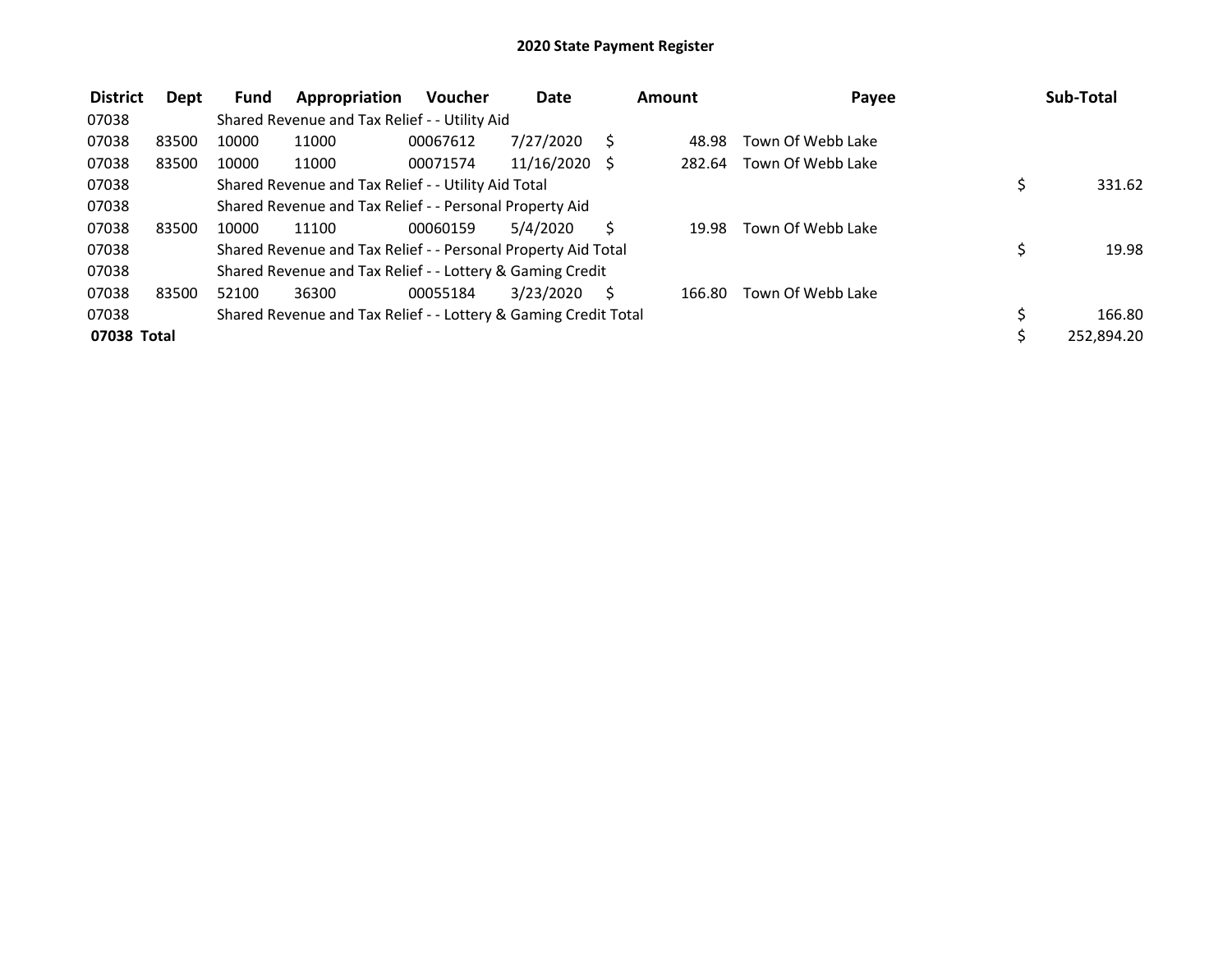# 2020 State Payment Register

| District | Dept | Fund | Appropriation | Voucher | Date | Amount | Payee | Sub-Total |
|---|---|---|---|---|---|---|---|---|
| 07038 | | Shared Revenue and Tax Relief - - Utility Aid | | | | | | |
| 07038 | 83500 | 10000 | 11000 | 00067612 | 7/27/2020 | $ 48.98 | Town Of Webb Lake | |
| 07038 | 83500 | 10000 | 11000 | 00071574 | 11/16/2020 | $ 282.64 | Town Of Webb Lake | |
| 07038 | | Shared Revenue and Tax Relief - - Utility Aid Total | | | | | | $ 331.62 |
| 07038 | | Shared Revenue and Tax Relief - - Personal Property Aid | | | | | | |
| 07038 | 83500 | 10000 | 11100 | 00060159 | 5/4/2020 | $ 19.98 | Town Of Webb Lake | |
| 07038 | | Shared Revenue and Tax Relief - - Personal Property Aid Total | | | | | | $ 19.98 |
| 07038 | | Shared Revenue and Tax Relief - - Lottery & Gaming Credit | | | | | | |
| 07038 | 83500 | 52100 | 36300 | 00055184 | 3/23/2020 | $ 166.80 | Town Of Webb Lake | |
| 07038 | | Shared Revenue and Tax Relief - - Lottery & Gaming Credit Total | | | | | | $ 166.80 |
| **07038 Total** | | | | | | | | $ 252,894.20 |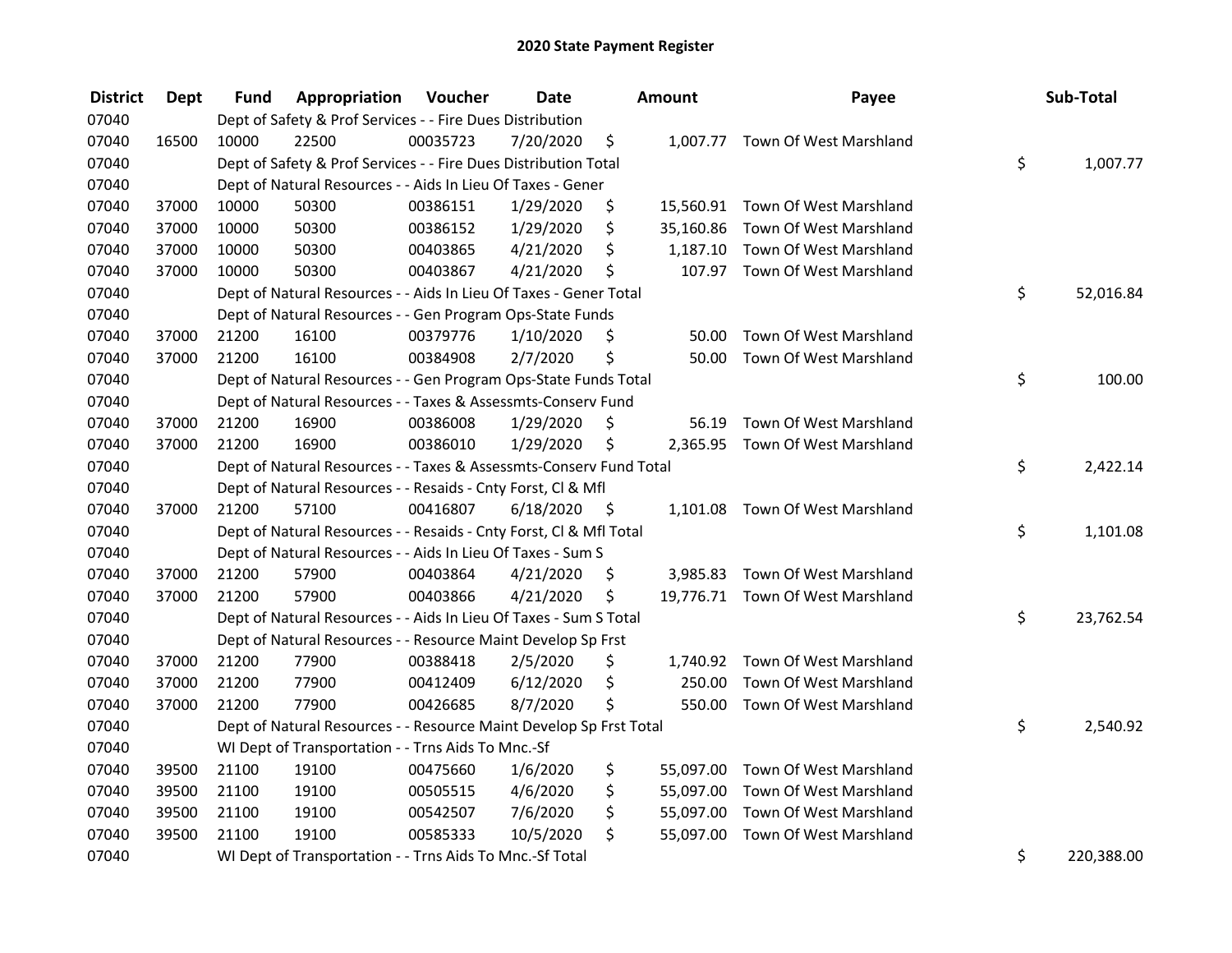# 2020 State Payment Register

| District | Dept | Fund | Appropriation | Voucher | Date | Amount | Payee | Sub-Total |
|---|---|---|---|---|---|---|---|---|
| 07040 | | Dept of Safety & Prof Services - - Fire Dues Distribution | | | | | | |
| 07040 | 16500 | 10000 | 22500 | 00035723 | 7/20/2020 | $ 1,007.77 | Town Of West Marshland | |
| 07040 | | Dept of Safety & Prof Services - - Fire Dues Distribution Total | | | | | | $ 1,007.77 |
| 07040 | | Dept of Natural Resources - - Aids In Lieu Of Taxes - Gener | | | | | | |
| 07040 | 37000 | 10000 | 50300 | 00386151 | 1/29/2020 | $ 15,560.91 | Town Of West Marshland | |
| 07040 | 37000 | 10000 | 50300 | 00386152 | 1/29/2020 | $ 35,160.86 | Town Of West Marshland | |
| 07040 | 37000 | 10000 | 50300 | 00403865 | 4/21/2020 | $ 1,187.10 | Town Of West Marshland | |
| 07040 | 37000 | 10000 | 50300 | 00403867 | 4/21/2020 | $ 107.97 | Town Of West Marshland | |
| 07040 | | Dept of Natural Resources - - Aids In Lieu Of Taxes - Gener Total | | | | | | $ 52,016.84 |
| 07040 | | Dept of Natural Resources - - Gen Program Ops-State Funds | | | | | | |
| 07040 | 37000 | 21200 | 16100 | 00379776 | 1/10/2020 | $ 50.00 | Town Of West Marshland | |
| 07040 | 37000 | 21200 | 16100 | 00384908 | 2/7/2020 | $ 50.00 | Town Of West Marshland | |
| 07040 | | Dept of Natural Resources - - Gen Program Ops-State Funds Total | | | | | | $ 100.00 |
| 07040 | | Dept of Natural Resources - - Taxes & Assessmts-Conserv Fund | | | | | | |
| 07040 | 37000 | 21200 | 16900 | 00386008 | 1/29/2020 | $ 56.19 | Town Of West Marshland | |
| 07040 | 37000 | 21200 | 16900 | 00386010 | 1/29/2020 | $ 2,365.95 | Town Of West Marshland | |
| 07040 | | Dept of Natural Resources - - Taxes & Assessmts-Conserv Fund Total | | | | | | $ 2,422.14 |
| 07040 | | Dept of Natural Resources - - Resaids - Cnty Forst, Cl & Mfl | | | | | | |
| 07040 | 37000 | 21200 | 57100 | 00416807 | 6/18/2020 | $ 1,101.08 | Town Of West Marshland | |
| 07040 | | Dept of Natural Resources - - Resaids - Cnty Forst, Cl & Mfl Total | | | | | | $ 1,101.08 |
| 07040 | | Dept of Natural Resources - - Aids In Lieu Of Taxes - Sum S | | | | | | |
| 07040 | 37000 | 21200 | 57900 | 00403864 | 4/21/2020 | $ 3,985.83 | Town Of West Marshland | |
| 07040 | 37000 | 21200 | 57900 | 00403866 | 4/21/2020 | $ 19,776.71 | Town Of West Marshland | |
| 07040 | | Dept of Natural Resources - - Aids In Lieu Of Taxes - Sum S Total | | | | | | $ 23,762.54 |
| 07040 | | Dept of Natural Resources - - Resource Maint Develop Sp Frst | | | | | | |
| 07040 | 37000 | 21200 | 77900 | 00388418 | 2/5/2020 | $ 1,740.92 | Town Of West Marshland | |
| 07040 | 37000 | 21200 | 77900 | 00412409 | 6/12/2020 | $ 250.00 | Town Of West Marshland | |
| 07040 | 37000 | 21200 | 77900 | 00426685 | 8/7/2020 | $ 550.00 | Town Of West Marshland | |
| 07040 | | Dept of Natural Resources - - Resource Maint Develop Sp Frst Total | | | | | | $ 2,540.92 |
| 07040 | | WI Dept of Transportation - - Trns Aids To Mnc.-Sf | | | | | | |
| 07040 | 39500 | 21100 | 19100 | 00475660 | 1/6/2020 | $ 55,097.00 | Town Of West Marshland | |
| 07040 | 39500 | 21100 | 19100 | 00505515 | 4/6/2020 | $ 55,097.00 | Town Of West Marshland | |
| 07040 | 39500 | 21100 | 19100 | 00542507 | 7/6/2020 | $ 55,097.00 | Town Of West Marshland | |
| 07040 | 39500 | 21100 | 19100 | 00585333 | 10/5/2020 | $ 55,097.00 | Town Of West Marshland | |
| 07040 | | WI Dept of Transportation - - Trns Aids To Mnc.-Sf Total | | | | | | $ 220,388.00 |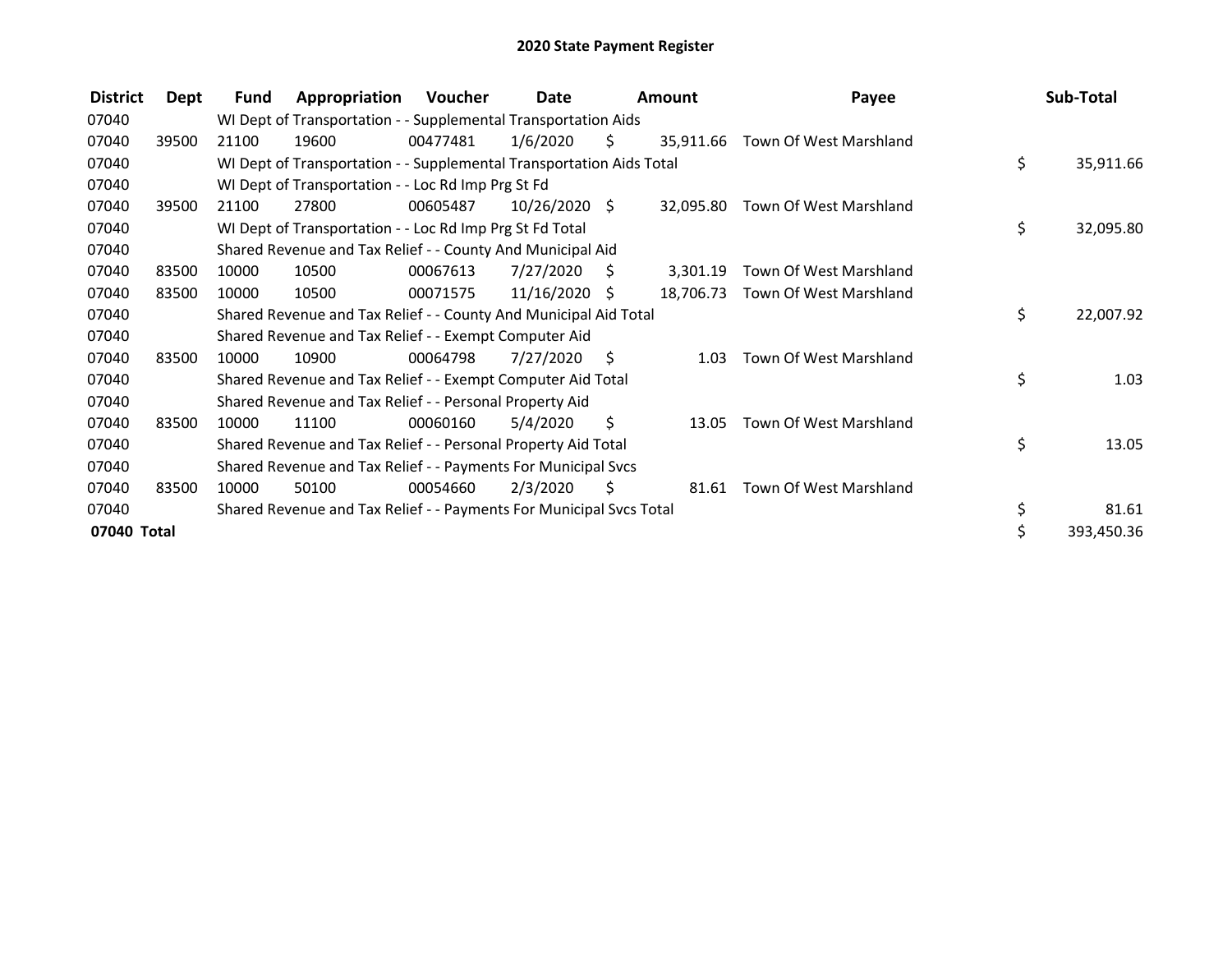# 2020 State Payment Register

| District | Dept | Fund | Appropriation | Voucher | Date | Amount | Payee | Sub-Total |
|---|---|---|---|---|---|---|---|---|
| 07040 | | WI Dept of Transportation - - Supplemental Transportation Aids | | | | | | |
| 07040 | 39500 | 21100 | 19600 | 00477481 | 1/6/2020 | $ 35,911.66 | Town Of West Marshland | |
| 07040 | | WI Dept of Transportation - - Supplemental Transportation Aids Total | | | | | | $ 35,911.66 |
| 07040 | | WI Dept of Transportation - - Loc Rd Imp Prg St Fd | | | | | | |
| 07040 | 39500 | 21100 | 27800 | 00605487 | 10/26/2020 | $ 32,095.80 | Town Of West Marshland | |
| 07040 | | WI Dept of Transportation - - Loc Rd Imp Prg St Fd Total | | | | | | $ 32,095.80 |
| 07040 | | Shared Revenue and Tax Relief - - County And Municipal Aid | | | | | | |
| 07040 | 83500 | 10000 | 10500 | 00067613 | 7/27/2020 | $ 3,301.19 | Town Of West Marshland | |
| 07040 | 83500 | 10000 | 10500 | 00071575 | 11/16/2020 | $ 18,706.73 | Town Of West Marshland | |
| 07040 | | Shared Revenue and Tax Relief - - County And Municipal Aid Total | | | | | | $ 22,007.92 |
| 07040 | | Shared Revenue and Tax Relief - - Exempt Computer Aid | | | | | | |
| 07040 | 83500 | 10000 | 10900 | 00064798 | 7/27/2020 | $ 1.03 | Town Of West Marshland | |
| 07040 | | Shared Revenue and Tax Relief - - Exempt Computer Aid Total | | | | | | $ 1.03 |
| 07040 | | Shared Revenue and Tax Relief - - Personal Property Aid | | | | | | |
| 07040 | 83500 | 10000 | 11100 | 00060160 | 5/4/2020 | $ 13.05 | Town Of West Marshland | |
| 07040 | | Shared Revenue and Tax Relief - - Personal Property Aid Total | | | | | | $ 13.05 |
| 07040 | | Shared Revenue and Tax Relief - - Payments For Municipal Svcs | | | | | | |
| 07040 | 83500 | 10000 | 50100 | 00054660 | 2/3/2020 | $ 81.61 | Town Of West Marshland | |
| 07040 | | Shared Revenue and Tax Relief - - Payments For Municipal Svcs Total | | | | | | $ 81.61 |
| **07040 Total** | | | | | | | | $ 393,450.36 |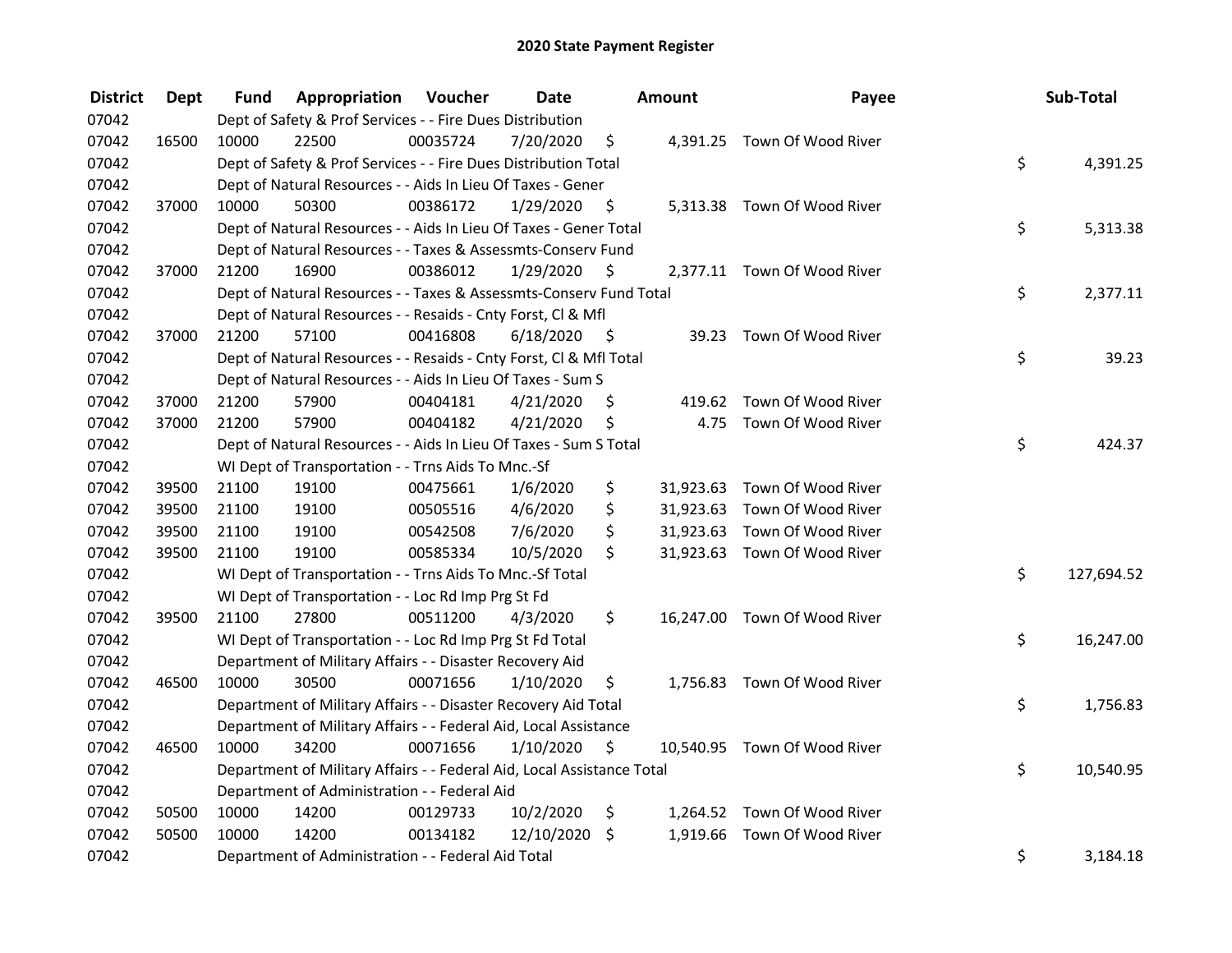# 2020 State Payment Register

| District | Dept | Fund | Appropriation | Voucher | Date | Amount | Payee | Sub-Total |
|---|---|---|---|---|---|---|---|---|
| 07042 | | Dept of Safety & Prof Services - - Fire Dues Distribution | | | | | | |
| 07042 | 16500 | 10000 | 22500 | 00035724 | 7/20/2020 | $ 4,391.25 | Town Of Wood River | |
| 07042 | | Dept of Safety & Prof Services - - Fire Dues Distribution Total | | | | | | $ 4,391.25 |
| 07042 | | Dept of Natural Resources - - Aids In Lieu Of Taxes - Gener | | | | | | |
| 07042 | 37000 | 10000 | 50300 | 00386172 | 1/29/2020 | $ 5,313.38 | Town Of Wood River | |
| 07042 | | Dept of Natural Resources - - Aids In Lieu Of Taxes - Gener Total | | | | | | $ 5,313.38 |
| 07042 | | Dept of Natural Resources - - Taxes & Assessmts-Conserv Fund | | | | | | |
| 07042 | 37000 | 21200 | 16900 | 00386012 | 1/29/2020 | $ 2,377.11 | Town Of Wood River | |
| 07042 | | Dept of Natural Resources - - Taxes & Assessmts-Conserv Fund Total | | | | | | $ 2,377.11 |
| 07042 | | Dept of Natural Resources - - Resaids - Cnty Forst, Cl & Mfl | | | | | | |
| 07042 | 37000 | 21200 | 57100 | 00416808 | 6/18/2020 | $ 39.23 | Town Of Wood River | |
| 07042 | | Dept of Natural Resources - - Resaids - Cnty Forst, Cl & Mfl Total | | | | | | $ 39.23 |
| 07042 | | Dept of Natural Resources - - Aids In Lieu Of Taxes - Sum S | | | | | | |
| 07042 | 37000 | 21200 | 57900 | 00404181 | 4/21/2020 | $ 419.62 | Town Of Wood River | |
| 07042 | 37000 | 21200 | 57900 | 00404182 | 4/21/2020 | $ 4.75 | Town Of Wood River | |
| 07042 | | Dept of Natural Resources - - Aids In Lieu Of Taxes - Sum S Total | | | | | | $ 424.37 |
| 07042 | | WI Dept of Transportation - - Trns Aids To Mnc.-Sf | | | | | | |
| 07042 | 39500 | 21100 | 19100 | 00475661 | 1/6/2020 | $ 31,923.63 | Town Of Wood River | |
| 07042 | 39500 | 21100 | 19100 | 00505516 | 4/6/2020 | $ 31,923.63 | Town Of Wood River | |
| 07042 | 39500 | 21100 | 19100 | 00542508 | 7/6/2020 | $ 31,923.63 | Town Of Wood River | |
| 07042 | 39500 | 21100 | 19100 | 00585334 | 10/5/2020 | $ 31,923.63 | Town Of Wood River | |
| 07042 | | WI Dept of Transportation - - Trns Aids To Mnc.-Sf Total | | | | | | $ 127,694.52 |
| 07042 | | WI Dept of Transportation - - Loc Rd Imp Prg St Fd | | | | | | |
| 07042 | 39500 | 21100 | 27800 | 00511200 | 4/3/2020 | $ 16,247.00 | Town Of Wood River | |
| 07042 | | WI Dept of Transportation - - Loc Rd Imp Prg St Fd Total | | | | | | $ 16,247.00 |
| 07042 | | Department of Military Affairs - - Disaster Recovery Aid | | | | | | |
| 07042 | 46500 | 10000 | 30500 | 00071656 | 1/10/2020 | $ 1,756.83 | Town Of Wood River | |
| 07042 | | Department of Military Affairs - - Disaster Recovery Aid Total | | | | | | $ 1,756.83 |
| 07042 | | Department of Military Affairs - - Federal Aid, Local Assistance | | | | | | |
| 07042 | 46500 | 10000 | 34200 | 00071656 | 1/10/2020 | $ 10,540.95 | Town Of Wood River | |
| 07042 | | Department of Military Affairs - - Federal Aid, Local Assistance Total | | | | | | $ 10,540.95 |
| 07042 | | Department of Administration - - Federal Aid | | | | | | |
| 07042 | 50500 | 10000 | 14200 | 00129733 | 10/2/2020 | $ 1,264.52 | Town Of Wood River | |
| 07042 | 50500 | 10000 | 14200 | 00134182 | 12/10/2020 | $ 1,919.66 | Town Of Wood River | |
| 07042 | | Department of Administration - - Federal Aid Total | | | | | | $ 3,184.18 |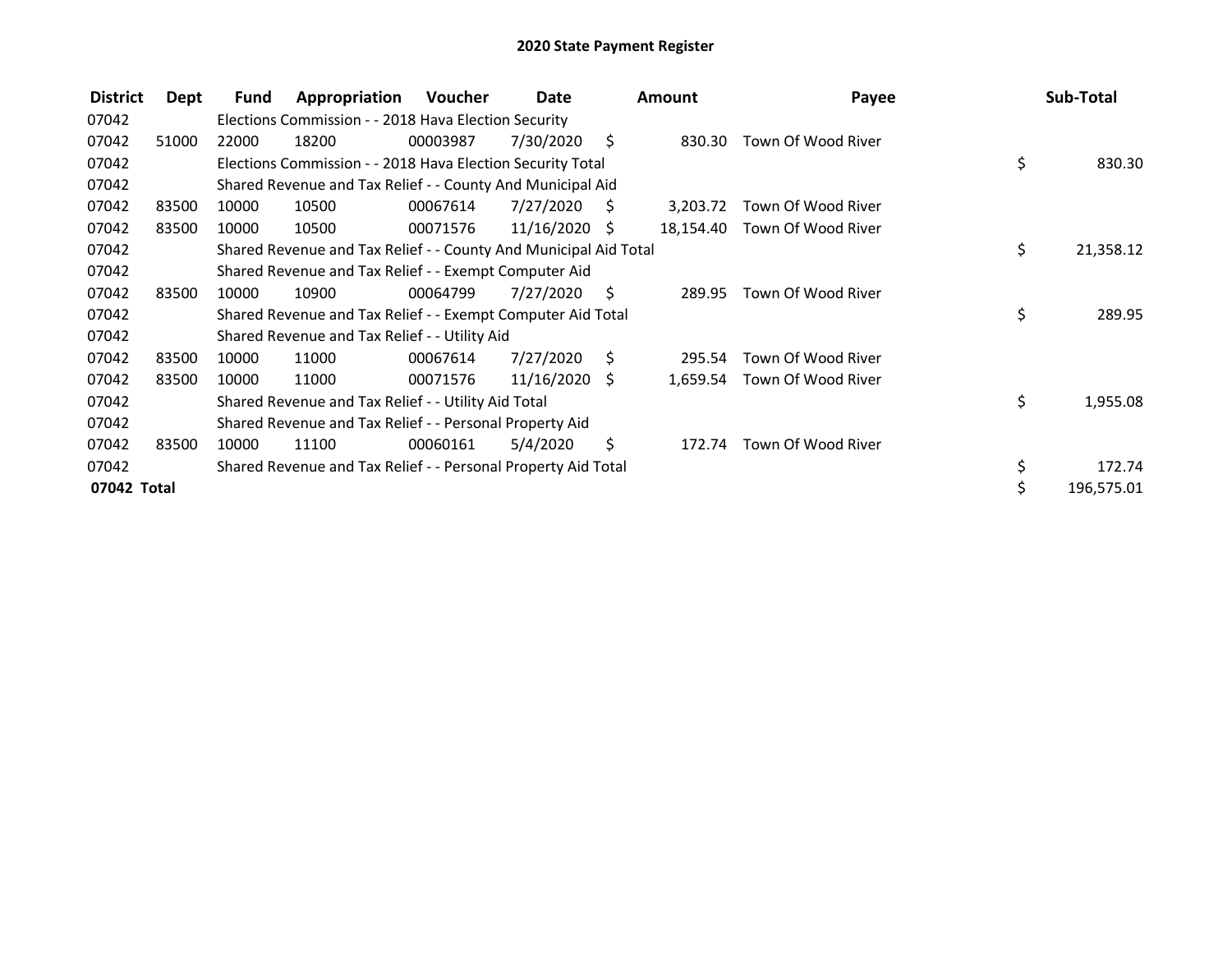# 2020 State Payment Register

| District | Dept | Fund | Appropriation | Voucher | Date | Amount | Payee | Sub-Total |
|---|---|---|---|---|---|---|---|---|
| 07042 | | Elections Commission - - 2018 Hava Election Security | | | | | | |
| 07042 | 51000 | 22000 | 18200 | 00003987 | 7/30/2020 | $ 830.30 | Town Of Wood River | |
| 07042 | | Elections Commission - - 2018 Hava Election Security Total | | | | | | $ 830.30 |
| 07042 | | Shared Revenue and Tax Relief - - County And Municipal Aid | | | | | | |
| 07042 | 83500 | 10000 | 10500 | 00067614 | 7/27/2020 | $ 3,203.72 | Town Of Wood River | |
| 07042 | 83500 | 10000 | 10500 | 00071576 | 11/16/2020 | $ 18,154.40 | Town Of Wood River | |
| 07042 | | Shared Revenue and Tax Relief - - County And Municipal Aid Total | | | | | | $ 21,358.12 |
| 07042 | | Shared Revenue and Tax Relief - - Exempt Computer Aid | | | | | | |
| 07042 | 83500 | 10000 | 10900 | 00064799 | 7/27/2020 | $ 289.95 | Town Of Wood River | |
| 07042 | | Shared Revenue and Tax Relief - - Exempt Computer Aid Total | | | | | | $ 289.95 |
| 07042 | | Shared Revenue and Tax Relief - - Utility Aid | | | | | | |
| 07042 | 83500 | 10000 | 11000 | 00067614 | 7/27/2020 | $ 295.54 | Town Of Wood River | |
| 07042 | 83500 | 10000 | 11000 | 00071576 | 11/16/2020 | $ 1,659.54 | Town Of Wood River | |
| 07042 | | Shared Revenue and Tax Relief - - Utility Aid Total | | | | | | $ 1,955.08 |
| 07042 | | Shared Revenue and Tax Relief - - Personal Property Aid | | | | | | |
| 07042 | 83500 | 10000 | 11100 | 00060161 | 5/4/2020 | $ 172.74 | Town Of Wood River | |
| 07042 | | Shared Revenue and Tax Relief - - Personal Property Aid Total | | | | | | $ 172.74 |
| **07042 Total** | | | | | | | | $ 196,575.01 |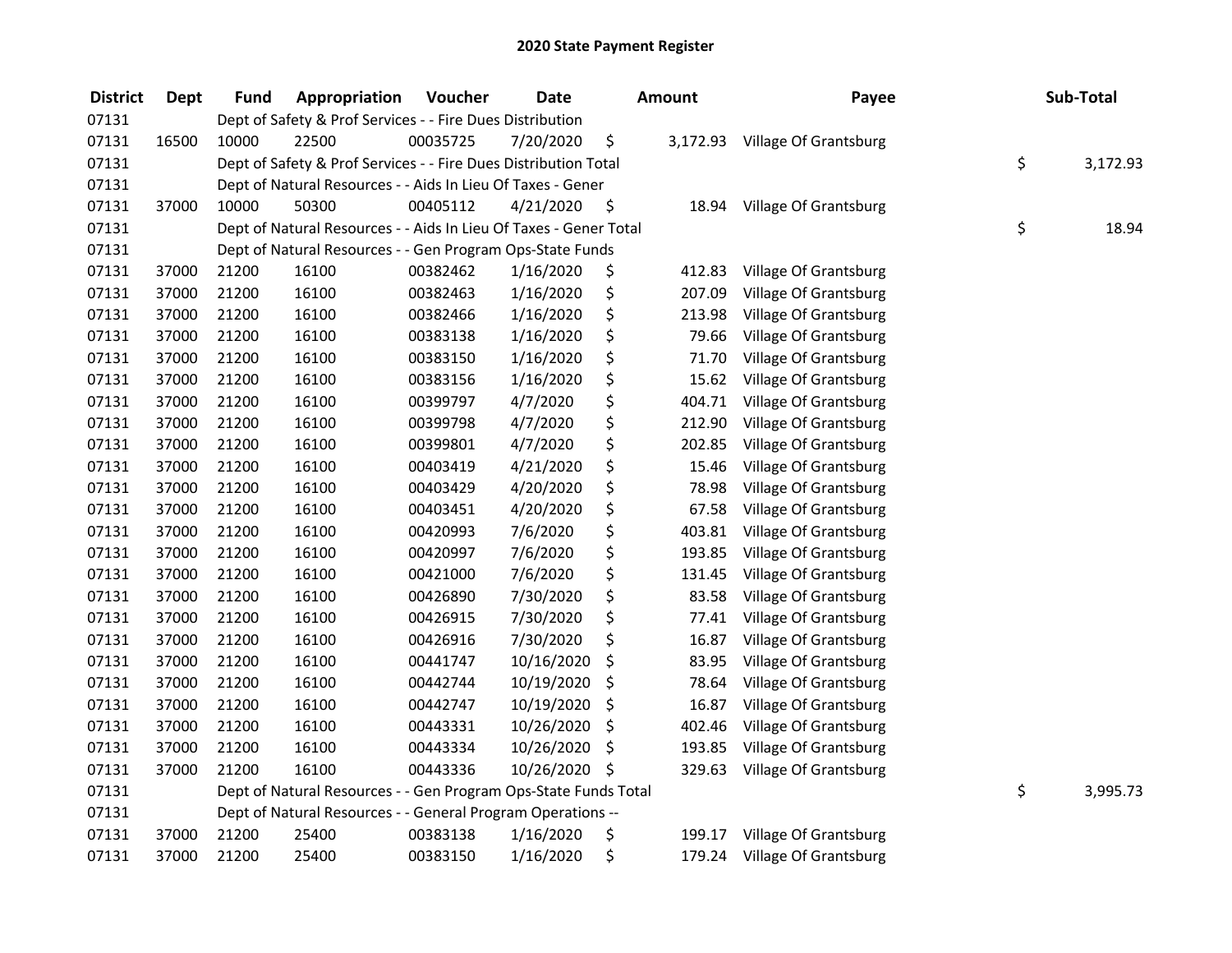## 2020 State Payment Register

| District | Dept | Fund | Appropriation | Voucher | Date | Amount | Payee | Sub-Total |
|---|---|---|---|---|---|---|---|---|
| 07131 | | Dept of Safety & Prof Services - - Fire Dues Distribution | | | | | | |
| 07131 | 16500 | 10000 | 22500 | 00035725 | 7/20/2020 | $ 3,172.93 | Village Of Grantsburg | |
| 07131 | | Dept of Safety & Prof Services - - Fire Dues Distribution Total | | | | | | $ 3,172.93 |
| 07131 | | Dept of Natural Resources - - Aids In Lieu Of Taxes - Gener | | | | | | |
| 07131 | 37000 | 10000 | 50300 | 00405112 | 4/21/2020 | $ 18.94 | Village Of Grantsburg | |
| 07131 | | Dept of Natural Resources - - Aids In Lieu Of Taxes - Gener Total | | | | | | $ 18.94 |
| 07131 | | Dept of Natural Resources - - Gen Program Ops-State Funds | | | | | | |
| 07131 | 37000 | 21200 | 16100 | 00382462 | 1/16/2020 | $ 412.83 | Village Of Grantsburg | |
| 07131 | 37000 | 21200 | 16100 | 00382463 | 1/16/2020 | $ 207.09 | Village Of Grantsburg | |
| 07131 | 37000 | 21200 | 16100 | 00382466 | 1/16/2020 | $ 213.98 | Village Of Grantsburg | |
| 07131 | 37000 | 21200 | 16100 | 00383138 | 1/16/2020 | $ 79.66 | Village Of Grantsburg | |
| 07131 | 37000 | 21200 | 16100 | 00383150 | 1/16/2020 | $ 71.70 | Village Of Grantsburg | |
| 07131 | 37000 | 21200 | 16100 | 00383156 | 1/16/2020 | $ 15.62 | Village Of Grantsburg | |
| 07131 | 37000 | 21200 | 16100 | 00399797 | 4/7/2020 | $ 404.71 | Village Of Grantsburg | |
| 07131 | 37000 | 21200 | 16100 | 00399798 | 4/7/2020 | $ 212.90 | Village Of Grantsburg | |
| 07131 | 37000 | 21200 | 16100 | 00399801 | 4/7/2020 | $ 202.85 | Village Of Grantsburg | |
| 07131 | 37000 | 21200 | 16100 | 00403419 | 4/21/2020 | $ 15.46 | Village Of Grantsburg | |
| 07131 | 37000 | 21200 | 16100 | 00403429 | 4/20/2020 | $ 78.98 | Village Of Grantsburg | |
| 07131 | 37000 | 21200 | 16100 | 00403451 | 4/20/2020 | $ 67.58 | Village Of Grantsburg | |
| 07131 | 37000 | 21200 | 16100 | 00420993 | 7/6/2020 | $ 403.81 | Village Of Grantsburg | |
| 07131 | 37000 | 21200 | 16100 | 00420997 | 7/6/2020 | $ 193.85 | Village Of Grantsburg | |
| 07131 | 37000 | 21200 | 16100 | 00421000 | 7/6/2020 | $ 131.45 | Village Of Grantsburg | |
| 07131 | 37000 | 21200 | 16100 | 00426890 | 7/30/2020 | $ 83.58 | Village Of Grantsburg | |
| 07131 | 37000 | 21200 | 16100 | 00426915 | 7/30/2020 | $ 77.41 | Village Of Grantsburg | |
| 07131 | 37000 | 21200 | 16100 | 00426916 | 7/30/2020 | $ 16.87 | Village Of Grantsburg | |
| 07131 | 37000 | 21200 | 16100 | 00441747 | 10/16/2020 | $ 83.95 | Village Of Grantsburg | |
| 07131 | 37000 | 21200 | 16100 | 00442744 | 10/19/2020 | $ 78.64 | Village Of Grantsburg | |
| 07131 | 37000 | 21200 | 16100 | 00442747 | 10/19/2020 | $ 16.87 | Village Of Grantsburg | |
| 07131 | 37000 | 21200 | 16100 | 00443331 | 10/26/2020 | $ 402.46 | Village Of Grantsburg | |
| 07131 | 37000 | 21200 | 16100 | 00443334 | 10/26/2020 | $ 193.85 | Village Of Grantsburg | |
| 07131 | 37000 | 21200 | 16100 | 00443336 | 10/26/2020 | $ 329.63 | Village Of Grantsburg | |
| 07131 | | Dept of Natural Resources - - Gen Program Ops-State Funds Total | | | | | | $ 3,995.73 |
| 07131 | | Dept of Natural Resources - - General Program Operations -- | | | | | | |
| 07131 | 37000 | 21200 | 25400 | 00383138 | 1/16/2020 | $ 199.17 | Village Of Grantsburg | |
| 07131 | 37000 | 21200 | 25400 | 00383150 | 1/16/2020 | $ 179.24 | Village Of Grantsburg | |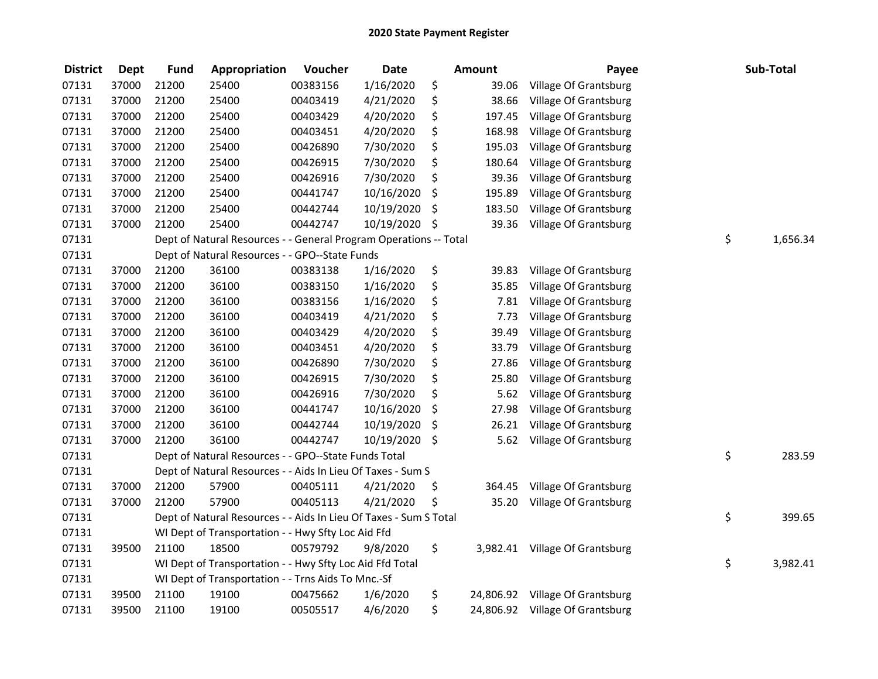## 2020 State Payment Register

| District | Dept | Fund | Appropriation | Voucher | Date | Amount | Payee | Sub-Total |
|---|---|---|---|---|---|---|---|---|
| 07131 | 37000 | 21200 | 25400 | 00383156 | 1/16/2020 | $ 39.06 | Village Of Grantsburg | |
| 07131 | 37000 | 21200 | 25400 | 00403419 | 4/21/2020 | $ 38.66 | Village Of Grantsburg | |
| 07131 | 37000 | 21200 | 25400 | 00403429 | 4/20/2020 | $ 197.45 | Village Of Grantsburg | |
| 07131 | 37000 | 21200 | 25400 | 00403451 | 4/20/2020 | $ 168.98 | Village Of Grantsburg | |
| 07131 | 37000 | 21200 | 25400 | 00426890 | 7/30/2020 | $ 195.03 | Village Of Grantsburg | |
| 07131 | 37000 | 21200 | 25400 | 00426915 | 7/30/2020 | $ 180.64 | Village Of Grantsburg | |
| 07131 | 37000 | 21200 | 25400 | 00426916 | 7/30/2020 | $ 39.36 | Village Of Grantsburg | |
| 07131 | 37000 | 21200 | 25400 | 00441747 | 10/16/2020 | $ 195.89 | Village Of Grantsburg | |
| 07131 | 37000 | 21200 | 25400 | 00442744 | 10/19/2020 | $ 183.50 | Village Of Grantsburg | |
| 07131 | 37000 | 21200 | 25400 | 00442747 | 10/19/2020 | $ 39.36 | Village Of Grantsburg | |
| 07131 | | Dept of Natural Resources - - General Program Operations -- Total | | | | | | $ 1,656.34 |
| 07131 | | Dept of Natural Resources - - GPO--State Funds | | | | | | |
| 07131 | 37000 | 21200 | 36100 | 00383138 | 1/16/2020 | $ 39.83 | Village Of Grantsburg | |
| 07131 | 37000 | 21200 | 36100 | 00383150 | 1/16/2020 | $ 35.85 | Village Of Grantsburg | |
| 07131 | 37000 | 21200 | 36100 | 00383156 | 1/16/2020 | $ 7.81 | Village Of Grantsburg | |
| 07131 | 37000 | 21200 | 36100 | 00403419 | 4/21/2020 | $ 7.73 | Village Of Grantsburg | |
| 07131 | 37000 | 21200 | 36100 | 00403429 | 4/20/2020 | $ 39.49 | Village Of Grantsburg | |
| 07131 | 37000 | 21200 | 36100 | 00403451 | 4/20/2020 | $ 33.79 | Village Of Grantsburg | |
| 07131 | 37000 | 21200 | 36100 | 00426890 | 7/30/2020 | $ 27.86 | Village Of Grantsburg | |
| 07131 | 37000 | 21200 | 36100 | 00426915 | 7/30/2020 | $ 25.80 | Village Of Grantsburg | |
| 07131 | 37000 | 21200 | 36100 | 00426916 | 7/30/2020 | $ 5.62 | Village Of Grantsburg | |
| 07131 | 37000 | 21200 | 36100 | 00441747 | 10/16/2020 | $ 27.98 | Village Of Grantsburg | |
| 07131 | 37000 | 21200 | 36100 | 00442744 | 10/19/2020 | $ 26.21 | Village Of Grantsburg | |
| 07131 | 37000 | 21200 | 36100 | 00442747 | 10/19/2020 | $ 5.62 | Village Of Grantsburg | |
| 07131 | | Dept of Natural Resources - - GPO--State Funds Total | | | | | | $ 283.59 |
| 07131 | | Dept of Natural Resources - - Aids In Lieu Of Taxes - Sum S | | | | | | |
| 07131 | 37000 | 21200 | 57900 | 00405111 | 4/21/2020 | $ 364.45 | Village Of Grantsburg | |
| 07131 | 37000 | 21200 | 57900 | 00405113 | 4/21/2020 | $ 35.20 | Village Of Grantsburg | |
| 07131 | | Dept of Natural Resources - - Aids In Lieu Of Taxes - Sum S Total | | | | | | $ 399.65 |
| 07131 | | WI Dept of Transportation - - Hwy Sfty Loc Aid Ffd | | | | | | |
| 07131 | 39500 | 21100 | 18500 | 00579792 | 9/8/2020 | $ 3,982.41 | Village Of Grantsburg | |
| 07131 | | WI Dept of Transportation - - Hwy Sfty Loc Aid Ffd Total | | | | | | $ 3,982.41 |
| 07131 | | WI Dept of Transportation - - Trns Aids To Mnc.-Sf | | | | | | |
| 07131 | 39500 | 21100 | 19100 | 00475662 | 1/6/2020 | $ 24,806.92 | Village Of Grantsburg | |
| 07131 | 39500 | 21100 | 19100 | 00505517 | 4/6/2020 | $ 24,806.92 | Village Of Grantsburg | |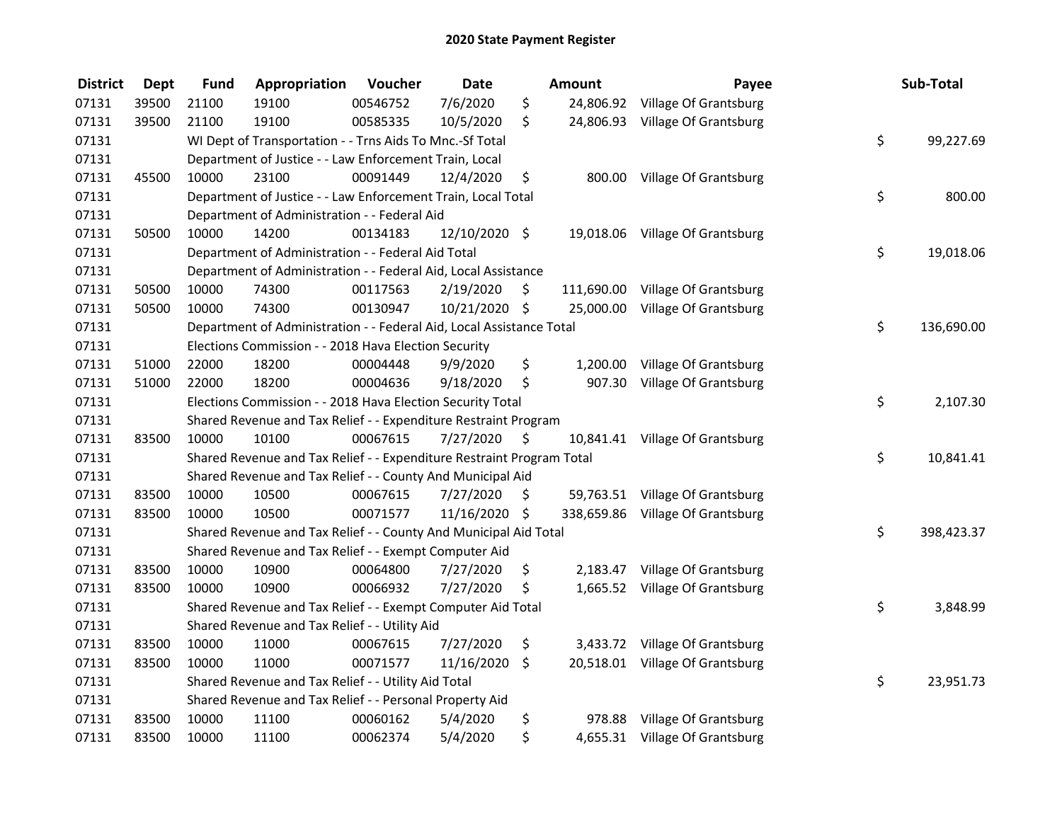# 2020 State Payment Register

| District | Dept | Fund | Appropriation | Voucher | Date | Amount | Payee | Sub-Total |
|---|---|---|---|---|---|---|---|---|
| 07131 | 39500 | 21100 | 19100 | 00546752 | 7/6/2020 | $ 24,806.92 | Village Of Grantsburg | |
| 07131 | 39500 | 21100 | 19100 | 00585335 | 10/5/2020 | $ 24,806.93 | Village Of Grantsburg | |
| 07131 | | WI Dept of Transportation - - Trns Aids To Mnc.-Sf Total | | | | | | $ 99,227.69 |
| 07131 | | Department of Justice - - Law Enforcement Train, Local | | | | | | |
| 07131 | 45500 | 10000 | 23100 | 00091449 | 12/4/2020 | $ 800.00 | Village Of Grantsburg | |
| 07131 | | Department of Justice - - Law Enforcement Train, Local Total | | | | | | $ 800.00 |
| 07131 | | Department of Administration - - Federal Aid | | | | | | |
| 07131 | 50500 | 10000 | 14200 | 00134183 | 12/10/2020 | $ 19,018.06 | Village Of Grantsburg | |
| 07131 | | Department of Administration - - Federal Aid Total | | | | | | $ 19,018.06 |
| 07131 | | Department of Administration - - Federal Aid, Local Assistance | | | | | | |
| 07131 | 50500 | 10000 | 74300 | 00117563 | 2/19/2020 | $ 111,690.00 | Village Of Grantsburg | |
| 07131 | 50500 | 10000 | 74300 | 00130947 | 10/21/2020 | $ 25,000.00 | Village Of Grantsburg | |
| 07131 | | Department of Administration - - Federal Aid, Local Assistance Total | | | | | | $ 136,690.00 |
| 07131 | | Elections Commission - - 2018 Hava Election Security | | | | | | |
| 07131 | 51000 | 22000 | 18200 | 00004448 | 9/9/2020 | $ 1,200.00 | Village Of Grantsburg | |
| 07131 | 51000 | 22000 | 18200 | 00004636 | 9/18/2020 | $ 907.30 | Village Of Grantsburg | |
| 07131 | | Elections Commission - - 2018 Hava Election Security Total | | | | | | $ 2,107.30 |
| 07131 | | Shared Revenue and Tax Relief - - Expenditure Restraint Program | | | | | | |
| 07131 | 83500 | 10000 | 10100 | 00067615 | 7/27/2020 | $ 10,841.41 | Village Of Grantsburg | |
| 07131 | | Shared Revenue and Tax Relief - - Expenditure Restraint Program Total | | | | | | $ 10,841.41 |
| 07131 | | Shared Revenue and Tax Relief - - County And Municipal Aid | | | | | | |
| 07131 | 83500 | 10000 | 10500 | 00067615 | 7/27/2020 | $ 59,763.51 | Village Of Grantsburg | |
| 07131 | 83500 | 10000 | 10500 | 00071577 | 11/16/2020 | $ 338,659.86 | Village Of Grantsburg | |
| 07131 | | Shared Revenue and Tax Relief - - County And Municipal Aid Total | | | | | | $ 398,423.37 |
| 07131 | | Shared Revenue and Tax Relief - - Exempt Computer Aid | | | | | | |
| 07131 | 83500 | 10000 | 10900 | 00064800 | 7/27/2020 | $ 2,183.47 | Village Of Grantsburg | |
| 07131 | 83500 | 10000 | 10900 | 00066932 | 7/27/2020 | $ 1,665.52 | Village Of Grantsburg | |
| 07131 | | Shared Revenue and Tax Relief - - Exempt Computer Aid Total | | | | | | $ 3,848.99 |
| 07131 | | Shared Revenue and Tax Relief - - Utility Aid | | | | | | |
| 07131 | 83500 | 10000 | 11000 | 00067615 | 7/27/2020 | $ 3,433.72 | Village Of Grantsburg | |
| 07131 | 83500 | 10000 | 11000 | 00071577 | 11/16/2020 | $ 20,518.01 | Village Of Grantsburg | |
| 07131 | | Shared Revenue and Tax Relief - - Utility Aid Total | | | | | | $ 23,951.73 |
| 07131 | | Shared Revenue and Tax Relief - - Personal Property Aid | | | | | | |
| 07131 | 83500 | 10000 | 11100 | 00060162 | 5/4/2020 | $ 978.88 | Village Of Grantsburg | |
| 07131 | 83500 | 10000 | 11100 | 00062374 | 5/4/2020 | $ 4,655.31 | Village Of Grantsburg | |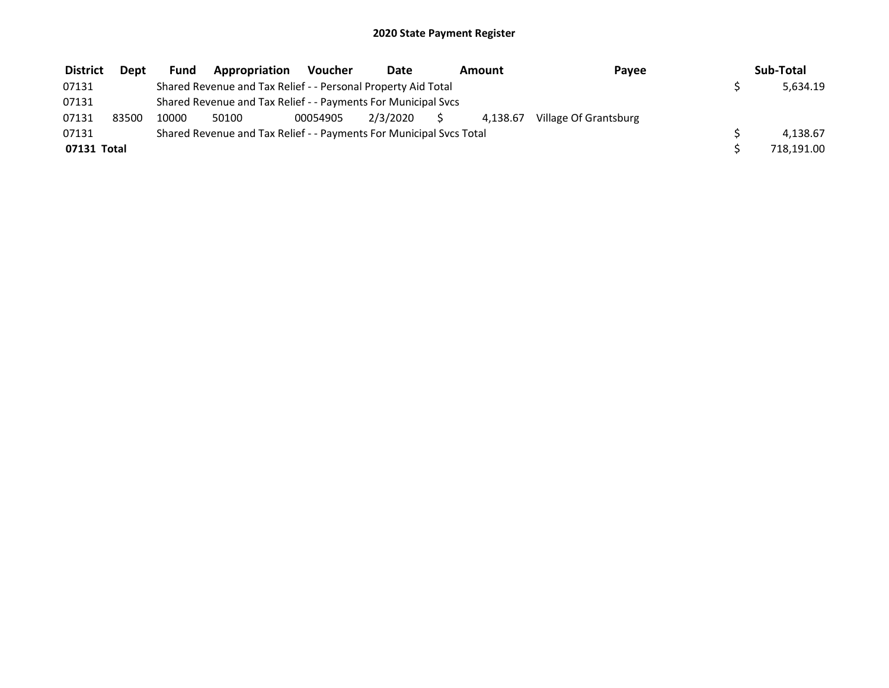# 2020 State Payment Register

| District | Dept | Fund | Appropriation | Voucher | Date | Amount | Payee | Sub-Total |
|---|---|---|---|---|---|---|---|---|
| 07131 | | Shared Revenue and Tax Relief - - Personal Property Aid Total | | | | | | $ 5,634.19 |
| 07131 | | Shared Revenue and Tax Relief - - Payments For Municipal Svcs | | | | | | |
| 07131 | 83500 | 10000 | 50100 | 00054905 | 2/3/2020 | $ 4,138.67 | Village Of Grantsburg | |
| 07131 | | Shared Revenue and Tax Relief - - Payments For Municipal Svcs Total | | | | | | $ 4,138.67 |
| **07131 Total** | | | | | | | | $ 718,191.00 |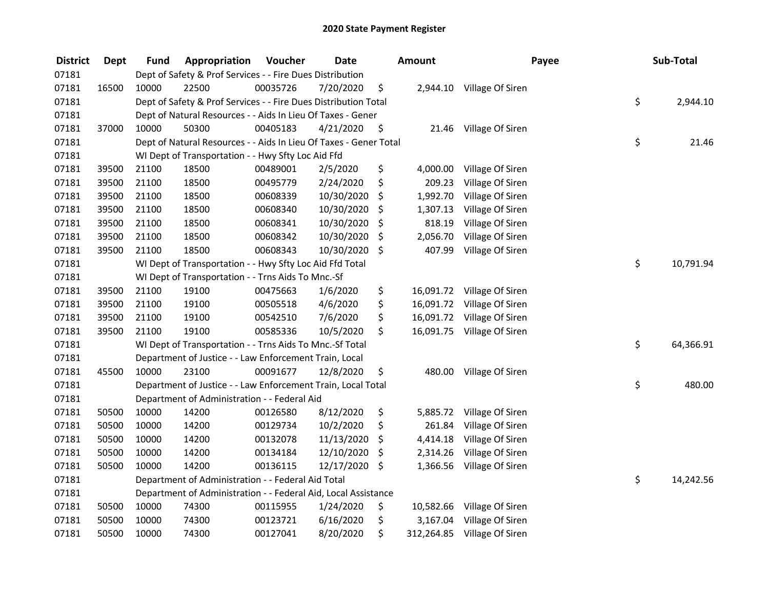## 2020 State Payment Register

| District | Dept | Fund | Appropriation | Voucher | Date | Amount | Payee | Sub-Total |
|---|---|---|---|---|---|---|---|---|
| 07181 | | Dept of Safety & Prof Services - - Fire Dues Distribution | | | | | | |
| 07181 | 16500 | 10000 | 22500 | 00035726 | 7/20/2020 | $ 2,944.10 | Village Of Siren | |
| 07181 | | Dept of Safety & Prof Services - - Fire Dues Distribution Total | | | | | | $ 2,944.10 |
| 07181 | | Dept of Natural Resources - - Aids In Lieu Of Taxes - Gener | | | | | | |
| 07181 | 37000 | 10000 | 50300 | 00405183 | 4/21/2020 | $ 21.46 | Village Of Siren | |
| 07181 | | Dept of Natural Resources - - Aids In Lieu Of Taxes - Gener Total | | | | | | $ 21.46 |
| 07181 | | WI Dept of Transportation - - Hwy Sfty Loc Aid Ffd | | | | | | |
| 07181 | 39500 | 21100 | 18500 | 00489001 | 2/5/2020 | $ 4,000.00 | Village Of Siren | |
| 07181 | 39500 | 21100 | 18500 | 00495779 | 2/24/2020 | $ 209.23 | Village Of Siren | |
| 07181 | 39500 | 21100 | 18500 | 00608339 | 10/30/2020 | $ 1,992.70 | Village Of Siren | |
| 07181 | 39500 | 21100 | 18500 | 00608340 | 10/30/2020 | $ 1,307.13 | Village Of Siren | |
| 07181 | 39500 | 21100 | 18500 | 00608341 | 10/30/2020 | $ 818.19 | Village Of Siren | |
| 07181 | 39500 | 21100 | 18500 | 00608342 | 10/30/2020 | $ 2,056.70 | Village Of Siren | |
| 07181 | 39500 | 21100 | 18500 | 00608343 | 10/30/2020 | $ 407.99 | Village Of Siren | |
| 07181 | | WI Dept of Transportation - - Hwy Sfty Loc Aid Ffd Total | | | | | | $ 10,791.94 |
| 07181 | | WI Dept of Transportation - - Trns Aids To Mnc.-Sf | | | | | | |
| 07181 | 39500 | 21100 | 19100 | 00475663 | 1/6/2020 | $ 16,091.72 | Village Of Siren | |
| 07181 | 39500 | 21100 | 19100 | 00505518 | 4/6/2020 | $ 16,091.72 | Village Of Siren | |
| 07181 | 39500 | 21100 | 19100 | 00542510 | 7/6/2020 | $ 16,091.72 | Village Of Siren | |
| 07181 | 39500 | 21100 | 19100 | 00585336 | 10/5/2020 | $ 16,091.75 | Village Of Siren | |
| 07181 | | WI Dept of Transportation - - Trns Aids To Mnc.-Sf Total | | | | | | $ 64,366.91 |
| 07181 | | Department of Justice - - Law Enforcement Train, Local | | | | | | |
| 07181 | 45500 | 10000 | 23100 | 00091677 | 12/8/2020 | $ 480.00 | Village Of Siren | |
| 07181 | | Department of Justice - - Law Enforcement Train, Local Total | | | | | | $ 480.00 |
| 07181 | | Department of Administration - - Federal Aid | | | | | | |
| 07181 | 50500 | 10000 | 14200 | 00126580 | 8/12/2020 | $ 5,885.72 | Village Of Siren | |
| 07181 | 50500 | 10000 | 14200 | 00129734 | 10/2/2020 | $ 261.84 | Village Of Siren | |
| 07181 | 50500 | 10000 | 14200 | 00132078 | 11/13/2020 | $ 4,414.18 | Village Of Siren | |
| 07181 | 50500 | 10000 | 14200 | 00134184 | 12/10/2020 | $ 2,314.26 | Village Of Siren | |
| 07181 | 50500 | 10000 | 14200 | 00136115 | 12/17/2020 | $ 1,366.56 | Village Of Siren | |
| 07181 | | Department of Administration - - Federal Aid Total | | | | | | $ 14,242.56 |
| 07181 | | Department of Administration - - Federal Aid, Local Assistance | | | | | | |
| 07181 | 50500 | 10000 | 74300 | 00115955 | 1/24/2020 | $ 10,582.66 | Village Of Siren | |
| 07181 | 50500 | 10000 | 74300 | 00123721 | 6/16/2020 | $ 3,167.04 | Village Of Siren | |
| 07181 | 50500 | 10000 | 74300 | 00127041 | 8/20/2020 | $ 312,264.85 | Village Of Siren | |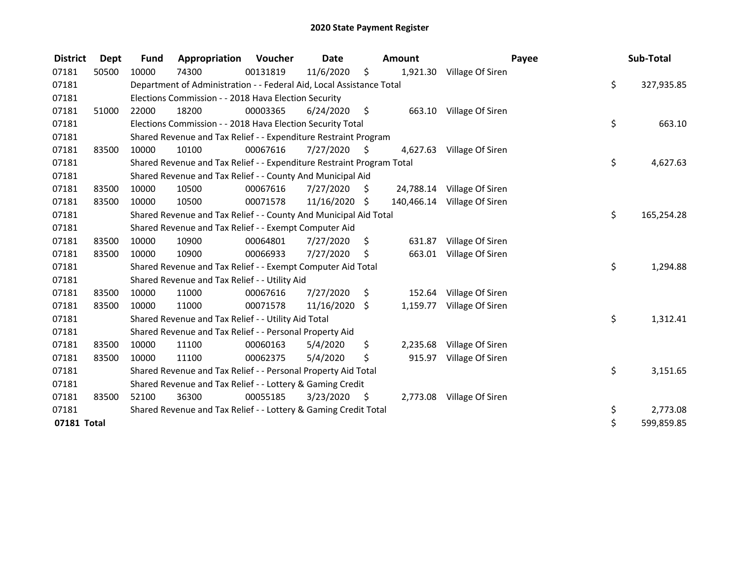# 2020 State Payment Register

| District | Dept | Fund | Appropriation | Voucher | Date | Amount | Payee | Sub-Total |
|---|---|---|---|---|---|---|---|---|
| 07181 | 50500 | 10000 | 74300 | 00131819 | 11/6/2020 | $ 1,921.30 | Village Of Siren | |
| 07181 | | Department of Administration - - Federal Aid, Local Assistance Total | | | | | | $ 327,935.85 |
| 07181 | | Elections Commission - - 2018 Hava Election Security | | | | | | |
| 07181 | 51000 | 22000 | 18200 | 00003365 | 6/24/2020 | $ 663.10 | Village Of Siren | |
| 07181 | | Elections Commission - - 2018 Hava Election Security Total | | | | | | $ 663.10 |
| 07181 | | Shared Revenue and Tax Relief - - Expenditure Restraint Program | | | | | | |
| 07181 | 83500 | 10000 | 10100 | 00067616 | 7/27/2020 | $ 4,627.63 | Village Of Siren | |
| 07181 | | Shared Revenue and Tax Relief - - Expenditure Restraint Program Total | | | | | | $ 4,627.63 |
| 07181 | | Shared Revenue and Tax Relief - - County And Municipal Aid | | | | | | |
| 07181 | 83500 | 10000 | 10500 | 00067616 | 7/27/2020 | $ 24,788.14 | Village Of Siren | |
| 07181 | 83500 | 10000 | 10500 | 00071578 | 11/16/2020 | $ 140,466.14 | Village Of Siren | |
| 07181 | | Shared Revenue and Tax Relief - - County And Municipal Aid Total | | | | | | $ 165,254.28 |
| 07181 | | Shared Revenue and Tax Relief - - Exempt Computer Aid | | | | | | |
| 07181 | 83500 | 10000 | 10900 | 00064801 | 7/27/2020 | $ 631.87 | Village Of Siren | |
| 07181 | 83500 | 10000 | 10900 | 00066933 | 7/27/2020 | $ 663.01 | Village Of Siren | |
| 07181 | | Shared Revenue and Tax Relief - - Exempt Computer Aid Total | | | | | | $ 1,294.88 |
| 07181 | | Shared Revenue and Tax Relief - - Utility Aid | | | | | | |
| 07181 | 83500 | 10000 | 11000 | 00067616 | 7/27/2020 | $ 152.64 | Village Of Siren | |
| 07181 | 83500 | 10000 | 11000 | 00071578 | 11/16/2020 | $ 1,159.77 | Village Of Siren | |
| 07181 | | Shared Revenue and Tax Relief - - Utility Aid Total | | | | | | $ 1,312.41 |
| 07181 | | Shared Revenue and Tax Relief - - Personal Property Aid | | | | | | |
| 07181 | 83500 | 10000 | 11100 | 00060163 | 5/4/2020 | $ 2,235.68 | Village Of Siren | |
| 07181 | 83500 | 10000 | 11100 | 00062375 | 5/4/2020 | $ 915.97 | Village Of Siren | |
| 07181 | | Shared Revenue and Tax Relief - - Personal Property Aid Total | | | | | | $ 3,151.65 |
| 07181 | | Shared Revenue and Tax Relief - - Lottery & Gaming Credit | | | | | | |
| 07181 | 83500 | 52100 | 36300 | 00055185 | 3/23/2020 | $ 2,773.08 | Village Of Siren | |
| 07181 | | Shared Revenue and Tax Relief - - Lottery & Gaming Credit Total | | | | | | $ 2,773.08 |
| **07181 Total** | | | | | | | | $ 599,859.85 |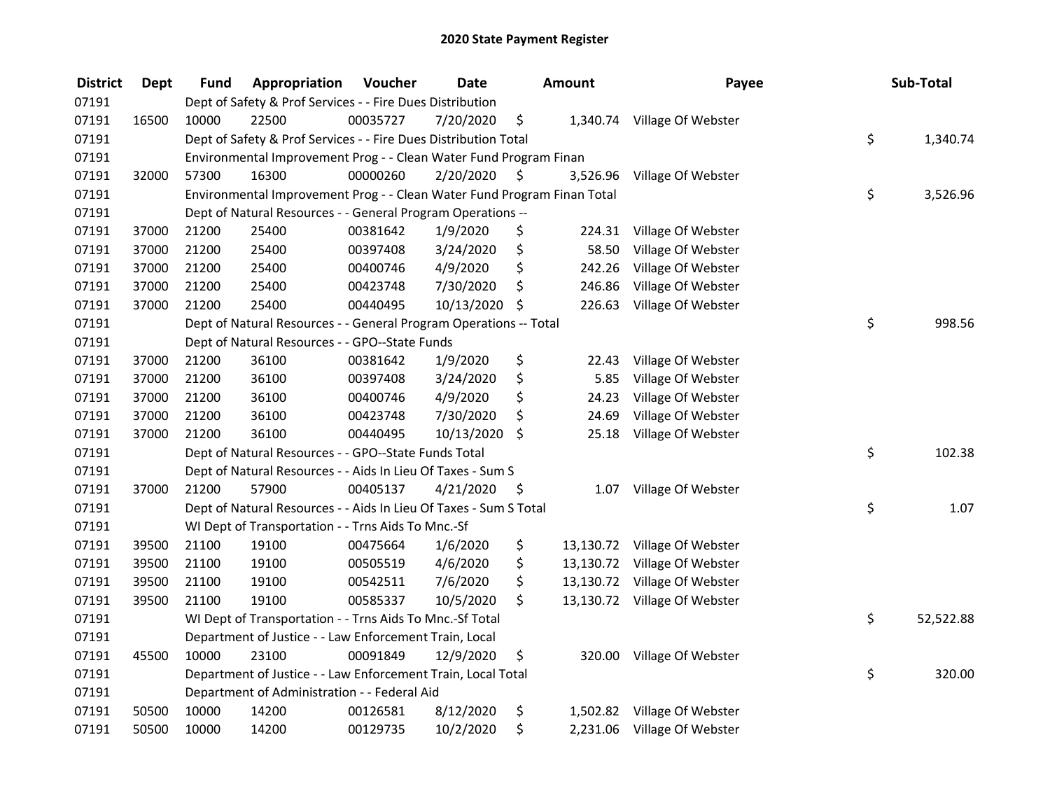# 2020 State Payment Register

| District | Dept | Fund | Appropriation | Voucher | Date | Amount | Payee | Sub-Total |
|---|---|---|---|---|---|---|---|---|
| 07191 | | Dept of Safety & Prof Services - - Fire Dues Distribution | | | | | | |
| 07191 | 16500 | 10000 | 22500 | 00035727 | 7/20/2020 | $ 1,340.74 | Village Of Webster | |
| 07191 | | Dept of Safety & Prof Services - - Fire Dues Distribution Total | | | | | | $ 1,340.74 |
| 07191 | | Environmental Improvement Prog - - Clean Water Fund Program Finan | | | | | | |
| 07191 | 32000 | 57300 | 16300 | 00000260 | 2/20/2020 | $ 3,526.96 | Village Of Webster | |
| 07191 | | Environmental Improvement Prog - - Clean Water Fund Program Finan Total | | | | | | $ 3,526.96 |
| 07191 | | Dept of Natural Resources - - General Program Operations -- | | | | | | |
| 07191 | 37000 | 21200 | 25400 | 00381642 | 1/9/2020 | $ 224.31 | Village Of Webster | |
| 07191 | 37000 | 21200 | 25400 | 00397408 | 3/24/2020 | $ 58.50 | Village Of Webster | |
| 07191 | 37000 | 21200 | 25400 | 00400746 | 4/9/2020 | $ 242.26 | Village Of Webster | |
| 07191 | 37000 | 21200 | 25400 | 00423748 | 7/30/2020 | $ 246.86 | Village Of Webster | |
| 07191 | 37000 | 21200 | 25400 | 00440495 | 10/13/2020 | $ 226.63 | Village Of Webster | |
| 07191 | | Dept of Natural Resources - - General Program Operations -- Total | | | | | | $ 998.56 |
| 07191 | | Dept of Natural Resources - - GPO--State Funds | | | | | | |
| 07191 | 37000 | 21200 | 36100 | 00381642 | 1/9/2020 | $ 22.43 | Village Of Webster | |
| 07191 | 37000 | 21200 | 36100 | 00397408 | 3/24/2020 | $ 5.85 | Village Of Webster | |
| 07191 | 37000 | 21200 | 36100 | 00400746 | 4/9/2020 | $ 24.23 | Village Of Webster | |
| 07191 | 37000 | 21200 | 36100 | 00423748 | 7/30/2020 | $ 24.69 | Village Of Webster | |
| 07191 | 37000 | 21200 | 36100 | 00440495 | 10/13/2020 | $ 25.18 | Village Of Webster | |
| 07191 | | Dept of Natural Resources - - GPO--State Funds Total | | | | | | $ 102.38 |
| 07191 | | Dept of Natural Resources - - Aids In Lieu Of Taxes - Sum S | | | | | | |
| 07191 | 37000 | 21200 | 57900 | 00405137 | 4/21/2020 | $ 1.07 | Village Of Webster | |
| 07191 | | Dept of Natural Resources - - Aids In Lieu Of Taxes - Sum S Total | | | | | | $ 1.07 |
| 07191 | | WI Dept of Transportation - - Trns Aids To Mnc.-Sf | | | | | | |
| 07191 | 39500 | 21100 | 19100 | 00475664 | 1/6/2020 | $ 13,130.72 | Village Of Webster | |
| 07191 | 39500 | 21100 | 19100 | 00505519 | 4/6/2020 | $ 13,130.72 | Village Of Webster | |
| 07191 | 39500 | 21100 | 19100 | 00542511 | 7/6/2020 | $ 13,130.72 | Village Of Webster | |
| 07191 | 39500 | 21100 | 19100 | 00585337 | 10/5/2020 | $ 13,130.72 | Village Of Webster | |
| 07191 | | WI Dept of Transportation - - Trns Aids To Mnc.-Sf Total | | | | | | $ 52,522.88 |
| 07191 | | Department of Justice - - Law Enforcement Train, Local | | | | | | |
| 07191 | 45500 | 10000 | 23100 | 00091849 | 12/9/2020 | $ 320.00 | Village Of Webster | |
| 07191 | | Department of Justice - - Law Enforcement Train, Local Total | | | | | | $ 320.00 |
| 07191 | | Department of Administration - - Federal Aid | | | | | | |
| 07191 | 50500 | 10000 | 14200 | 00126581 | 8/12/2020 | $ 1,502.82 | Village Of Webster | |
| 07191 | 50500 | 10000 | 14200 | 00129735 | 10/2/2020 | $ 2,231.06 | Village Of Webster | |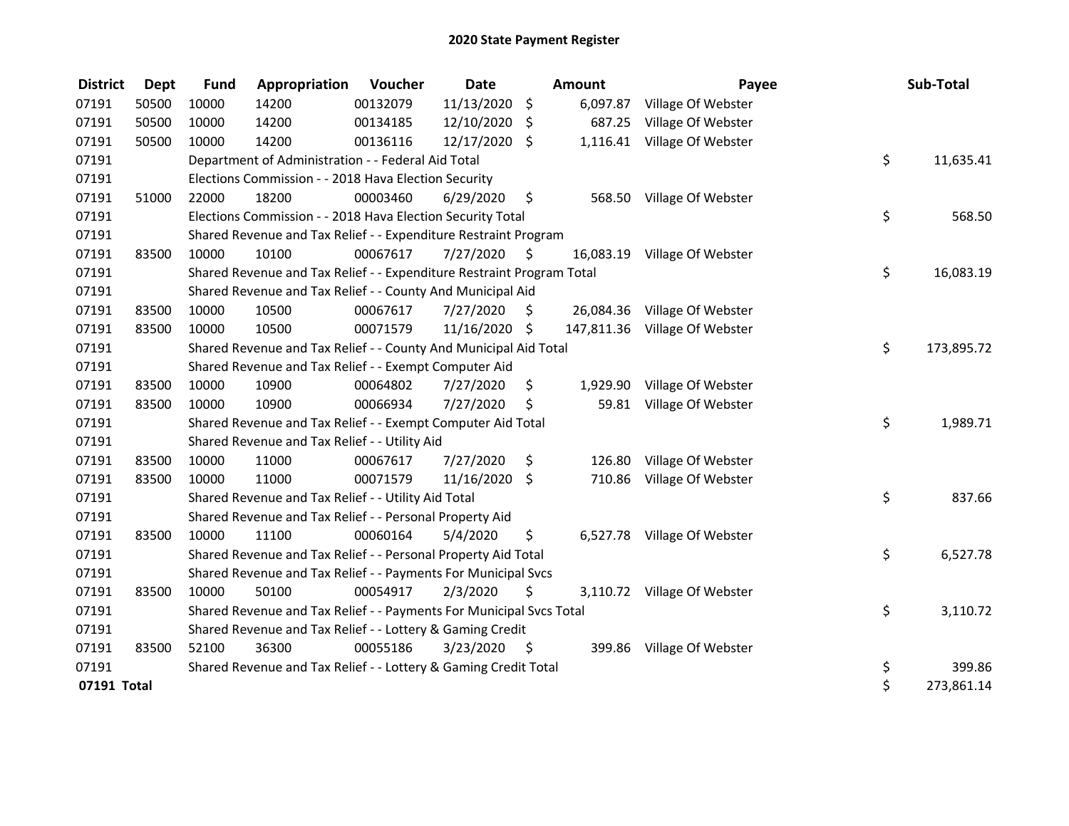# 2020 State Payment Register

| District | Dept | Fund | Appropriation | Voucher | Date | Amount | Payee | Sub-Total |
|---|---|---|---|---|---|---|---|---|
| 07191 | 50500 | 10000 | 14200 | 00132079 | 11/13/2020 | $ 6,097.87 | Village Of Webster | |
| 07191 | 50500 | 10000 | 14200 | 00134185 | 12/10/2020 | $ 687.25 | Village Of Webster | |
| 07191 | 50500 | 10000 | 14200 | 00136116 | 12/17/2020 | $ 1,116.41 | Village Of Webster | |
| 07191 | | Department of Administration - - Federal Aid Total | | | | | | $ 11,635.41 |
| 07191 | | Elections Commission - - 2018 Hava Election Security | | | | | | |
| 07191 | 51000 | 22000 | 18200 | 00003460 | 6/29/2020 | $ 568.50 | Village Of Webster | |
| 07191 | | Elections Commission - - 2018 Hava Election Security Total | | | | | | $ 568.50 |
| 07191 | | Shared Revenue and Tax Relief - - Expenditure Restraint Program | | | | | | |
| 07191 | 83500 | 10000 | 10100 | 00067617 | 7/27/2020 | $ 16,083.19 | Village Of Webster | |
| 07191 | | Shared Revenue and Tax Relief - - Expenditure Restraint Program Total | | | | | | $ 16,083.19 |
| 07191 | | Shared Revenue and Tax Relief - - County And Municipal Aid | | | | | | |
| 07191 | 83500 | 10000 | 10500 | 00067617 | 7/27/2020 | $ 26,084.36 | Village Of Webster | |
| 07191 | 83500 | 10000 | 10500 | 00071579 | 11/16/2020 | $ 147,811.36 | Village Of Webster | |
| 07191 | | Shared Revenue and Tax Relief - - County And Municipal Aid Total | | | | | | $ 173,895.72 |
| 07191 | | Shared Revenue and Tax Relief - - Exempt Computer Aid | | | | | | |
| 07191 | 83500 | 10000 | 10900 | 00064802 | 7/27/2020 | $ 1,929.90 | Village Of Webster | |
| 07191 | 83500 | 10000 | 10900 | 00066934 | 7/27/2020 | $ 59.81 | Village Of Webster | |
| 07191 | | Shared Revenue and Tax Relief - - Exempt Computer Aid Total | | | | | | $ 1,989.71 |
| 07191 | | Shared Revenue and Tax Relief - - Utility Aid | | | | | | |
| 07191 | 83500 | 10000 | 11000 | 00067617 | 7/27/2020 | $ 126.80 | Village Of Webster | |
| 07191 | 83500 | 10000 | 11000 | 00071579 | 11/16/2020 | $ 710.86 | Village Of Webster | |
| 07191 | | Shared Revenue and Tax Relief - - Utility Aid Total | | | | | | $ 837.66 |
| 07191 | | Shared Revenue and Tax Relief - - Personal Property Aid | | | | | | |
| 07191 | 83500 | 10000 | 11100 | 00060164 | 5/4/2020 | $ 6,527.78 | Village Of Webster | |
| 07191 | | Shared Revenue and Tax Relief - - Personal Property Aid Total | | | | | | $ 6,527.78 |
| 07191 | | Shared Revenue and Tax Relief - - Payments For Municipal Svcs | | | | | | |
| 07191 | 83500 | 10000 | 50100 | 00054917 | 2/3/2020 | $ 3,110.72 | Village Of Webster | |
| 07191 | | Shared Revenue and Tax Relief - - Payments For Municipal Svcs Total | | | | | | $ 3,110.72 |
| 07191 | | Shared Revenue and Tax Relief - - Lottery & Gaming Credit | | | | | | |
| 07191 | 83500 | 52100 | 36300 | 00055186 | 3/23/2020 | $ 399.86 | Village Of Webster | |
| 07191 | | Shared Revenue and Tax Relief - - Lottery & Gaming Credit Total | | | | | | $ 399.86 |
| **07191 Total** | | | | | | | | $ 273,861.14 |